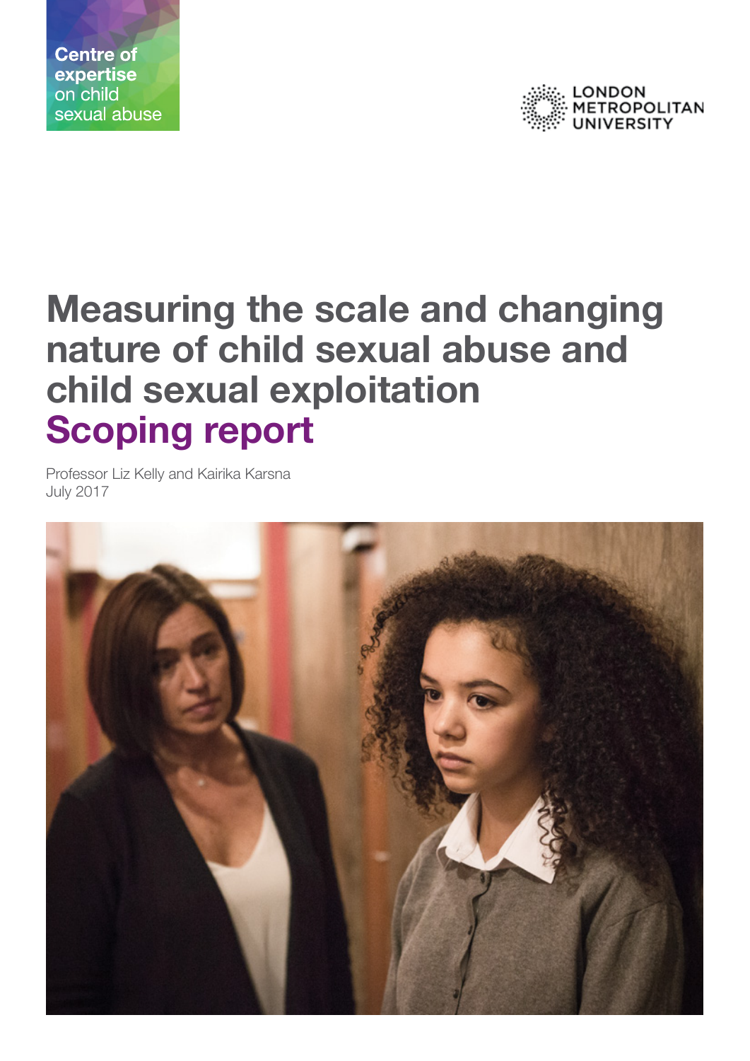Centre of expertise on child sexual abuse

LONDON METROPOLITAN UNIVERSITY

# Measuring the scale and changing nature of child sexual abuse and child sexual exploitation

## Scoping report

Professor Liz Kelly and Kairika Karsna
July 2017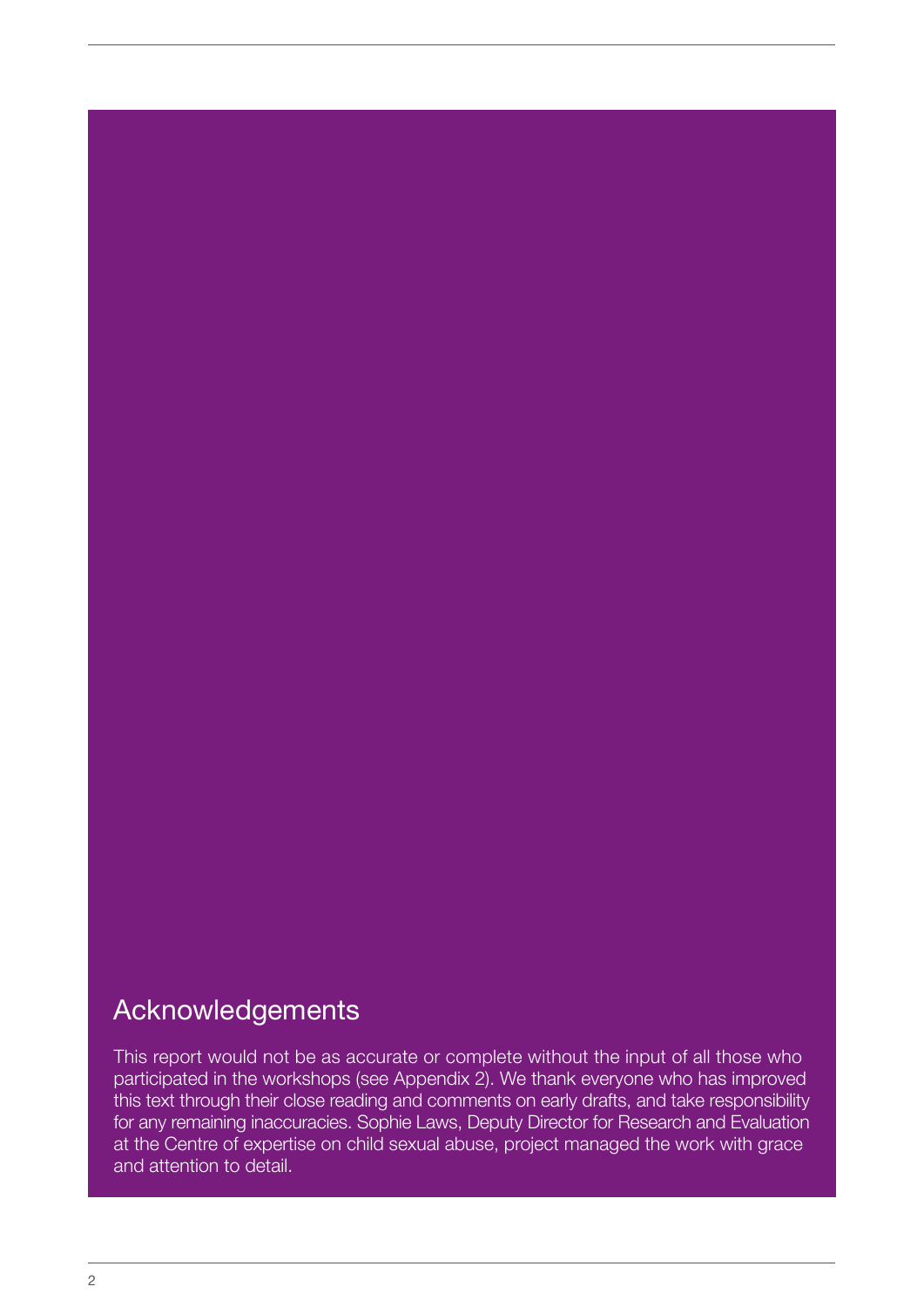## Acknowledgements

This report would not be as accurate or complete without the input of all those who participated in the workshops (see Appendix 2). We thank everyone who has improved this text through their close reading and comments on early drafts, and take responsibility for any remaining inaccuracies. Sophie Laws, Deputy Director for Research and Evaluation at the Centre of expertise on child sexual abuse, project managed the work with grace and attention to detail.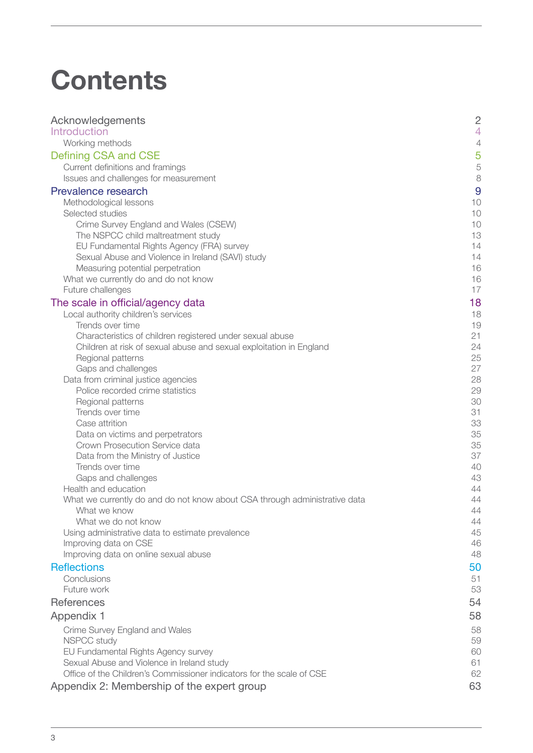# Contents

| | |
|---|---|
| Acknowledgements | 2 |
| Introduction | 4 |
| &nbsp;&nbsp;&nbsp;&nbsp;Working methods | 4 |
| Defining CSA and CSE | 5 |
| &nbsp;&nbsp;&nbsp;&nbsp;Current definitions and framings | 5 |
| &nbsp;&nbsp;&nbsp;&nbsp;Issues and challenges for measurement | 8 |
| Prevalence research | 9 |
| &nbsp;&nbsp;&nbsp;&nbsp;Methodological lessons | 10 |
| &nbsp;&nbsp;&nbsp;&nbsp;Selected studies | 10 |
| &nbsp;&nbsp;&nbsp;&nbsp;&nbsp;&nbsp;&nbsp;&nbsp;Crime Survey England and Wales (CSEW) | 10 |
| &nbsp;&nbsp;&nbsp;&nbsp;&nbsp;&nbsp;&nbsp;&nbsp;The NSPCC child maltreatment study | 13 |
| &nbsp;&nbsp;&nbsp;&nbsp;&nbsp;&nbsp;&nbsp;&nbsp;EU Fundamental Rights Agency (FRA) survey | 14 |
| &nbsp;&nbsp;&nbsp;&nbsp;&nbsp;&nbsp;&nbsp;&nbsp;Sexual Abuse and Violence in Ireland (SAVI) study | 14 |
| &nbsp;&nbsp;&nbsp;&nbsp;&nbsp;&nbsp;&nbsp;&nbsp;Measuring potential perpetration | 16 |
| &nbsp;&nbsp;&nbsp;&nbsp;What we currently do and do not know | 16 |
| &nbsp;&nbsp;&nbsp;&nbsp;Future challenges | 17 |
| The scale in official/agency data | 18 |
| &nbsp;&nbsp;&nbsp;&nbsp;Local authority children's services | 18 |
| &nbsp;&nbsp;&nbsp;&nbsp;&nbsp;&nbsp;&nbsp;&nbsp;Trends over time | 19 |
| &nbsp;&nbsp;&nbsp;&nbsp;&nbsp;&nbsp;&nbsp;&nbsp;Characteristics of children registered under sexual abuse | 21 |
| &nbsp;&nbsp;&nbsp;&nbsp;&nbsp;&nbsp;&nbsp;&nbsp;Children at risk of sexual abuse and sexual exploitation in England | 24 |
| &nbsp;&nbsp;&nbsp;&nbsp;&nbsp;&nbsp;&nbsp;&nbsp;Regional patterns | 25 |
| &nbsp;&nbsp;&nbsp;&nbsp;&nbsp;&nbsp;&nbsp;&nbsp;Gaps and challenges | 27 |
| &nbsp;&nbsp;&nbsp;&nbsp;Data from criminal justice agencies | 28 |
| &nbsp;&nbsp;&nbsp;&nbsp;&nbsp;&nbsp;&nbsp;&nbsp;Police recorded crime statistics | 29 |
| &nbsp;&nbsp;&nbsp;&nbsp;&nbsp;&nbsp;&nbsp;&nbsp;Regional patterns | 30 |
| &nbsp;&nbsp;&nbsp;&nbsp;&nbsp;&nbsp;&nbsp;&nbsp;Trends over time | 31 |
| &nbsp;&nbsp;&nbsp;&nbsp;&nbsp;&nbsp;&nbsp;&nbsp;Case attrition | 33 |
| &nbsp;&nbsp;&nbsp;&nbsp;&nbsp;&nbsp;&nbsp;&nbsp;Data on victims and perpetrators | 35 |
| &nbsp;&nbsp;&nbsp;&nbsp;&nbsp;&nbsp;&nbsp;&nbsp;Crown Prosecution Service data | 35 |
| &nbsp;&nbsp;&nbsp;&nbsp;&nbsp;&nbsp;&nbsp;&nbsp;Data from the Ministry of Justice | 37 |
| &nbsp;&nbsp;&nbsp;&nbsp;&nbsp;&nbsp;&nbsp;&nbsp;Trends over time | 40 |
| &nbsp;&nbsp;&nbsp;&nbsp;&nbsp;&nbsp;&nbsp;&nbsp;Gaps and challenges | 43 |
| &nbsp;&nbsp;&nbsp;&nbsp;Health and education | 44 |
| &nbsp;&nbsp;&nbsp;&nbsp;What we currently do and do not know about CSA through administrative data | 44 |
| &nbsp;&nbsp;&nbsp;&nbsp;&nbsp;&nbsp;&nbsp;&nbsp;What we know | 44 |
| &nbsp;&nbsp;&nbsp;&nbsp;&nbsp;&nbsp;&nbsp;&nbsp;What we do not know | 44 |
| &nbsp;&nbsp;&nbsp;&nbsp;Using administrative data to estimate prevalence | 45 |
| &nbsp;&nbsp;&nbsp;&nbsp;Improving data on CSE | 46 |
| &nbsp;&nbsp;&nbsp;&nbsp;Improving data on online sexual abuse | 48 |
| Reflections | 50 |
| &nbsp;&nbsp;&nbsp;&nbsp;Conclusions | 51 |
| &nbsp;&nbsp;&nbsp;&nbsp;Future work | 53 |
| References | 54 |
| Appendix 1 | 58 |
| &nbsp;&nbsp;&nbsp;&nbsp;Crime Survey England and Wales | 58 |
| &nbsp;&nbsp;&nbsp;&nbsp;NSPCC study | 59 |
| &nbsp;&nbsp;&nbsp;&nbsp;EU Fundamental Rights Agency survey | 60 |
| &nbsp;&nbsp;&nbsp;&nbsp;Sexual Abuse and Violence in Ireland study | 61 |
| &nbsp;&nbsp;&nbsp;&nbsp;Office of the Children's Commissioner indicators for the scale of CSE | 62 |
| Appendix 2: Membership of the expert group | 63 |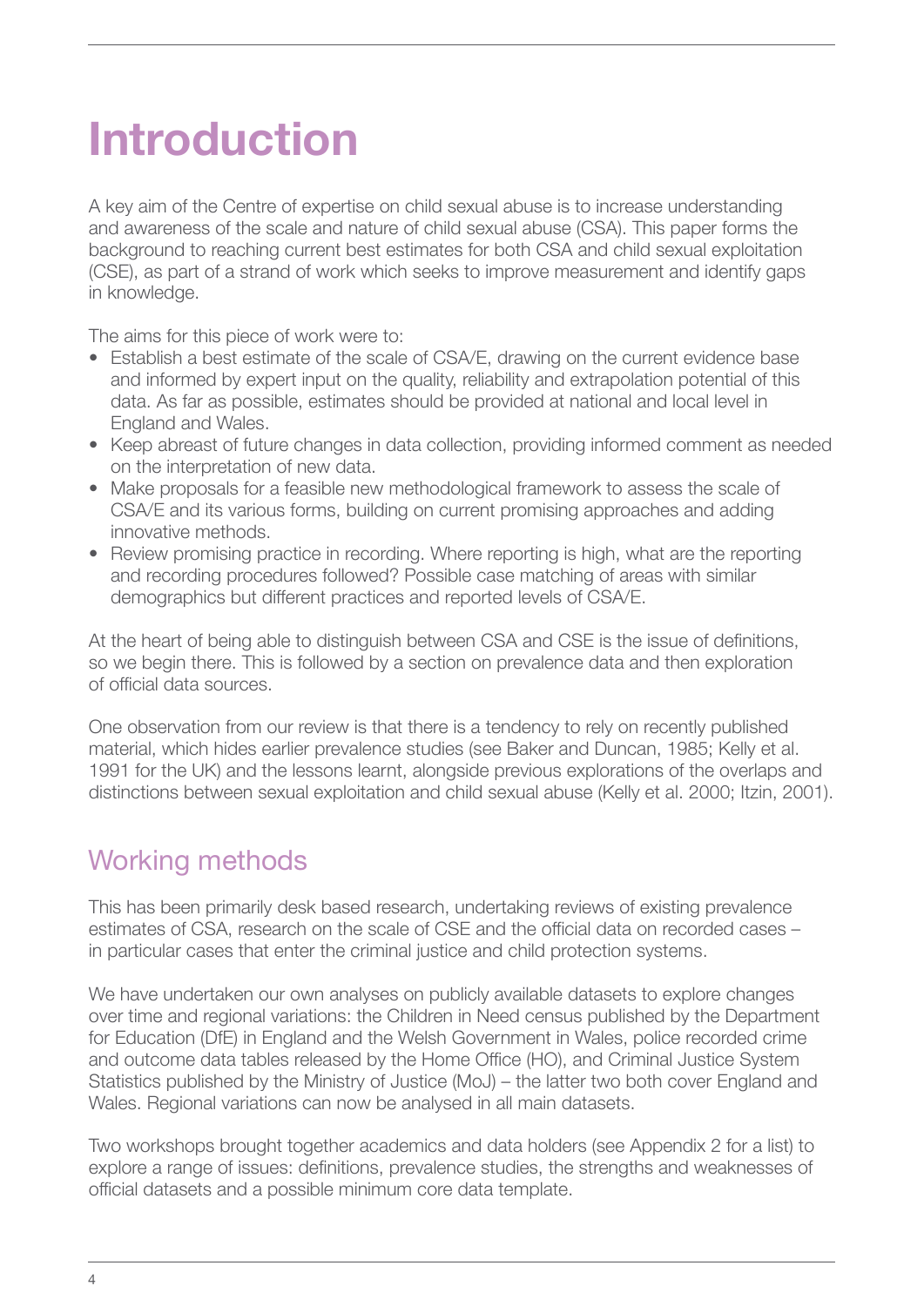# Introduction

A key aim of the Centre of expertise on child sexual abuse is to increase understanding and awareness of the scale and nature of child sexual abuse (CSA). This paper forms the background to reaching current best estimates for both CSA and child sexual exploitation (CSE), as part of a strand of work which seeks to improve measurement and identify gaps in knowledge.

The aims for this piece of work were to:

- Establish a best estimate of the scale of CSA/E, drawing on the current evidence base and informed by expert input on the quality, reliability and extrapolation potential of this data. As far as possible, estimates should be provided at national and local level in England and Wales.
- Keep abreast of future changes in data collection, providing informed comment as needed on the interpretation of new data.
- Make proposals for a feasible new methodological framework to assess the scale of CSA/E and its various forms, building on current promising approaches and adding innovative methods.
- Review promising practice in recording. Where reporting is high, what are the reporting and recording procedures followed? Possible case matching of areas with similar demographics but different practices and reported levels of CSA/E.

At the heart of being able to distinguish between CSA and CSE is the issue of definitions, so we begin there. This is followed by a section on prevalence data and then exploration of official data sources.

One observation from our review is that there is a tendency to rely on recently published material, which hides earlier prevalence studies (see Baker and Duncan, 1985; Kelly et al. 1991 for the UK) and the lessons learnt, alongside previous explorations of the overlaps and distinctions between sexual exploitation and child sexual abuse (Kelly et al. 2000; Itzin, 2001).

## Working methods

This has been primarily desk based research, undertaking reviews of existing prevalence estimates of CSA, research on the scale of CSE and the official data on recorded cases – in particular cases that enter the criminal justice and child protection systems.

We have undertaken our own analyses on publicly available datasets to explore changes over time and regional variations: the Children in Need census published by the Department for Education (DfE) in England and the Welsh Government in Wales, police recorded crime and outcome data tables released by the Home Office (HO), and Criminal Justice System Statistics published by the Ministry of Justice (MoJ) – the latter two both cover England and Wales. Regional variations can now be analysed in all main datasets.

Two workshops brought together academics and data holders (see Appendix 2 for a list) to explore a range of issues: definitions, prevalence studies, the strengths and weaknesses of official datasets and a possible minimum core data template.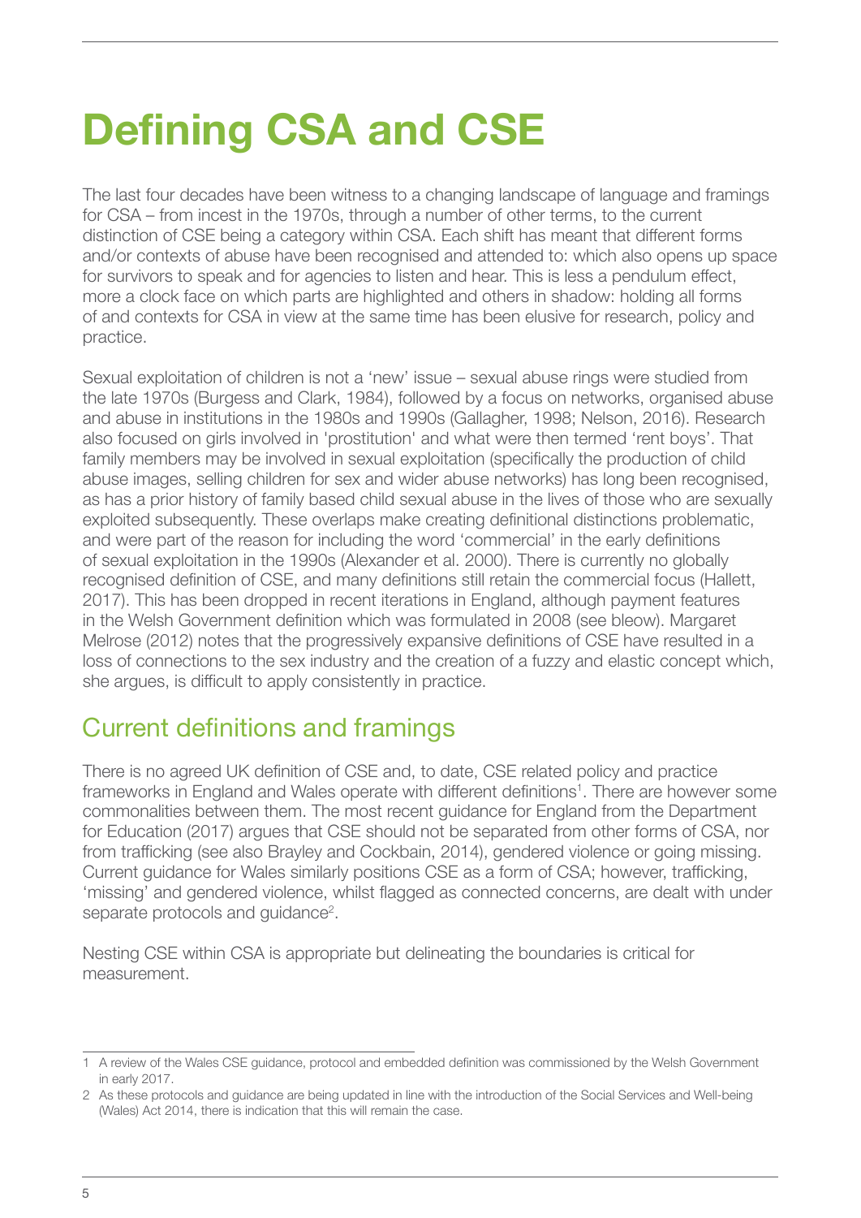# Defining CSA and CSE

The last four decades have been witness to a changing landscape of language and framings for CSA – from incest in the 1970s, through a number of other terms, to the current distinction of CSE being a category within CSA. Each shift has meant that different forms and/or contexts of abuse have been recognised and attended to: which also opens up space for survivors to speak and for agencies to listen and hear. This is less a pendulum effect, more a clock face on which parts are highlighted and others in shadow: holding all forms of and contexts for CSA in view at the same time has been elusive for research, policy and practice.

Sexual exploitation of children is not a 'new' issue – sexual abuse rings were studied from the late 1970s (Burgess and Clark, 1984), followed by a focus on networks, organised abuse and abuse in institutions in the 1980s and 1990s (Gallagher, 1998; Nelson, 2016). Research also focused on girls involved in 'prostitution' and what were then termed 'rent boys'. That family members may be involved in sexual exploitation (specifically the production of child abuse images, selling children for sex and wider abuse networks) has long been recognised, as has a prior history of family based child sexual abuse in the lives of those who are sexually exploited subsequently. These overlaps make creating definitional distinctions problematic, and were part of the reason for including the word 'commercial' in the early definitions of sexual exploitation in the 1990s (Alexander et al. 2000). There is currently no globally recognised definition of CSE, and many definitions still retain the commercial focus (Hallett, 2017). This has been dropped in recent iterations in England, although payment features in the Welsh Government definition which was formulated in 2008 (see bleow). Margaret Melrose (2012) notes that the progressively expansive definitions of CSE have resulted in a loss of connections to the sex industry and the creation of a fuzzy and elastic concept which, she argues, is difficult to apply consistently in practice.

## Current definitions and framings

There is no agreed UK definition of CSE and, to date, CSE related policy and practice frameworks in England and Wales operate with different definitions[1]. There are however some commonalities between them. The most recent guidance for England from the Department for Education (2017) argues that CSE should not be separated from other forms of CSA, nor from trafficking (see also Brayley and Cockbain, 2014), gendered violence or going missing. Current guidance for Wales similarly positions CSE as a form of CSA; however, trafficking, 'missing' and gendered violence, whilst flagged as connected concerns, are dealt with under separate protocols and guidance[2].

Nesting CSE within CSA is appropriate but delineating the boundaries is critical for measurement.

---

1 A review of the Wales CSE guidance, protocol and embedded definition was commissioned by the Welsh Government in early 2017.

2 As these protocols and guidance are being updated in line with the introduction of the Social Services and Well-being (Wales) Act 2014, there is indication that this will remain the case.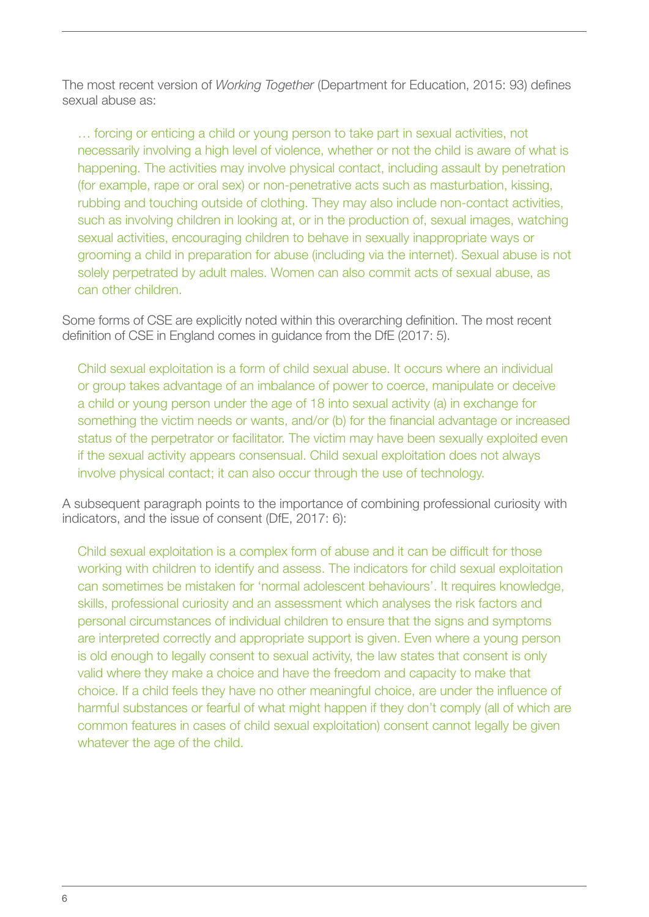The most recent version of *Working Together* (Department for Education, 2015: 93) defines sexual abuse as:

> … forcing or enticing a child or young person to take part in sexual activities, not necessarily involving a high level of violence, whether or not the child is aware of what is happening. The activities may involve physical contact, including assault by penetration (for example, rape or oral sex) or non-penetrative acts such as masturbation, kissing, rubbing and touching outside of clothing. They may also include non-contact activities, such as involving children in looking at, or in the production of, sexual images, watching sexual activities, encouraging children to behave in sexually inappropriate ways or grooming a child in preparation for abuse (including via the internet). Sexual abuse is not solely perpetrated by adult males. Women can also commit acts of sexual abuse, as can other children.

Some forms of CSE are explicitly noted within this overarching definition. The most recent definition of CSE in England comes in guidance from the DfE (2017: 5).

> Child sexual exploitation is a form of child sexual abuse. It occurs where an individual or group takes advantage of an imbalance of power to coerce, manipulate or deceive a child or young person under the age of 18 into sexual activity (a) in exchange for something the victim needs or wants, and/or (b) for the financial advantage or increased status of the perpetrator or facilitator. The victim may have been sexually exploited even if the sexual activity appears consensual. Child sexual exploitation does not always involve physical contact; it can also occur through the use of technology.

A subsequent paragraph points to the importance of combining professional curiosity with indicators, and the issue of consent (DfE, 2017: 6):

> Child sexual exploitation is a complex form of abuse and it can be difficult for those working with children to identify and assess. The indicators for child sexual exploitation can sometimes be mistaken for 'normal adolescent behaviours'. It requires knowledge, skills, professional curiosity and an assessment which analyses the risk factors and personal circumstances of individual children to ensure that the signs and symptoms are interpreted correctly and appropriate support is given. Even where a young person is old enough to legally consent to sexual activity, the law states that consent is only valid where they make a choice and have the freedom and capacity to make that choice. If a child feels they have no other meaningful choice, are under the influence of harmful substances or fearful of what might happen if they don't comply (all of which are common features in cases of child sexual exploitation) consent cannot legally be given whatever the age of the child.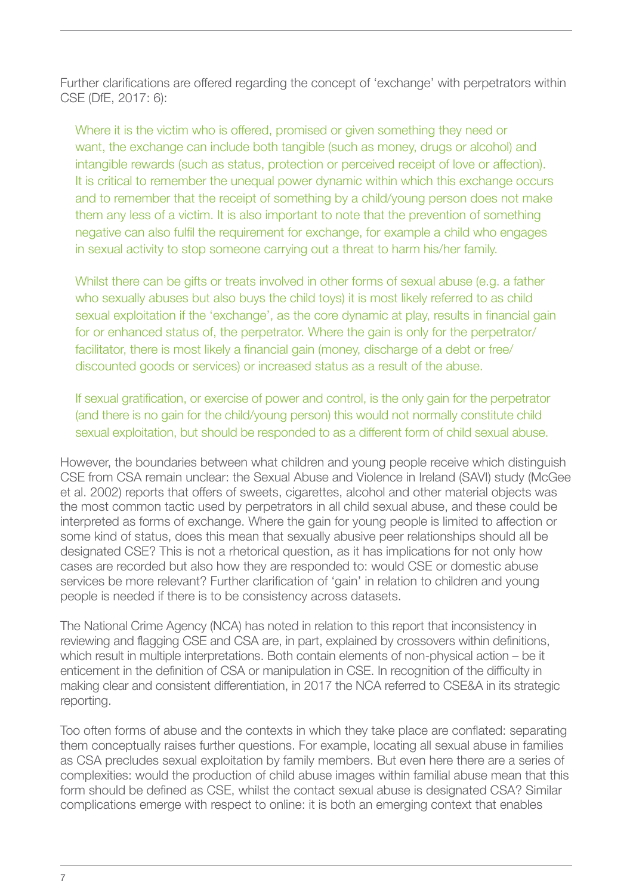Further clarifications are offered regarding the concept of 'exchange' with perpetrators within CSE (DfE, 2017: 6):

> Where it is the victim who is offered, promised or given something they need or want, the exchange can include both tangible (such as money, drugs or alcohol) and intangible rewards (such as status, protection or perceived receipt of love or affection). It is critical to remember the unequal power dynamic within which this exchange occurs and to remember that the receipt of something by a child/young person does not make them any less of a victim. It is also important to note that the prevention of something negative can also fulfil the requirement for exchange, for example a child who engages in sexual activity to stop someone carrying out a threat to harm his/her family.
>
> Whilst there can be gifts or treats involved in other forms of sexual abuse (e.g. a father who sexually abuses but also buys the child toys) it is most likely referred to as child sexual exploitation if the 'exchange', as the core dynamic at play, results in financial gain for or enhanced status of, the perpetrator. Where the gain is only for the perpetrator/facilitator, there is most likely a financial gain (money, discharge of a debt or free/discounted goods or services) or increased status as a result of the abuse.
>
> If sexual gratification, or exercise of power and control, is the only gain for the perpetrator (and there is no gain for the child/young person) this would not normally constitute child sexual exploitation, but should be responded to as a different form of child sexual abuse.

However, the boundaries between what children and young people receive which distinguish CSE from CSA remain unclear: the Sexual Abuse and Violence in Ireland (SAVI) study (McGee et al. 2002) reports that offers of sweets, cigarettes, alcohol and other material objects was the most common tactic used by perpetrators in all child sexual abuse, and these could be interpreted as forms of exchange. Where the gain for young people is limited to affection or some kind of status, does this mean that sexually abusive peer relationships should all be designated CSE? This is not a rhetorical question, as it has implications for not only how cases are recorded but also how they are responded to: would CSE or domestic abuse services be more relevant? Further clarification of 'gain' in relation to children and young people is needed if there is to be consistency across datasets.

The National Crime Agency (NCA) has noted in relation to this report that inconsistency in reviewing and flagging CSE and CSA are, in part, explained by crossovers within definitions, which result in multiple interpretations. Both contain elements of non-physical action – be it enticement in the definition of CSA or manipulation in CSE. In recognition of the difficulty in making clear and consistent differentiation, in 2017 the NCA referred to CSE&A in its strategic reporting.

Too often forms of abuse and the contexts in which they take place are conflated: separating them conceptually raises further questions. For example, locating all sexual abuse in families as CSA precludes sexual exploitation by family members. But even here there are a series of complexities: would the production of child abuse images within familial abuse mean that this form should be defined as CSE, whilst the contact sexual abuse is designated CSA? Similar complications emerge with respect to online: it is both an emerging context that enables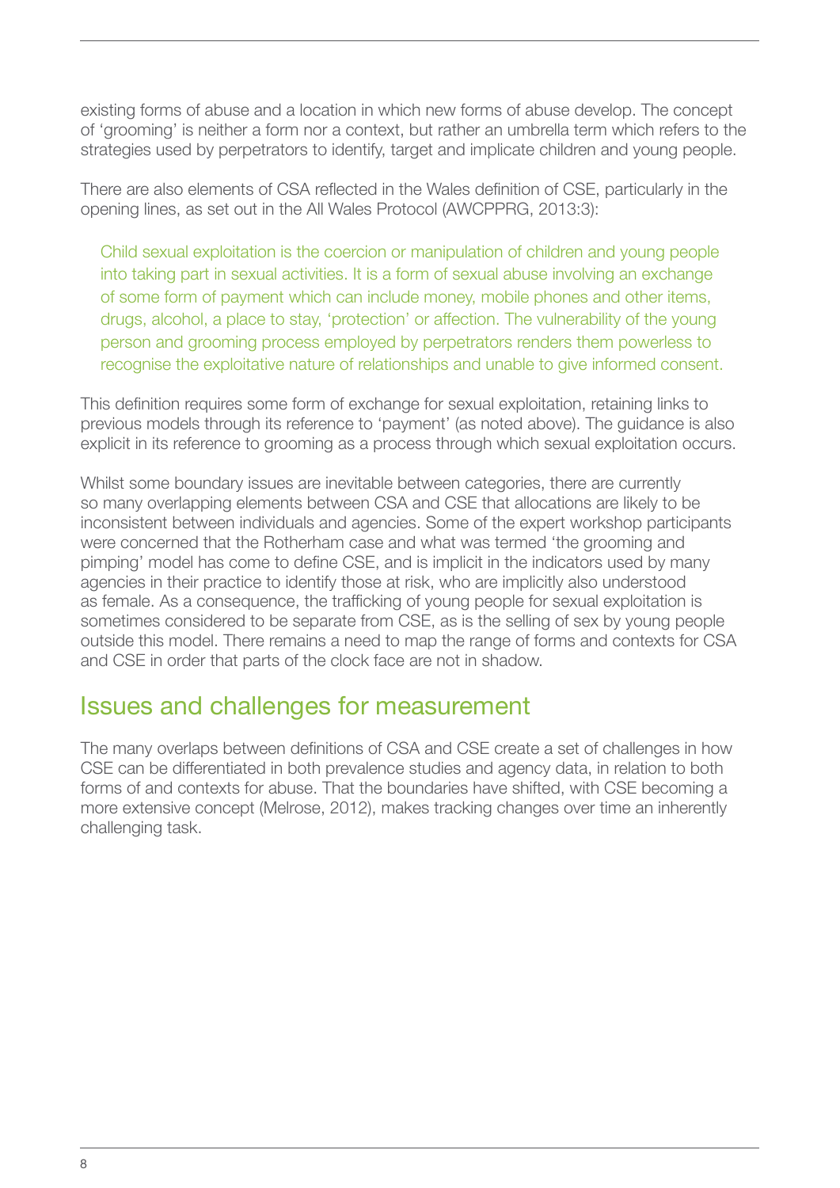existing forms of abuse and a location in which new forms of abuse develop. The concept of 'grooming' is neither a form nor a context, but rather an umbrella term which refers to the strategies used by perpetrators to identify, target and implicate children and young people.

There are also elements of CSA reflected in the Wales definition of CSE, particularly in the opening lines, as set out in the All Wales Protocol (AWCPPRG, 2013:3):

> Child sexual exploitation is the coercion or manipulation of children and young people into taking part in sexual activities. It is a form of sexual abuse involving an exchange of some form of payment which can include money, mobile phones and other items, drugs, alcohol, a place to stay, 'protection' or affection. The vulnerability of the young person and grooming process employed by perpetrators renders them powerless to recognise the exploitative nature of relationships and unable to give informed consent.

This definition requires some form of exchange for sexual exploitation, retaining links to previous models through its reference to 'payment' (as noted above). The guidance is also explicit in its reference to grooming as a process through which sexual exploitation occurs.

Whilst some boundary issues are inevitable between categories, there are currently so many overlapping elements between CSA and CSE that allocations are likely to be inconsistent between individuals and agencies. Some of the expert workshop participants were concerned that the Rotherham case and what was termed 'the grooming and pimping' model has come to define CSE, and is implicit in the indicators used by many agencies in their practice to identify those at risk, who are implicitly also understood as female. As a consequence, the trafficking of young people for sexual exploitation is sometimes considered to be separate from CSE, as is the selling of sex by young people outside this model. There remains a need to map the range of forms and contexts for CSA and CSE in order that parts of the clock face are not in shadow.

## Issues and challenges for measurement

The many overlaps between definitions of CSA and CSE create a set of challenges in how CSE can be differentiated in both prevalence studies and agency data, in relation to both forms of and contexts for abuse. That the boundaries have shifted, with CSE becoming a more extensive concept (Melrose, 2012), makes tracking changes over time an inherently challenging task.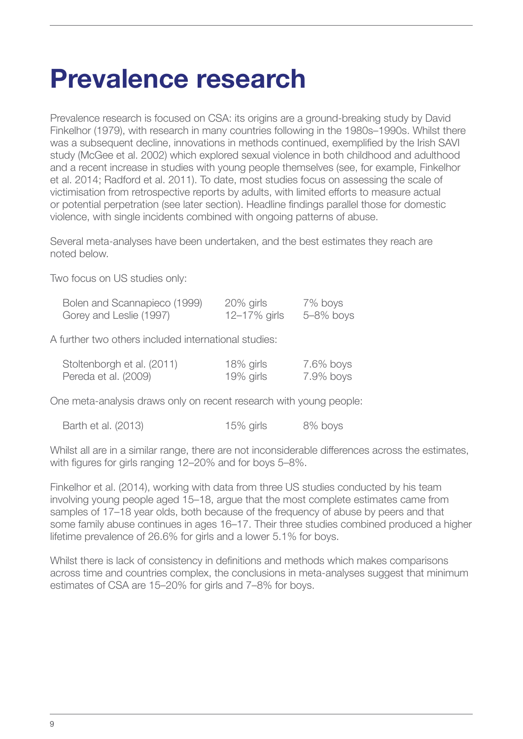# Prevalence research

Prevalence research is focused on CSA: its origins are a ground-breaking study by David Finkelhor (1979), with research in many countries following in the 1980s–1990s. Whilst there was a subsequent decline, innovations in methods continued, exemplified by the Irish SAVI study (McGee et al. 2002) which explored sexual violence in both childhood and adulthood and a recent increase in studies with young people themselves (see, for example, Finkelhor et al. 2014; Radford et al. 2011). To date, most studies focus on assessing the scale of victimisation from retrospective reports by adults, with limited efforts to measure actual or potential perpetration (see later section). Headline findings parallel those for domestic violence, with single incidents combined with ongoing patterns of abuse.

Several meta-analyses have been undertaken, and the best estimates they reach are noted below.

Two focus on US studies only:

| | | |
|---|---|---|
| Bolen and Scannapieco (1999) | 20% girls | 7% boys |
| Gorey and Leslie (1997) | 12–17% girls | 5–8% boys |

A further two others included international studies:

| | | |
|---|---|---|
| Stoltenborgh et al. (2011) | 18% girls | 7.6% boys |
| Pereda et al. (2009) | 19% girls | 7.9% boys |

One meta-analysis draws only on recent research with young people:

| | | |
|---|---|---|
| Barth et al. (2013) | 15% girls | 8% boys |

Whilst all are in a similar range, there are not inconsiderable differences across the estimates, with figures for girls ranging 12–20% and for boys 5–8%.

Finkelhor et al. (2014), working with data from three US studies conducted by his team involving young people aged 15–18, argue that the most complete estimates came from samples of 17–18 year olds, both because of the frequency of abuse by peers and that some family abuse continues in ages 16–17. Their three studies combined produced a higher lifetime prevalence of 26.6% for girls and a lower 5.1% for boys.

Whilst there is lack of consistency in definitions and methods which makes comparisons across time and countries complex, the conclusions in meta-analyses suggest that minimum estimates of CSA are 15–20% for girls and 7–8% for boys.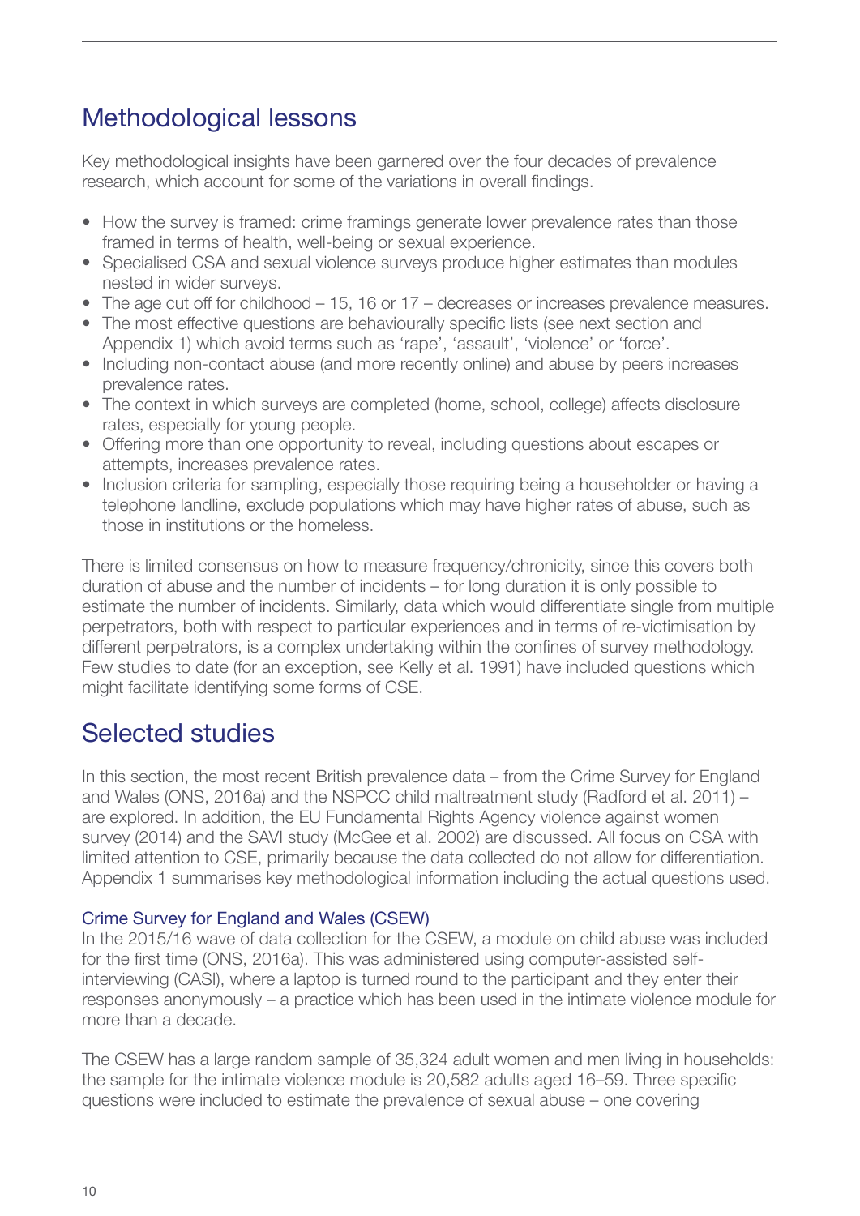## Methodological lessons

Key methodological insights have been garnered over the four decades of prevalence research, which account for some of the variations in overall findings.

- How the survey is framed: crime framings generate lower prevalence rates than those framed in terms of health, well-being or sexual experience.
- Specialised CSA and sexual violence surveys produce higher estimates than modules nested in wider surveys.
- The age cut off for childhood – 15, 16 or 17 – decreases or increases prevalence measures.
- The most effective questions are behaviourally specific lists (see next section and Appendix 1) which avoid terms such as 'rape', 'assault', 'violence' or 'force'.
- Including non-contact abuse (and more recently online) and abuse by peers increases prevalence rates.
- The context in which surveys are completed (home, school, college) affects disclosure rates, especially for young people.
- Offering more than one opportunity to reveal, including questions about escapes or attempts, increases prevalence rates.
- Inclusion criteria for sampling, especially those requiring being a householder or having a telephone landline, exclude populations which may have higher rates of abuse, such as those in institutions or the homeless.

There is limited consensus on how to measure frequency/chronicity, since this covers both duration of abuse and the number of incidents – for long duration it is only possible to estimate the number of incidents. Similarly, data which would differentiate single from multiple perpetrators, both with respect to particular experiences and in terms of re-victimisation by different perpetrators, is a complex undertaking within the confines of survey methodology. Few studies to date (for an exception, see Kelly et al. 1991) have included questions which might facilitate identifying some forms of CSE.

## Selected studies

In this section, the most recent British prevalence data – from the Crime Survey for England and Wales (ONS, 2016a) and the NSPCC child maltreatment study (Radford et al. 2011) – are explored. In addition, the EU Fundamental Rights Agency violence against women survey (2014) and the SAVI study (McGee et al. 2002) are discussed. All focus on CSA with limited attention to CSE, primarily because the data collected do not allow for differentiation. Appendix 1 summarises key methodological information including the actual questions used.

### Crime Survey for England and Wales (CSEW)

In the 2015/16 wave of data collection for the CSEW, a module on child abuse was included for the first time (ONS, 2016a). This was administered using computer-assisted self-interviewing (CASI), where a laptop is turned round to the participant and they enter their responses anonymously – a practice which has been used in the intimate violence module for more than a decade.

The CSEW has a large random sample of 35,324 adult women and men living in households: the sample for the intimate violence module is 20,582 adults aged 16–59. Three specific questions were included to estimate the prevalence of sexual abuse – one covering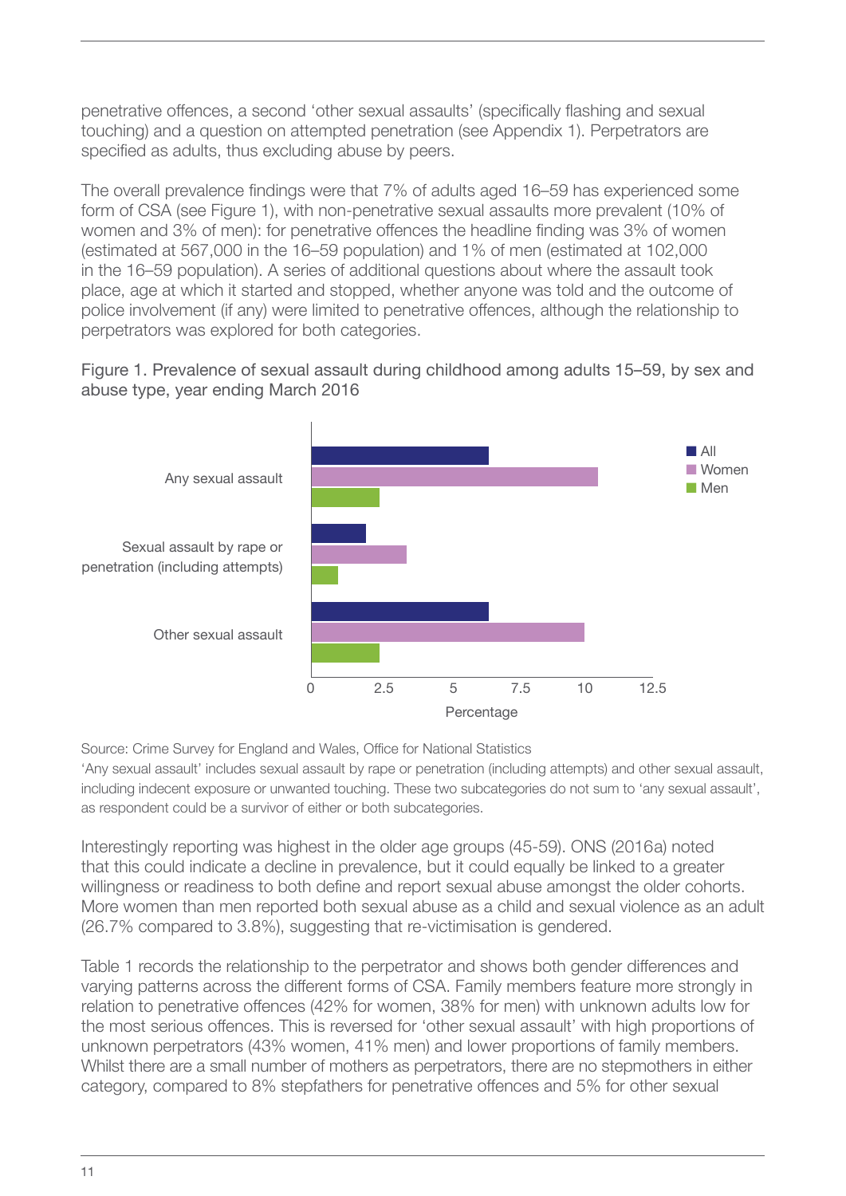penetrative offences, a second 'other sexual assaults' (specifically flashing and sexual touching) and a question on attempted penetration (see Appendix 1). Perpetrators are specified as adults, thus excluding abuse by peers.

The overall prevalence findings were that 7% of adults aged 16–59 has experienced some form of CSA (see Figure 1), with non-penetrative sexual assaults more prevalent (10% of women and 3% of men): for penetrative offences the headline finding was 3% of women (estimated at 567,000 in the 16–59 population) and 1% of men (estimated at 102,000 in the 16–59 population). A series of additional questions about where the assault took place, age at which it started and stopped, whether anyone was told and the outcome of police involvement (if any) were limited to penetrative offences, although the relationship to perpetrators was explored for both categories.

Figure 1. Prevalence of sexual assault during childhood among adults 15–59, by sex and abuse type, year ending March 2016

Source: Crime Survey for England and Wales, Office for National Statistics

'Any sexual assault' includes sexual assault by rape or penetration (including attempts) and other sexual assault, including indecent exposure or unwanted touching. These two subcategories do not sum to 'any sexual assault', as respondent could be a survivor of either or both subcategories.

Interestingly reporting was highest in the older age groups (45-59). ONS (2016a) noted that this could indicate a decline in prevalence, but it could equally be linked to a greater willingness or readiness to both define and report sexual abuse amongst the older cohorts. More women than men reported both sexual abuse as a child and sexual violence as an adult (26.7% compared to 3.8%), suggesting that re-victimisation is gendered.

Table 1 records the relationship to the perpetrator and shows both gender differences and varying patterns across the different forms of CSA. Family members feature more strongly in relation to penetrative offences (42% for women, 38% for men) with unknown adults low for the most serious offences. This is reversed for 'other sexual assault' with high proportions of unknown perpetrators (43% women, 41% men) and lower proportions of family members. Whilst there are a small number of mothers as perpetrators, there are no stepmothers in either category, compared to 8% stepfathers for penetrative offences and 5% for other sexual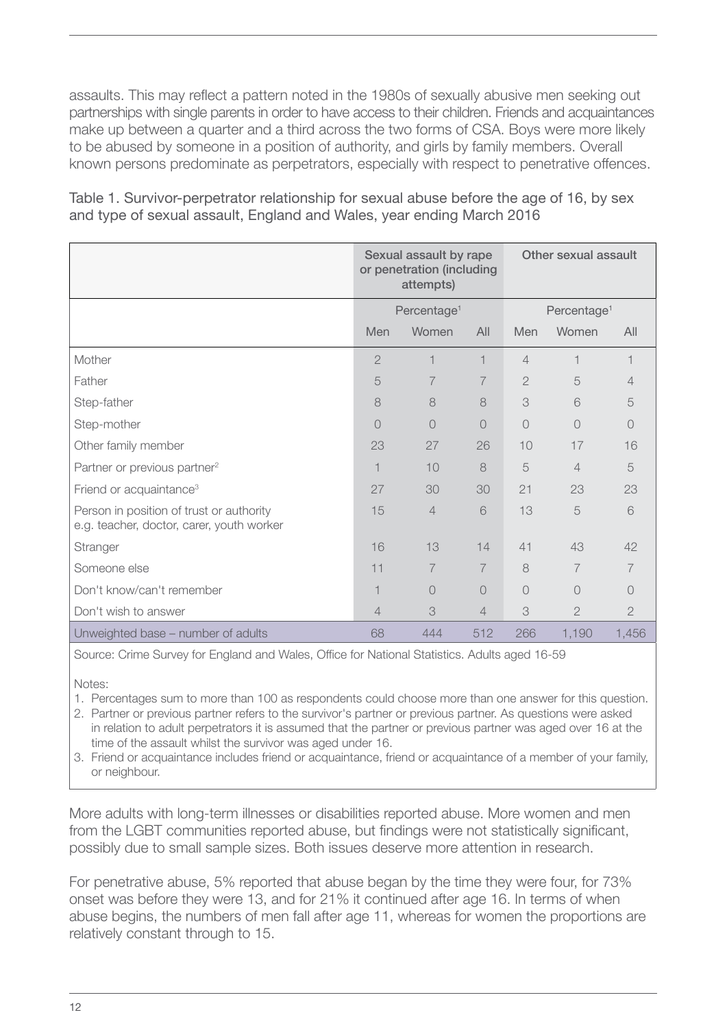assaults. This may reflect a pattern noted in the 1980s of sexually abusive men seeking out partnerships with single parents in order to have access to their children. Friends and acquaintances make up between a quarter and a third across the two forms of CSA. Boys were more likely to be abused by someone in a position of authority, and girls by family members. Overall known persons predominate as perpetrators, especially with respect to penetrative offences.

Table 1. Survivor-perpetrator relationship for sexual abuse before the age of 16, by sex and type of sexual assault, England and Wales, year ending March 2016

| | Sexual assault by rape or penetration (including attempts) | | | Other sexual assault | | |
|---|---|---|---|---|---|---|
| | Percentage[1] | | | Percentage[1] | | |
| | Men | Women | All | Men | Women | All |
| Mother | 2 | 1 | 1 | 4 | 1 | 1 |
| Father | 5 | 7 | 7 | 2 | 5 | 4 |
| Step-father | 8 | 8 | 8 | 3 | 6 | 5 |
| Step-mother | 0 | 0 | 0 | 0 | 0 | 0 |
| Other family member | 23 | 27 | 26 | 10 | 17 | 16 |
| Partner or previous partner[2] | 1 | 10 | 8 | 5 | 4 | 5 |
| Friend or acquaintance[3] | 27 | 30 | 30 | 21 | 23 | 23 |
| Person in position of trust or authority e.g. teacher, doctor, carer, youth worker | 15 | 4 | 6 | 13 | 5 | 6 |
| Stranger | 16 | 13 | 14 | 41 | 43 | 42 |
| Someone else | 11 | 7 | 7 | 8 | 7 | 7 |
| Don't know/can't remember | 1 | 0 | 0 | 0 | 0 | 0 |
| Don't wish to answer | 4 | 3 | 4 | 3 | 2 | 2 |
| Unweighted base – number of adults | 68 | 444 | 512 | 266 | 1,190 | 1,456 |

Source: Crime Survey for England and Wales, Office for National Statistics. Adults aged 16-59

Notes:

1. Percentages sum to more than 100 as respondents could choose more than one answer for this question.
2. Partner or previous partner refers to the survivor's partner or previous partner. As questions were asked in relation to adult perpetrators it is assumed that the partner or previous partner was aged over 16 at the time of the assault whilst the survivor was aged under 16.
3. Friend or acquaintance includes friend or acquaintance, friend or acquaintance of a member of your family, or neighbour.

More adults with long-term illnesses or disabilities reported abuse. More women and men from the LGBT communities reported abuse, but findings were not statistically significant, possibly due to small sample sizes. Both issues deserve more attention in research.

For penetrative abuse, 5% reported that abuse began by the time they were four, for 73% onset was before they were 13, and for 21% it continued after age 16. In terms of when abuse begins, the numbers of men fall after age 11, whereas for women the proportions are relatively constant through to 15.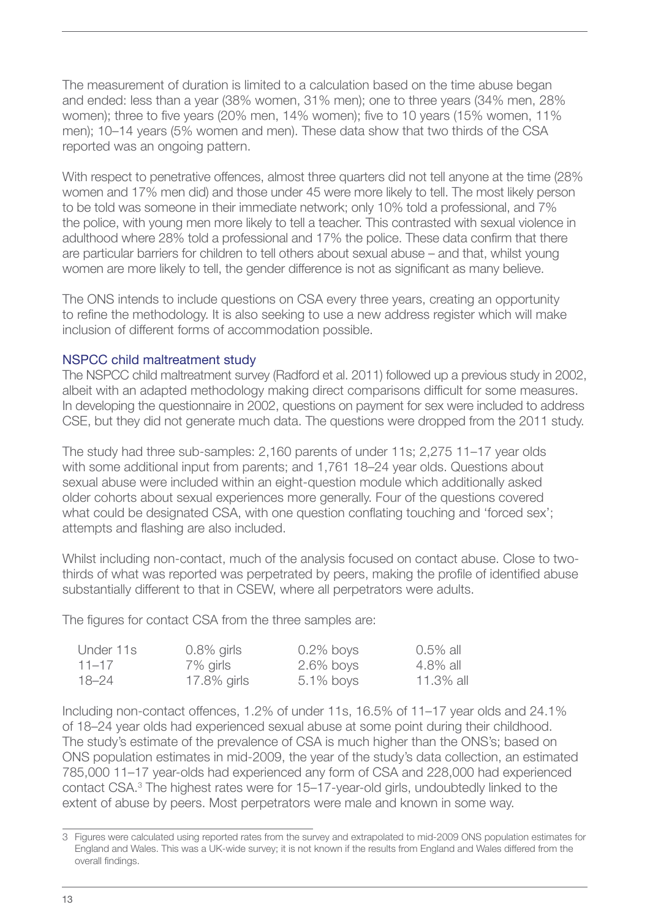The measurement of duration is limited to a calculation based on the time abuse began and ended: less than a year (38% women, 31% men); one to three years (34% men, 28% women); three to five years (20% men, 14% women); five to 10 years (15% women, 11% men); 10–14 years (5% women and men). These data show that two thirds of the CSA reported was an ongoing pattern.

With respect to penetrative offences, almost three quarters did not tell anyone at the time (28% women and 17% men did) and those under 45 were more likely to tell. The most likely person to be told was someone in their immediate network; only 10% told a professional, and 7% the police, with young men more likely to tell a teacher. This contrasted with sexual violence in adulthood where 28% told a professional and 17% the police. These data confirm that there are particular barriers for children to tell others about sexual abuse – and that, whilst young women are more likely to tell, the gender difference is not as significant as many believe.

The ONS intends to include questions on CSA every three years, creating an opportunity to refine the methodology. It is also seeking to use a new address register which will make inclusion of different forms of accommodation possible.

### NSPCC child maltreatment study

The NSPCC child maltreatment survey (Radford et al. 2011) followed up a previous study in 2002, albeit with an adapted methodology making direct comparisons difficult for some measures. In developing the questionnaire in 2002, questions on payment for sex were included to address CSE, but they did not generate much data. The questions were dropped from the 2011 study.

The study had three sub-samples: 2,160 parents of under 11s; 2,275 11–17 year olds with some additional input from parents; and 1,761 18–24 year olds. Questions about sexual abuse were included within an eight-question module which additionally asked older cohorts about sexual experiences more generally. Four of the questions covered what could be designated CSA, with one question conflating touching and 'forced sex'; attempts and flashing are also included.

Whilst including non-contact, much of the analysis focused on contact abuse. Close to two-thirds of what was reported was perpetrated by peers, making the profile of identified abuse substantially different to that in CSEW, where all perpetrators were adults.

The figures for contact CSA from the three samples are:

| | | | |
|---|---|---|---|
| Under 11s | 0.8% girls | 0.2% boys | 0.5% all |
| 11–17 | 7% girls | 2.6% boys | 4.8% all |
| 18–24 | 17.8% girls | 5.1% boys | 11.3% all |

Including non-contact offences, 1.2% of under 11s, 16.5% of 11–17 year olds and 24.1% of 18–24 year olds had experienced sexual abuse at some point during their childhood. The study's estimate of the prevalence of CSA is much higher than the ONS's; based on ONS population estimates in mid-2009, the year of the study's data collection, an estimated 785,000 11–17 year-olds had experienced any form of CSA and 228,000 had experienced contact CSA.[3] The highest rates were for 15–17-year-old girls, undoubtedly linked to the extent of abuse by peers. Most perpetrators were male and known in some way.

3 Figures were calculated using reported rates from the survey and extrapolated to mid-2009 ONS population estimates for England and Wales. This was a UK-wide survey; it is not known if the results from England and Wales differed from the overall findings.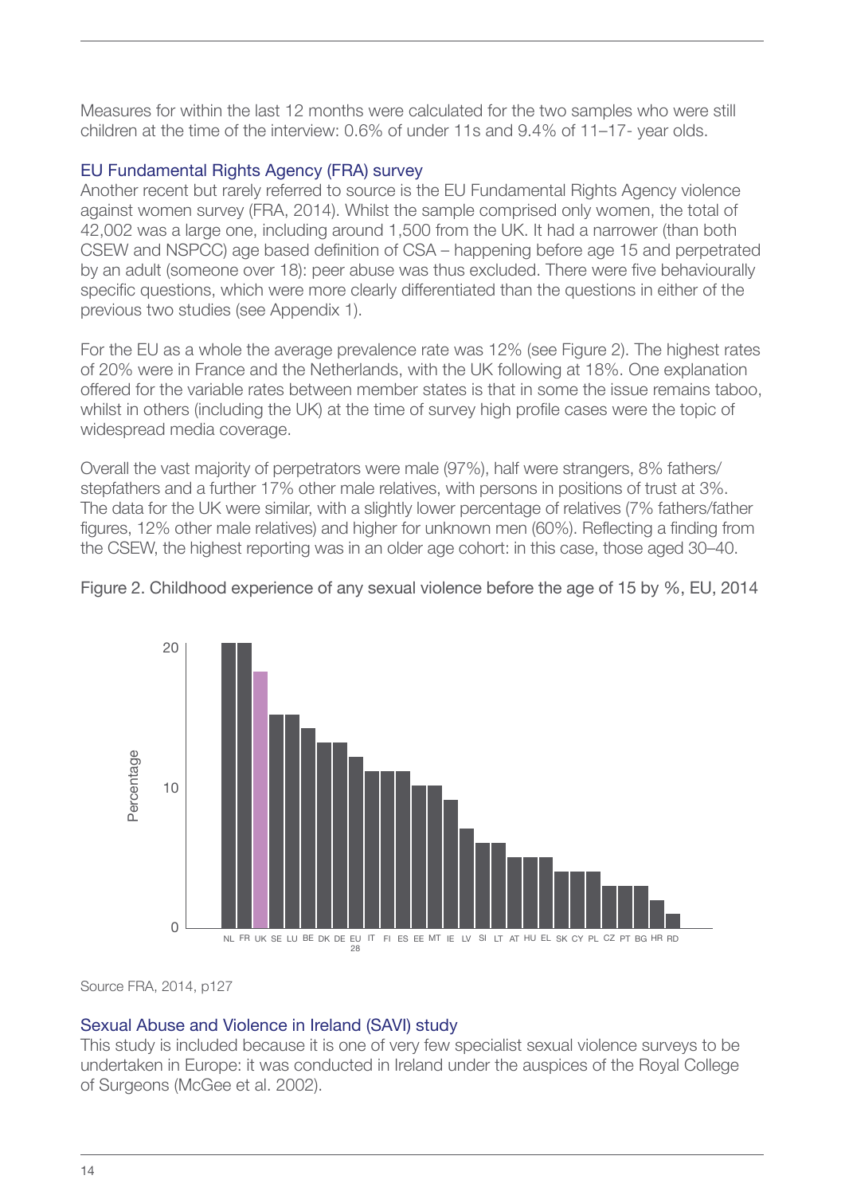Measures for within the last 12 months were calculated for the two samples who were still children at the time of the interview: 0.6% of under 11s and 9.4% of 11–17- year olds.

### EU Fundamental Rights Agency (FRA) survey

Another recent but rarely referred to source is the EU Fundamental Rights Agency violence against women survey (FRA, 2014). Whilst the sample comprised only women, the total of 42,002 was a large one, including around 1,500 from the UK. It had a narrower (than both CSEW and NSPCC) age based definition of CSA – happening before age 15 and perpetrated by an adult (someone over 18): peer abuse was thus excluded. There were five behaviourally specific questions, which were more clearly differentiated than the questions in either of the previous two studies (see Appendix 1).

For the EU as a whole the average prevalence rate was 12% (see Figure 2). The highest rates of 20% were in France and the Netherlands, with the UK following at 18%. One explanation offered for the variable rates between member states is that in some the issue remains taboo, whilst in others (including the UK) at the time of survey high profile cases were the topic of widespread media coverage.

Overall the vast majority of perpetrators were male (97%), half were strangers, 8% fathers/stepfathers and a further 17% other male relatives, with persons in positions of trust at 3%. The data for the UK were similar, with a slightly lower percentage of relatives (7% fathers/father figures, 12% other male relatives) and higher for unknown men (60%). Reflecting a finding from the CSEW, the highest reporting was in an older age cohort: in this case, those aged 30–40.

Figure 2. Childhood experience of any sexual violence before the age of 15 by %, EU, 2014

Source FRA, 2014, p127

### Sexual Abuse and Violence in Ireland (SAVI) study

This study is included because it is one of very few specialist sexual violence surveys to be undertaken in Europe: it was conducted in Ireland under the auspices of the Royal College of Surgeons (McGee et al. 2002).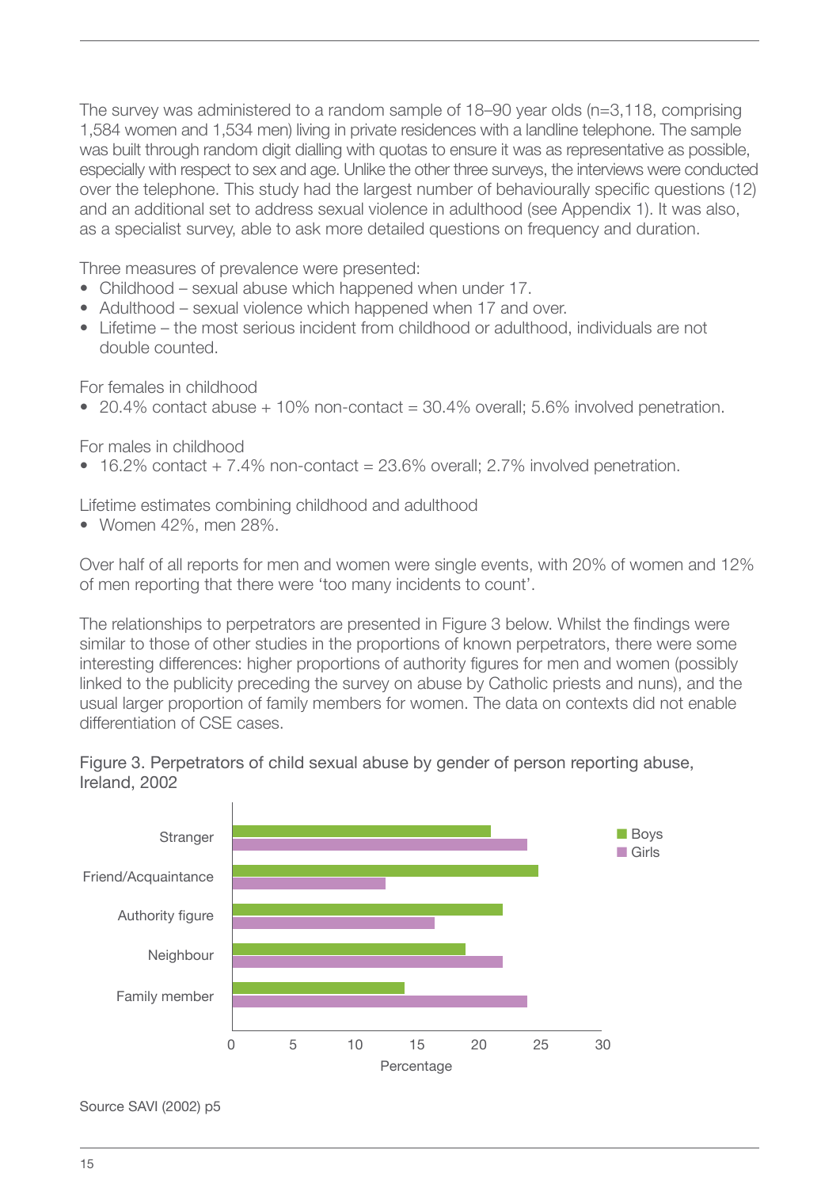The survey was administered to a random sample of 18–90 year olds (n=3,118, comprising 1,584 women and 1,534 men) living in private residences with a landline telephone. The sample was built through random digit dialling with quotas to ensure it was as representative as possible, especially with respect to sex and age. Unlike the other three surveys, the interviews were conducted over the telephone. This study had the largest number of behaviourally specific questions (12) and an additional set to address sexual violence in adulthood (see Appendix 1). It was also, as a specialist survey, able to ask more detailed questions on frequency and duration.

Three measures of prevalence were presented:

- Childhood – sexual abuse which happened when under 17.
- Adulthood – sexual violence which happened when 17 and over.
- Lifetime – the most serious incident from childhood or adulthood, individuals are not double counted.

For females in childhood

- 20.4% contact abuse + 10% non-contact = 30.4% overall; 5.6% involved penetration.

For males in childhood

- 16.2% contact + 7.4% non-contact = 23.6% overall; 2.7% involved penetration.

Lifetime estimates combining childhood and adulthood

- Women 42%, men 28%.

Over half of all reports for men and women were single events, with 20% of women and 12% of men reporting that there were 'too many incidents to count'.

The relationships to perpetrators are presented in Figure 3 below. Whilst the findings were similar to those of other studies in the proportions of known perpetrators, there were some interesting differences: higher proportions of authority figures for men and women (possibly linked to the publicity preceding the survey on abuse by Catholic priests and nuns), and the usual larger proportion of family members for women. The data on contexts did not enable differentiation of CSE cases.

Figure 3. Perpetrators of child sexual abuse by gender of person reporting abuse, Ireland, 2002

Source SAVI (2002) p5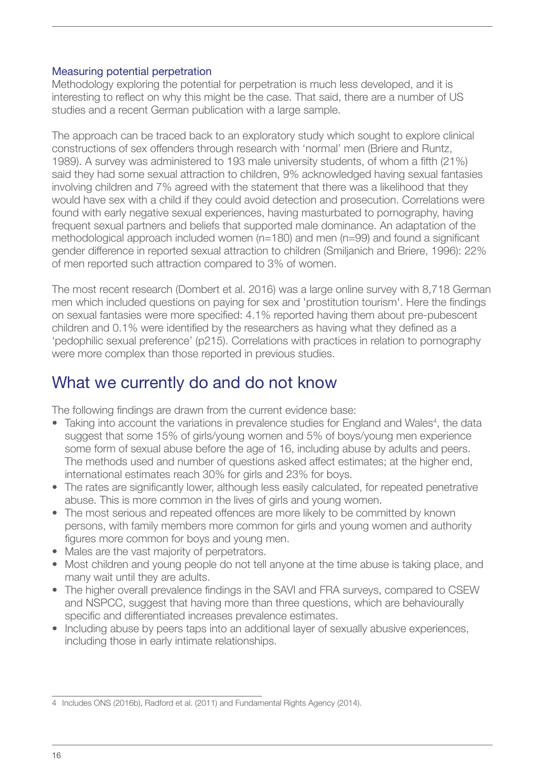### Measuring potential perpetration

Methodology exploring the potential for perpetration is much less developed, and it is interesting to reflect on why this might be the case. That said, there are a number of US studies and a recent German publication with a large sample.

The approach can be traced back to an exploratory study which sought to explore clinical constructions of sex offenders through research with 'normal' men (Briere and Runtz, 1989). A survey was administered to 193 male university students, of whom a fifth (21%) said they had some sexual attraction to children, 9% acknowledged having sexual fantasies involving children and 7% agreed with the statement that there was a likelihood that they would have sex with a child if they could avoid detection and prosecution. Correlations were found with early negative sexual experiences, having masturbated to pornography, having frequent sexual partners and beliefs that supported male dominance. An adaptation of the methodological approach included women (n=180) and men (n=99) and found a significant gender difference in reported sexual attraction to children (Smiljanich and Briere, 1996): 22% of men reported such attraction compared to 3% of women.

The most recent research (Dombert et al. 2016) was a large online survey with 8,718 German men which included questions on paying for sex and 'prostitution tourism'. Here the findings on sexual fantasies were more specified: 4.1% reported having them about pre-pubescent children and 0.1% were identified by the researchers as having what they defined as a 'pedophilic sexual preference' (p215). Correlations with practices in relation to pornography were more complex than those reported in previous studies.

## What we currently do and do not know

The following findings are drawn from the current evidence base:

- Taking into account the variations in prevalence studies for England and Wales[4], the data suggest that some 15% of girls/young women and 5% of boys/young men experience some form of sexual abuse before the age of 16, including abuse by adults and peers. The methods used and number of questions asked affect estimates; at the higher end, international estimates reach 30% for girls and 23% for boys.
- The rates are significantly lower, although less easily calculated, for repeated penetrative abuse. This is more common in the lives of girls and young women.
- The most serious and repeated offences are more likely to be committed by known persons, with family members more common for girls and young women and authority figures more common for boys and young men.
- Males are the vast majority of perpetrators.
- Most children and young people do not tell anyone at the time abuse is taking place, and many wait until they are adults.
- The higher overall prevalence findings in the SAVI and FRA surveys, compared to CSEW and NSPCC, suggest that having more than three questions, which are behaviourally specific and differentiated increases prevalence estimates.
- Including abuse by peers taps into an additional layer of sexually abusive experiences, including those in early intimate relationships.

[4] Includes ONS (2016b), Radford et al. (2011) and Fundamental Rights Agency (2014).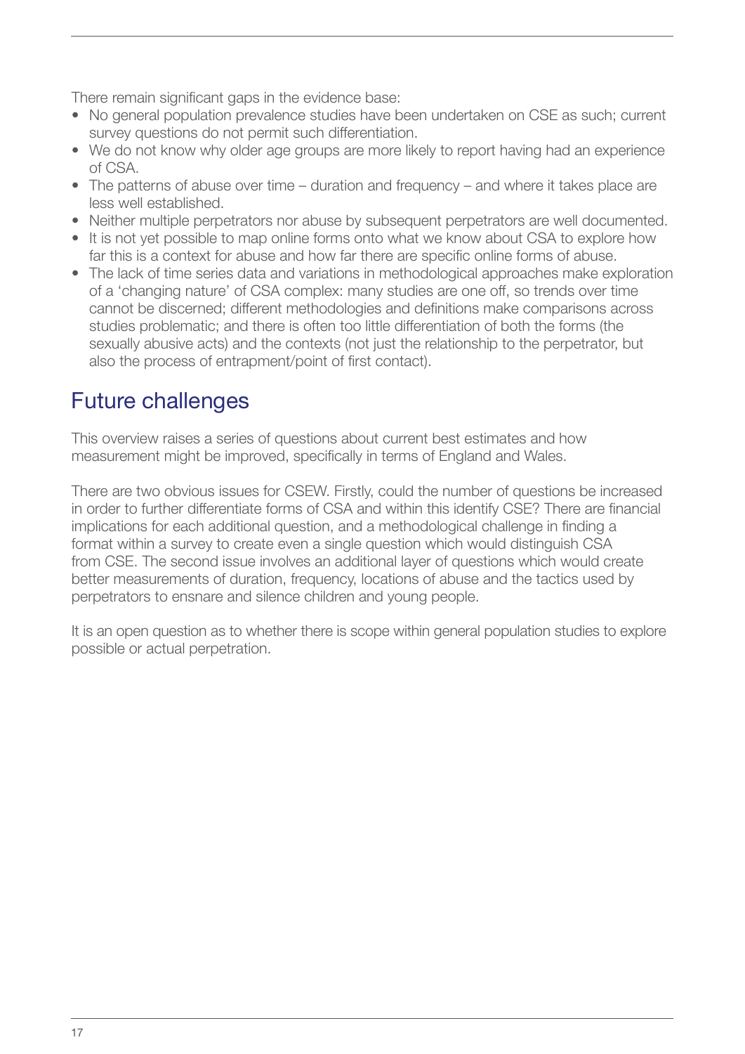There remain significant gaps in the evidence base:

- No general population prevalence studies have been undertaken on CSE as such; current survey questions do not permit such differentiation.
- We do not know why older age groups are more likely to report having had an experience of CSA.
- The patterns of abuse over time – duration and frequency – and where it takes place are less well established.
- Neither multiple perpetrators nor abuse by subsequent perpetrators are well documented.
- It is not yet possible to map online forms onto what we know about CSA to explore how far this is a context for abuse and how far there are specific online forms of abuse.
- The lack of time series data and variations in methodological approaches make exploration of a 'changing nature' of CSA complex: many studies are one off, so trends over time cannot be discerned; different methodologies and definitions make comparisons across studies problematic; and there is often too little differentiation of both the forms (the sexually abusive acts) and the contexts (not just the relationship to the perpetrator, but also the process of entrapment/point of first contact).

## Future challenges

This overview raises a series of questions about current best estimates and how measurement might be improved, specifically in terms of England and Wales.

There are two obvious issues for CSEW. Firstly, could the number of questions be increased in order to further differentiate forms of CSA and within this identify CSE? There are financial implications for each additional question, and a methodological challenge in finding a format within a survey to create even a single question which would distinguish CSA from CSE. The second issue involves an additional layer of questions which would create better measurements of duration, frequency, locations of abuse and the tactics used by perpetrators to ensnare and silence children and young people.

It is an open question as to whether there is scope within general population studies to explore possible or actual perpetration.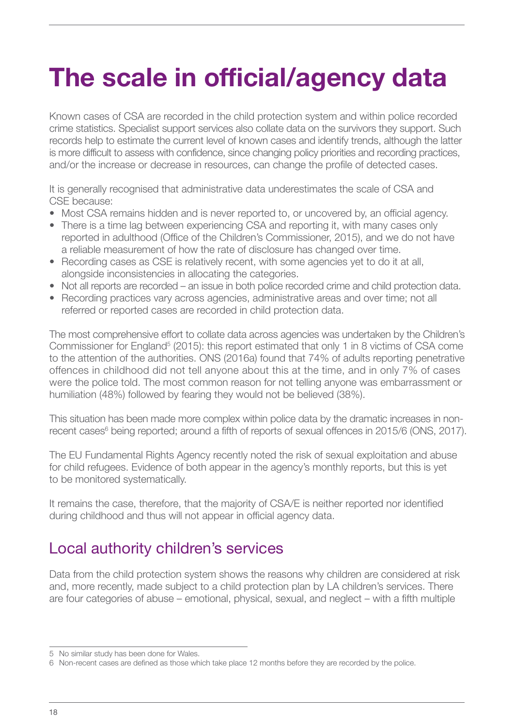# The scale in official/agency data

Known cases of CSA are recorded in the child protection system and within police recorded crime statistics. Specialist support services also collate data on the survivors they support. Such records help to estimate the current level of known cases and identify trends, although the latter is more difficult to assess with confidence, since changing policy priorities and recording practices, and/or the increase or decrease in resources, can change the profile of detected cases.

It is generally recognised that administrative data underestimates the scale of CSA and CSE because:

- Most CSA remains hidden and is never reported to, or uncovered by, an official agency.
- There is a time lag between experiencing CSA and reporting it, with many cases only reported in adulthood (Office of the Children's Commissioner, 2015), and we do not have a reliable measurement of how the rate of disclosure has changed over time.
- Recording cases as CSE is relatively recent, with some agencies yet to do it at all, alongside inconsistencies in allocating the categories.
- Not all reports are recorded – an issue in both police recorded crime and child protection data.
- Recording practices vary across agencies, administrative areas and over time; not all referred or reported cases are recorded in child protection data.

The most comprehensive effort to collate data across agencies was undertaken by the Children's Commissioner for England[5] (2015): this report estimated that only 1 in 8 victims of CSA come to the attention of the authorities. ONS (2016a) found that 74% of adults reporting penetrative offences in childhood did not tell anyone about this at the time, and in only 7% of cases were the police told. The most common reason for not telling anyone was embarrassment or humiliation (48%) followed by fearing they would not be believed (38%).

This situation has been made more complex within police data by the dramatic increases in non-recent cases[6] being reported; around a fifth of reports of sexual offences in 2015/6 (ONS, 2017).

The EU Fundamental Rights Agency recently noted the risk of sexual exploitation and abuse for child refugees. Evidence of both appear in the agency's monthly reports, but this is yet to be monitored systematically.

It remains the case, therefore, that the majority of CSA/E is neither reported nor identified during childhood and thus will not appear in official agency data.

## Local authority children's services

Data from the child protection system shows the reasons why children are considered at risk and, more recently, made subject to a child protection plan by LA children's services. There are four categories of abuse – emotional, physical, sexual, and neglect – with a fifth multiple

---

5 No similar study has been done for Wales.

6 Non-recent cases are defined as those which take place 12 months before they are recorded by the police.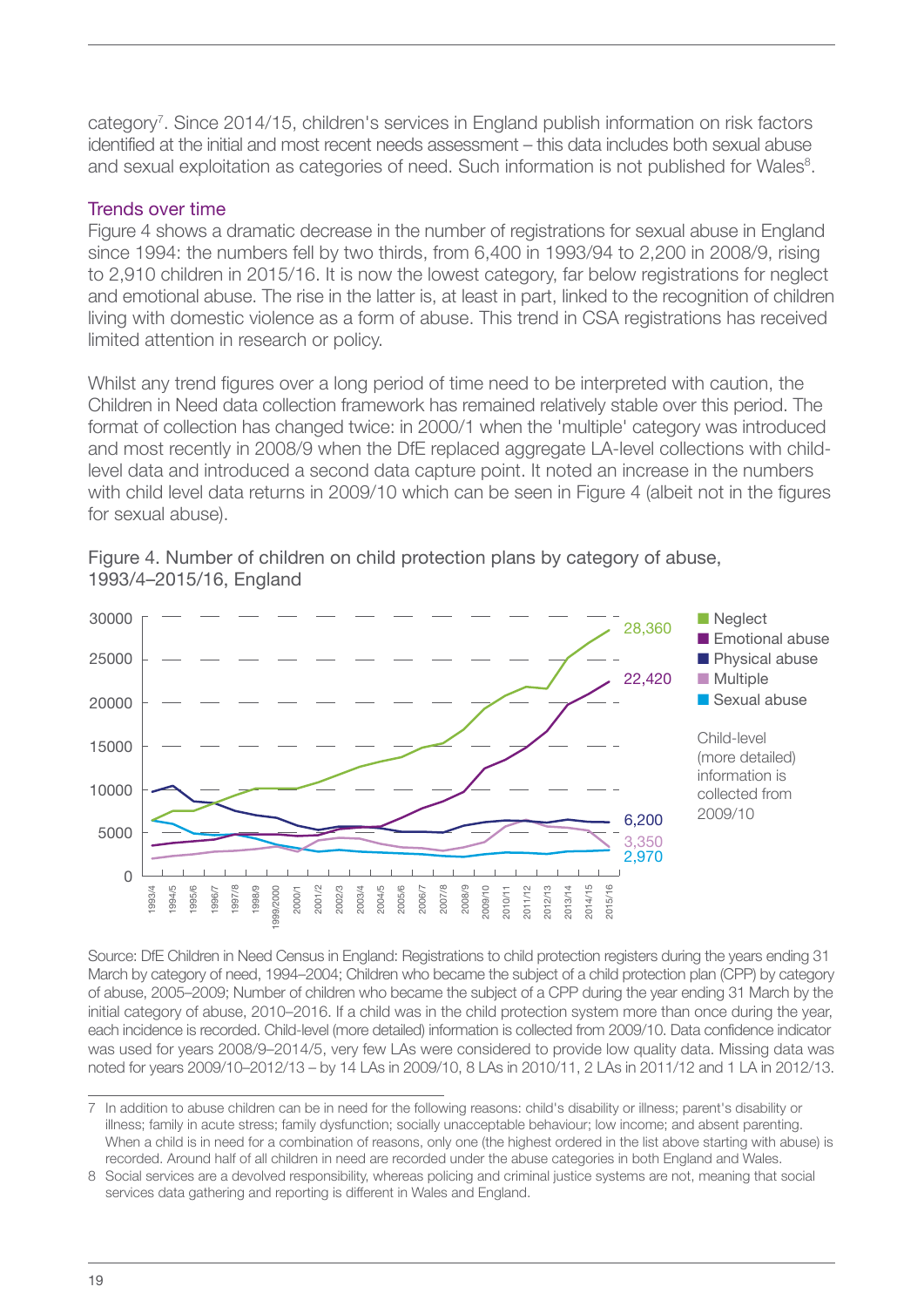category[7]. Since 2014/15, children's services in England publish information on risk factors identified at the initial and most recent needs assessment – this data includes both sexual abuse and sexual exploitation as categories of need. Such information is not published for Wales[8].

### Trends over time

Figure 4 shows a dramatic decrease in the number of registrations for sexual abuse in England since 1994: the numbers fell by two thirds, from 6,400 in 1993/94 to 2,200 in 2008/9, rising to 2,910 children in 2015/16. It is now the lowest category, far below registrations for neglect and emotional abuse. The rise in the latter is, at least in part, linked to the recognition of children living with domestic violence as a form of abuse. This trend in CSA registrations has received limited attention in research or policy.

Whilst any trend figures over a long period of time need to be interpreted with caution, the Children in Need data collection framework has remained relatively stable over this period. The format of collection has changed twice: in 2000/1 when the 'multiple' category was introduced and most recently in 2008/9 when the DfE replaced aggregate LA-level collections with child-level data and introduced a second data capture point. It noted an increase in the numbers with child level data returns in 2009/10 which can be seen in Figure 4 (albeit not in the figures for sexual abuse).

Figure 4. Number of children on child protection plans by category of abuse, 1993/4–2015/16, England

Source: DfE Children in Need Census in England: Registrations to child protection registers during the years ending 31 March by category of need, 1994–2004; Children who became the subject of a child protection plan (CPP) by category of abuse, 2005–2009; Number of children who became the subject of a CPP during the year ending 31 March by the initial category of abuse, 2010–2016. If a child was in the child protection system more than once during the year, each incidence is recorded. Child-level (more detailed) information is collected from 2009/10. Data confidence indicator was used for years 2008/9–2014/5, very few LAs were considered to provide low quality data. Missing data was noted for years 2009/10–2012/13 – by 14 LAs in 2009/10, 8 LAs in 2010/11, 2 LAs in 2011/12 and 1 LA in 2012/13.

---

7 In addition to abuse children can be in need for the following reasons: child's disability or illness; parent's disability or illness; family in acute stress; family dysfunction; socially unacceptable behaviour; low income; and absent parenting. When a child is in need for a combination of reasons, only one (the highest ordered in the list above starting with abuse) is recorded. Around half of all children in need are recorded under the abuse categories in both England and Wales.

8 Social services are a devolved responsibility, whereas policing and criminal justice systems are not, meaning that social services data gathering and reporting is different in Wales and England.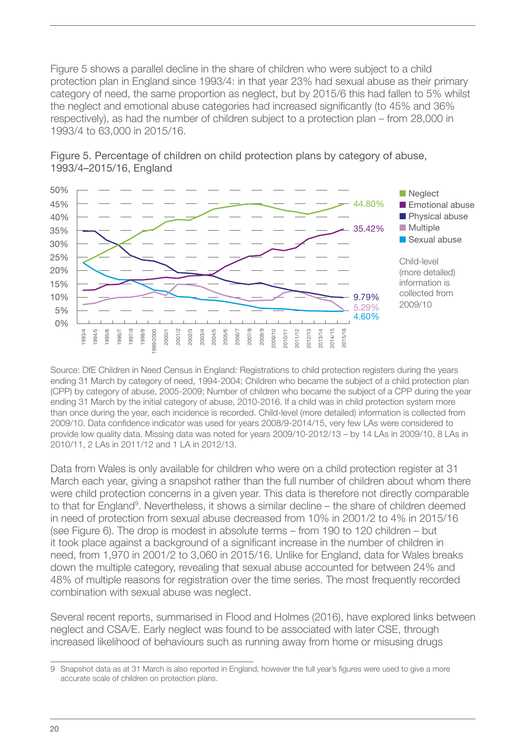Figure 5 shows a parallel decline in the share of children who were subject to a child protection plan in England since 1993/4: in that year 23% had sexual abuse as their primary category of need, the same proportion as neglect, but by 2015/6 this had fallen to 5% whilst the neglect and emotional abuse categories had increased significantly (to 45% and 36% respectively), as had the number of children subject to a protection plan – from 28,000 in 1993/4 to 63,000 in 2015/16.

Figure 5. Percentage of children on child protection plans by category of abuse, 1993/4–2015/16, England

Source: DfE Children in Need Census in England: Registrations to child protection registers during the years ending 31 March by category of need, 1994-2004; Children who became the subject of a child protection plan (CPP) by category of abuse, 2005-2009; Number of children who became the subject of a CPP during the year ending 31 March by the initial category of abuse, 2010-2016. If a child was in child protection system more than once during the year, each incidence is recorded. Child-level (more detailed) information is collected from 2009/10. Data confidence indicator was used for years 2008/9-2014/15, very few LAs were considered to provide low quality data. Missing data was noted for years 2009/10-2012/13 – by 14 LAs in 2009/10, 8 LAs in 2010/11, 2 LAs in 2011/12 and 1 LA in 2012/13.

Data from Wales is only available for children who were on a child protection register at 31 March each year, giving a snapshot rather than the full number of children about whom there were child protection concerns in a given year. This data is therefore not directly comparable to that for England[9]. Nevertheless, it shows a similar decline – the share of children deemed in need of protection from sexual abuse decreased from 10% in 2001/2 to 4% in 2015/16 (see Figure 6). The drop is modest in absolute terms – from 190 to 120 children – but it took place against a background of a significant increase in the number of children in need, from 1,970 in 2001/2 to 3,060 in 2015/16. Unlike for England, data for Wales breaks down the multiple category, revealing that sexual abuse accounted for between 24% and 48% of multiple reasons for registration over the time series. The most frequently recorded combination with sexual abuse was neglect.

Several recent reports, summarised in Flood and Holmes (2016), have explored links between neglect and CSA/E. Early neglect was found to be associated with later CSE, through increased likelihood of behaviours such as running away from home or misusing drugs

9 Snapshot data as at 31 March is also reported in England, however the full year's figures were used to give a more accurate scale of children on protection plans.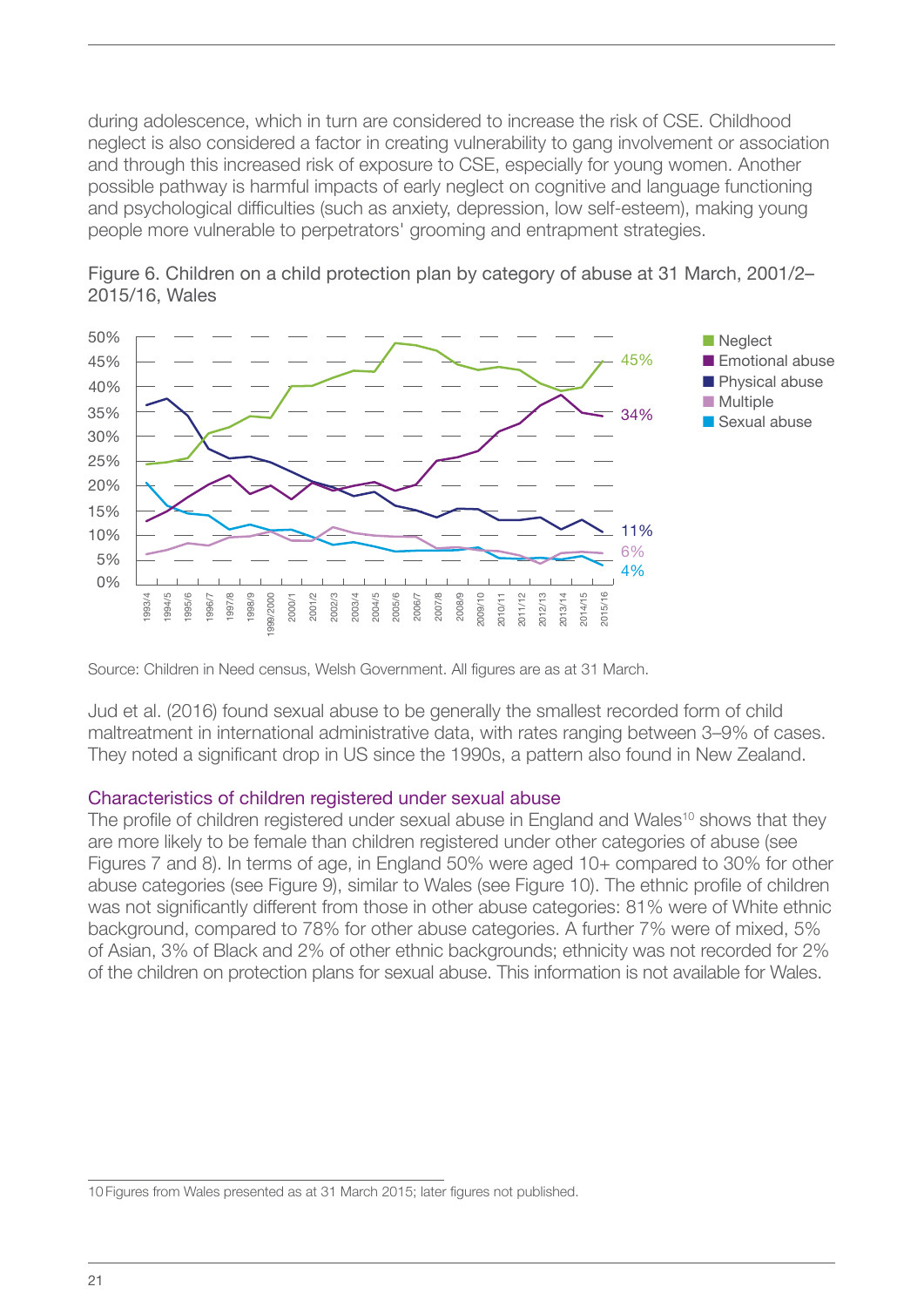during adolescence, which in turn are considered to increase the risk of CSE. Childhood neglect is also considered a factor in creating vulnerability to gang involvement or association and through this increased risk of exposure to CSE, especially for young women. Another possible pathway is harmful impacts of early neglect on cognitive and language functioning and psychological difficulties (such as anxiety, depression, low self-esteem), making young people more vulnerable to perpetrators' grooming and entrapment strategies.

Figure 6. Children on a child protection plan by category of abuse at 31 March, 2001/2–2015/16, Wales

Source: Children in Need census, Welsh Government. All figures are as at 31 March.

Jud et al. (2016) found sexual abuse to be generally the smallest recorded form of child maltreatment in international administrative data, with rates ranging between 3–9% of cases. They noted a significant drop in US since the 1990s, a pattern also found in New Zealand.

### Characteristics of children registered under sexual abuse

The profile of children registered under sexual abuse in England and Wales[10] shows that they are more likely to be female than children registered under other categories of abuse (see Figures 7 and 8). In terms of age, in England 50% were aged 10+ compared to 30% for other abuse categories (see Figure 9), similar to Wales (see Figure 10). The ethnic profile of children was not significantly different from those in other abuse categories: 81% were of White ethnic background, compared to 78% for other abuse categories. A further 7% were of mixed, 5% of Asian, 3% of Black and 2% of other ethnic backgrounds; ethnicity was not recorded for 2% of the children on protection plans for sexual abuse. This information is not available for Wales.

10 Figures from Wales presented as at 31 March 2015; later figures not published.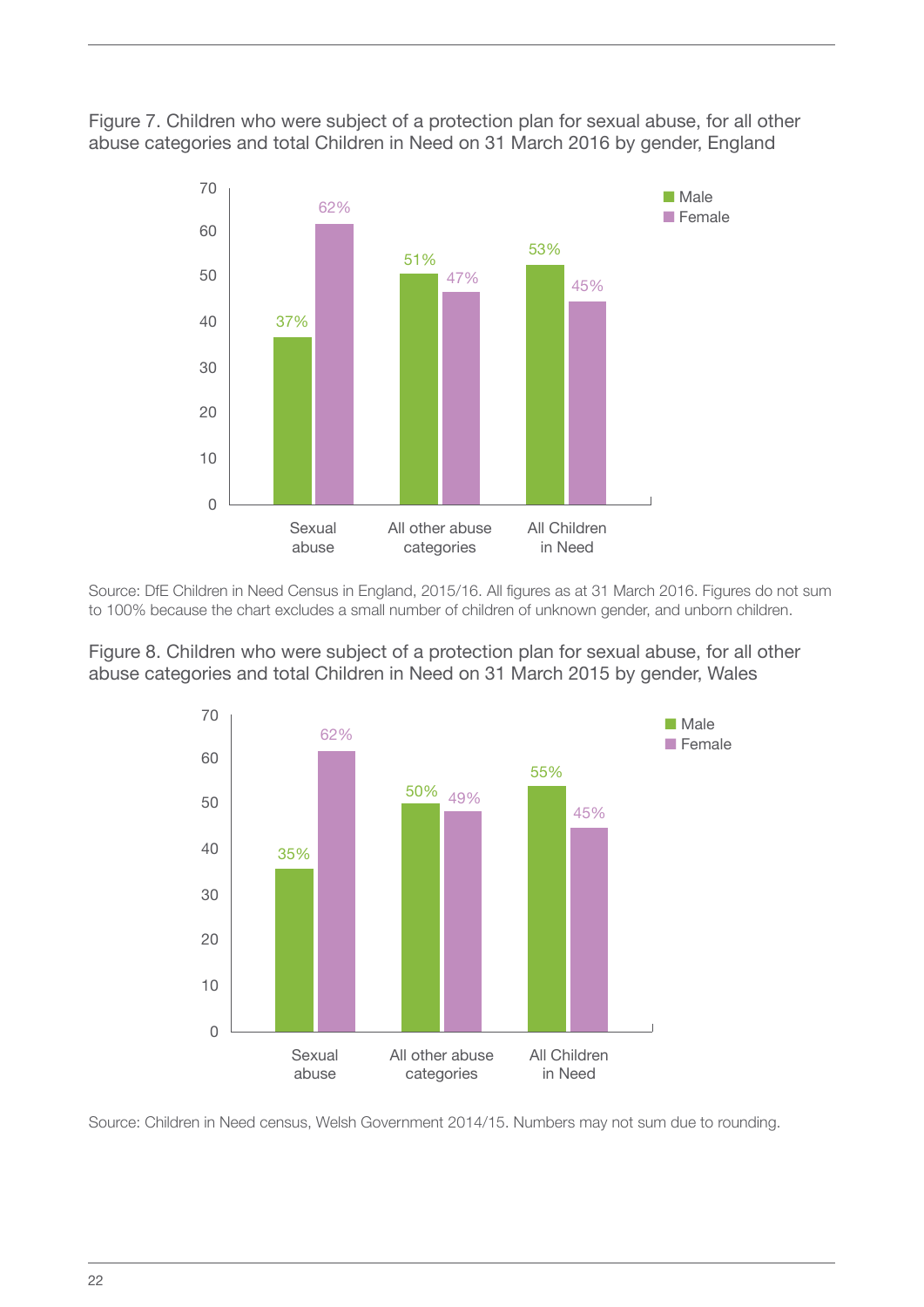Figure 7. Children who were subject of a protection plan for sexual abuse, for all other abuse categories and total Children in Need on 31 March 2016 by gender, England

| | Male | Female |
|---|---|---|
| Sexual abuse | 37% | 62% |
| All other abuse categories | 51% | 47% |
| All Children in Need | 53% | 45% |

Source: DfE Children in Need Census in England, 2015/16. All figures as at 31 March 2016. Figures do not sum to 100% because the chart excludes a small number of children of unknown gender, and unborn children.

Figure 8. Children who were subject of a protection plan for sexual abuse, for all other abuse categories and total Children in Need on 31 March 2015 by gender, Wales

| | Male | Female |
|---|---|---|
| Sexual abuse | 35% | 62% |
| All other abuse categories | 50% | 49% |
| All Children in Need | 55% | 45% |

Source: Children in Need census, Welsh Government 2014/15. Numbers may not sum due to rounding.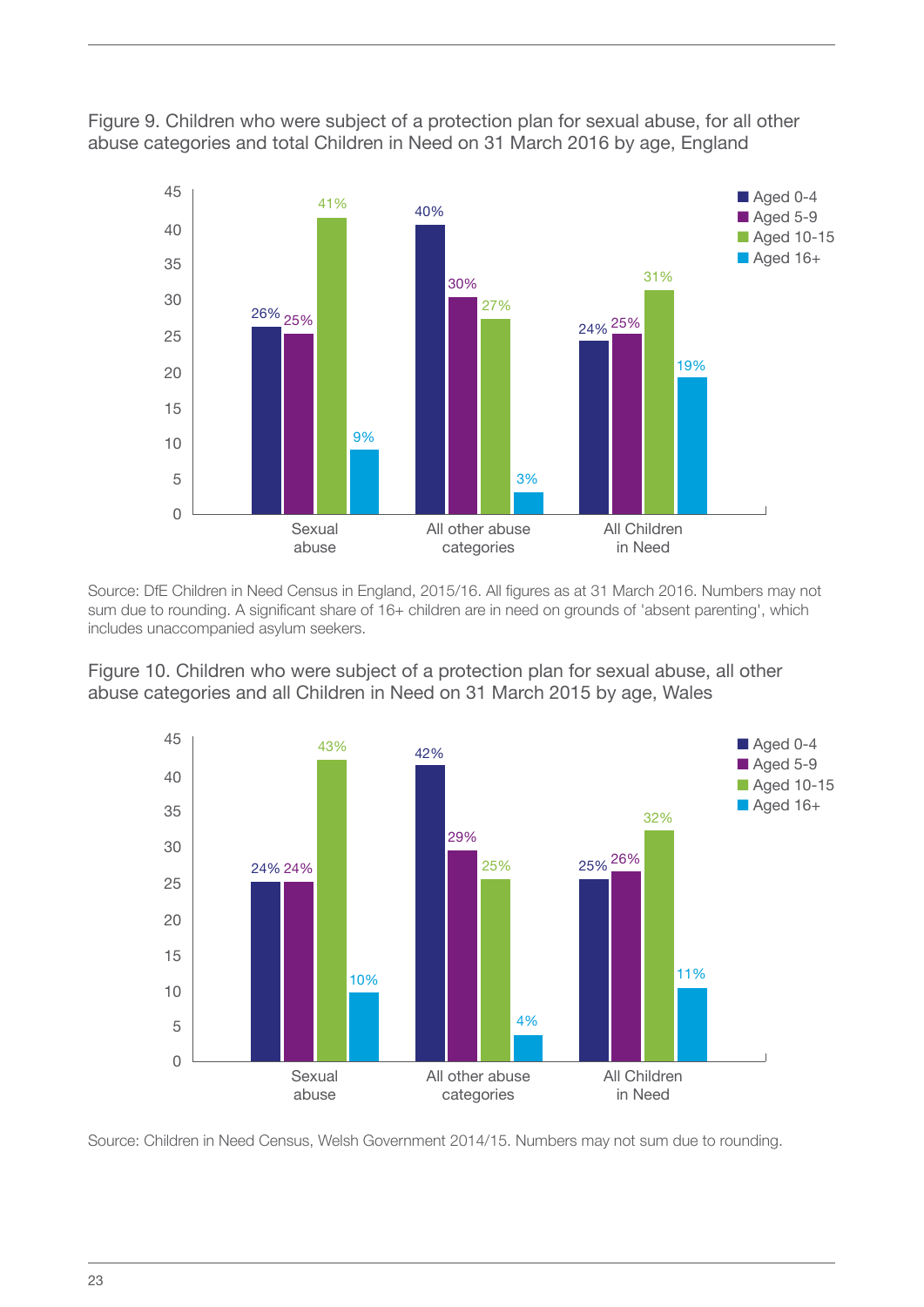Figure 9. Children who were subject of a protection plan for sexual abuse, for all other abuse categories and total Children in Need on 31 March 2016 by age, England

| | Aged 0-4 | Aged 5-9 | Aged 10-15 | Aged 16+ |
|---|---|---|---|---|
| Sexual abuse | 26% | 25% | 41% | 9% |
| All other abuse categories | 40% | 30% | 27% | 3% |
| All Children in Need | 24% | 25% | 31% | 19% |

Source: DfE Children in Need Census in England, 2015/16. All figures as at 31 March 2016. Numbers may not sum due to rounding. A significant share of 16+ children are in need on grounds of 'absent parenting', which includes unaccompanied asylum seekers.

Figure 10. Children who were subject of a protection plan for sexual abuse, all other abuse categories and all Children in Need on 31 March 2015 by age, Wales

| | Aged 0-4 | Aged 5-9 | Aged 10-15 | Aged 16+ |
|---|---|---|---|---|
| Sexual abuse | 24% | 24% | 43% | 10% |
| All other abuse categories | 42% | 29% | 25% | 4% |
| All Children in Need | 25% | 26% | 32% | 11% |

Source: Children in Need Census, Welsh Government 2014/15. Numbers may not sum due to rounding.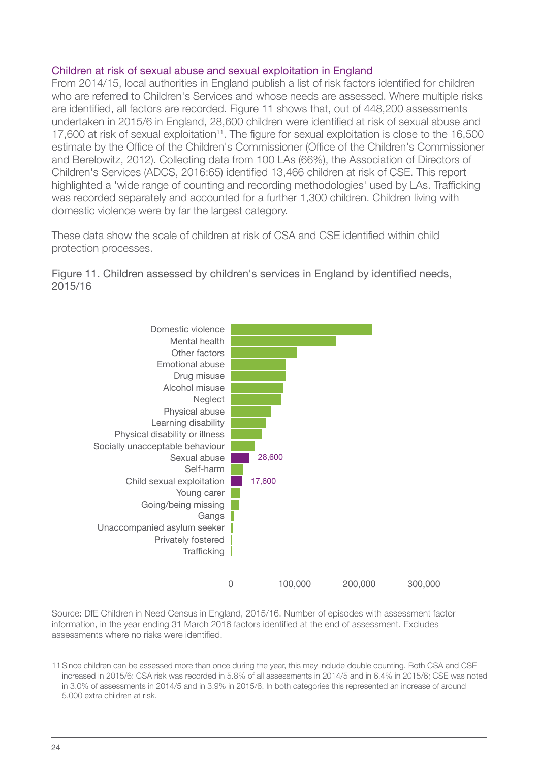### Children at risk of sexual abuse and sexual exploitation in England

From 2014/15, local authorities in England publish a list of risk factors identified for children who are referred to Children's Services and whose needs are assessed. Where multiple risks are identified, all factors are recorded. Figure 11 shows that, out of 448,200 assessments undertaken in 2015/6 in England, 28,600 children were identified at risk of sexual abuse and 17,600 at risk of sexual exploitation[11]. The figure for sexual exploitation is close to the 16,500 estimate by the Office of the Children's Commissioner (Office of the Children's Commissioner and Berelowitz, 2012). Collecting data from 100 LAs (66%), the Association of Directors of Children's Services (ADCS, 2016:65) identified 13,466 children at risk of CSE. This report highlighted a 'wide range of counting and recording methodologies' used by LAs. Trafficking was recorded separately and accounted for a further 1,300 children. Children living with domestic violence were by far the largest category.

These data show the scale of children at risk of CSA and CSE identified within child protection processes.

Figure 11. Children assessed by children's services in England by identified needs, 2015/16

| Identified need | Number |
|---|---|
| Domestic violence | |
| Mental health | |
| Other factors | |
| Emotional abuse | |
| Drug misuse | |
| Alcohol misuse | |
| Neglect | |
| Physical abuse | |
| Learning disability | |
| Physical disability or illness | |
| Socially unacceptable behaviour | |
| Sexual abuse | 28,600 |
| Self-harm | |
| Child sexual exploitation | 17,600 |
| Young carer | |
| Going/being missing | |
| Gangs | |
| Unaccompanied asylum seeker | |
| Privately fostered | |
| Trafficking | |

Source: DfE Children in Need Census in England, 2015/16. Number of episodes with assessment factor information, in the year ending 31 March 2016 factors identified at the end of assessment. Excludes assessments where no risks were identified.

---

[11] Since children can be assessed more than once during the year, this may include double counting. Both CSA and CSE increased in 2015/6: CSA risk was recorded in 5.8% of all assessments in 2014/5 and in 6.4% in 2015/6; CSE was noted in 3.0% of assessments in 2014/5 and in 3.9% in 2015/6. In both categories this represented an increase of around 5,000 extra children at risk.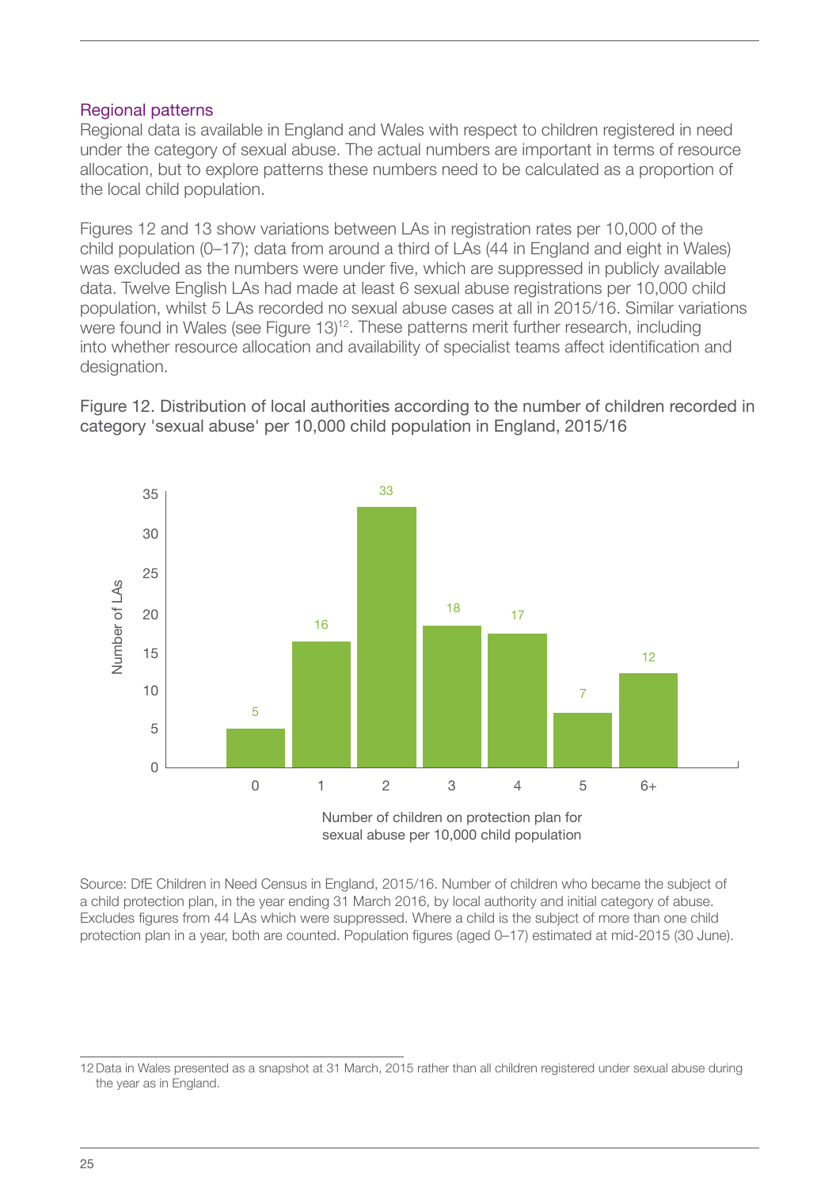### Regional patterns

Regional data is available in England and Wales with respect to children registered in need under the category of sexual abuse. The actual numbers are important in terms of resource allocation, but to explore patterns these numbers need to be calculated as a proportion of the local child population.

Figures 12 and 13 show variations between LAs in registration rates per 10,000 of the child population (0–17); data from around a third of LAs (44 in England and eight in Wales) was excluded as the numbers were under five, which are suppressed in publicly available data. Twelve English LAs had made at least 6 sexual abuse registrations per 10,000 child population, whilst 5 LAs recorded no sexual abuse cases at all in 2015/16. Similar variations were found in Wales (see Figure 13)[12]. These patterns merit further research, including into whether resource allocation and availability of specialist teams affect identification and designation.

Figure 12. Distribution of local authorities according to the number of children recorded in category 'sexual abuse' per 10,000 child population in England, 2015/16

| Number of children on protection plan for sexual abuse per 10,000 child population | Number of LAs |
| --- | --- |
| 0 | 5 |
| 1 | 16 |
| 2 | 33 |
| 3 | 18 |
| 4 | 17 |
| 5 | 7 |
| 6+ | 12 |

Source: DfE Children in Need Census in England, 2015/16. Number of children who became the subject of a child protection plan, in the year ending 31 March 2016, by local authority and initial category of abuse. Excludes figures from 44 LAs which were suppressed. Where a child is the subject of more than one child protection plan in a year, both are counted. Population figures (aged 0–17) estimated at mid-2015 (30 June).

12 Data in Wales presented as a snapshot at 31 March, 2015 rather than all children registered under sexual abuse during the year as in England.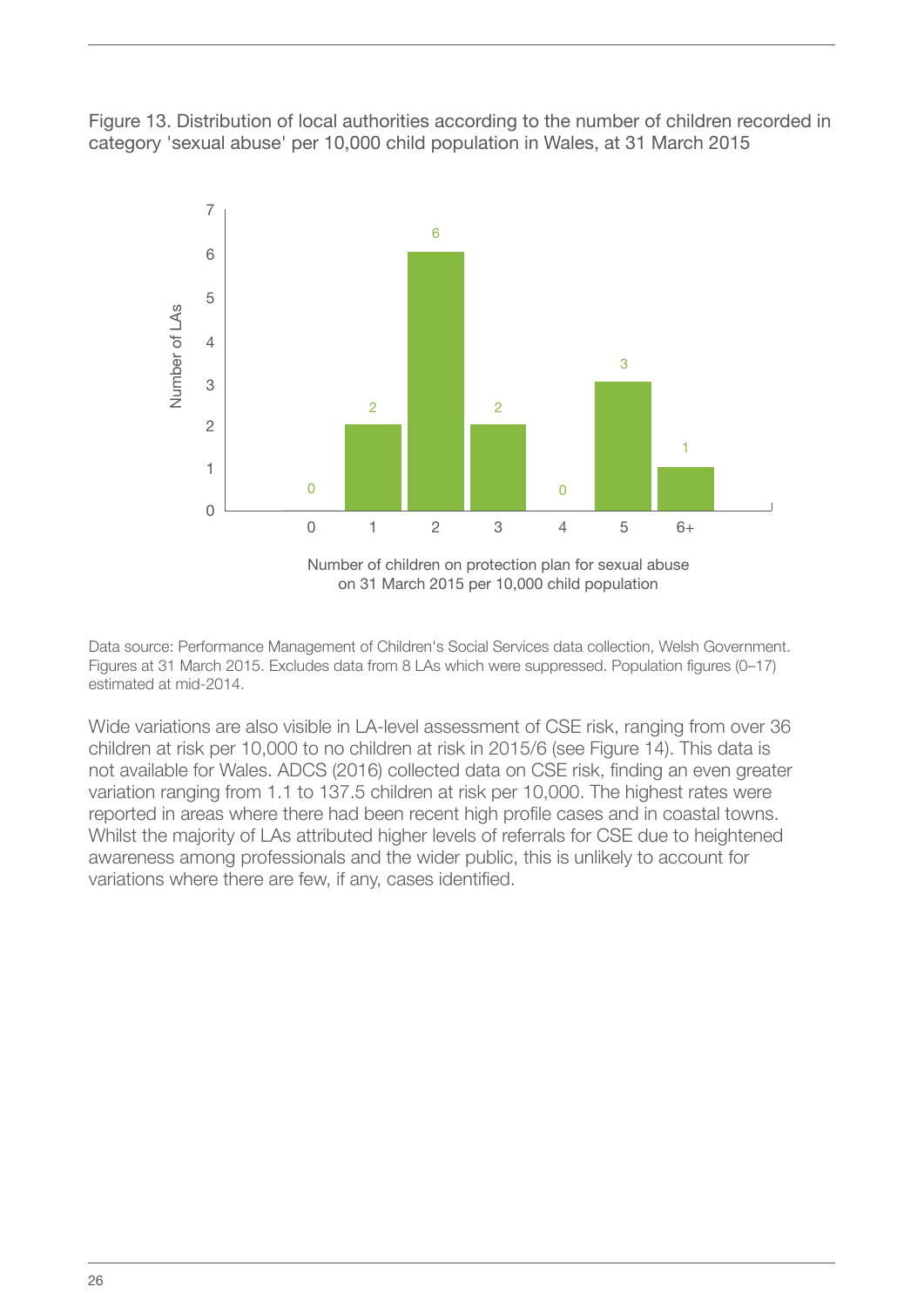Figure 13. Distribution of local authorities according to the number of children recorded in category 'sexual abuse' per 10,000 child population in Wales, at 31 March 2015

| Number of children on protection plan for sexual abuse on 31 March 2015 per 10,000 child population | Number of LAs |
|---|---|
| 0 | 0 |
| 1 | 2 |
| 2 | 6 |
| 3 | 2 |
| 4 | 0 |
| 5 | 3 |
| 6+ | 1 |

Data source: Performance Management of Children's Social Services data collection, Welsh Government. Figures at 31 March 2015. Excludes data from 8 LAs which were suppressed. Population figures (0–17) estimated at mid-2014.

Wide variations are also visible in LA-level assessment of CSE risk, ranging from over 36 children at risk per 10,000 to no children at risk in 2015/6 (see Figure 14). This data is not available for Wales. ADCS (2016) collected data on CSE risk, finding an even greater variation ranging from 1.1 to 137.5 children at risk per 10,000. The highest rates were reported in areas where there had been recent high profile cases and in coastal towns. Whilst the majority of LAs attributed higher levels of referrals for CSE due to heightened awareness among professionals and the wider public, this is unlikely to account for variations where there are few, if any, cases identified.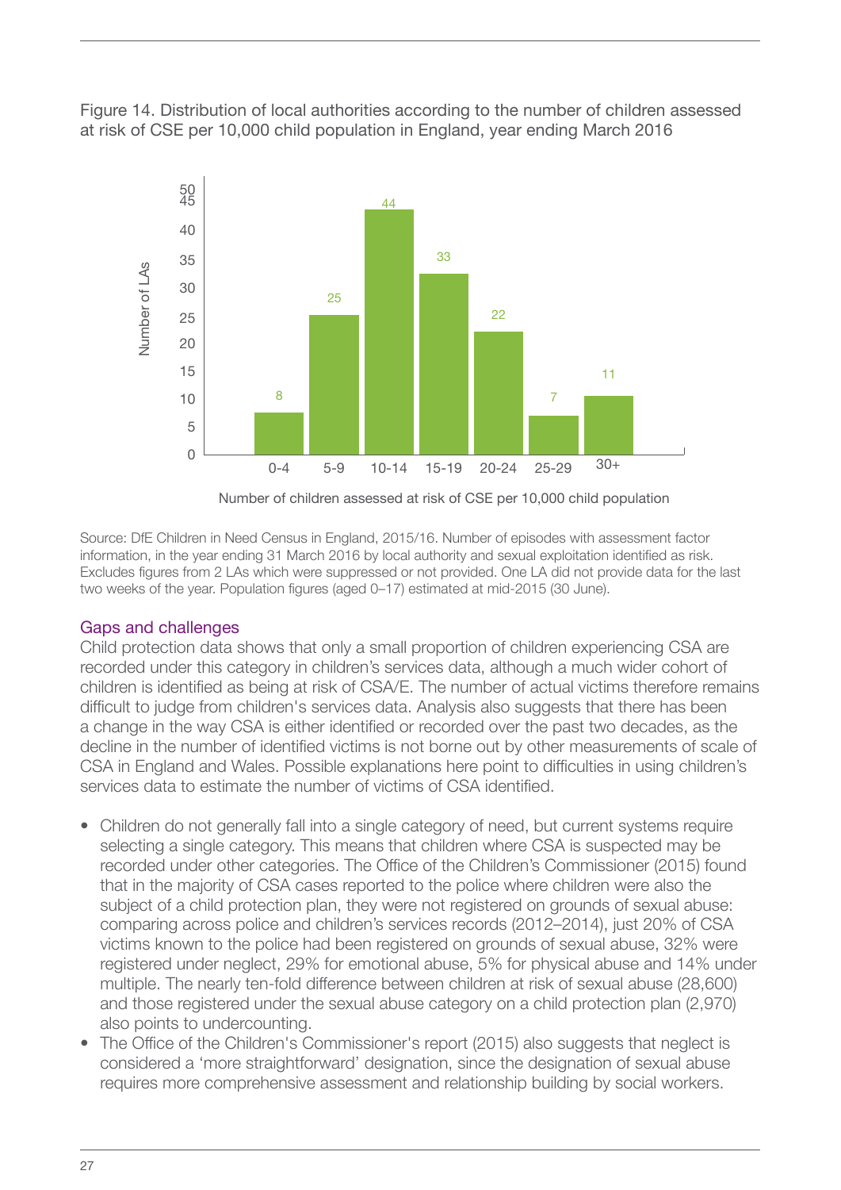Figure 14. Distribution of local authorities according to the number of children assessed at risk of CSE per 10,000 child population in England, year ending March 2016

| Number of children assessed at risk of CSE per 10,000 child population | Number of LAs |
|---|---|
| 0-4 | 8 |
| 5-9 | 25 |
| 10-14 | 44 |
| 15-19 | 33 |
| 20-24 | 22 |
| 25-29 | 7 |
| 30+ | 11 |

Source: DfE Children in Need Census in England, 2015/16. Number of episodes with assessment factor information, in the year ending 31 March 2016 by local authority and sexual exploitation identified as risk. Excludes figures from 2 LAs which were suppressed or not provided. One LA did not provide data for the last two weeks of the year. Population figures (aged 0–17) estimated at mid-2015 (30 June).

### Gaps and challenges

Child protection data shows that only a small proportion of children experiencing CSA are recorded under this category in children's services data, although a much wider cohort of children is identified as being at risk of CSA/E. The number of actual victims therefore remains difficult to judge from children's services data. Analysis also suggests that there has been a change in the way CSA is either identified or recorded over the past two decades, as the decline in the number of identified victims is not borne out by other measurements of scale of CSA in England and Wales. Possible explanations here point to difficulties in using children's services data to estimate the number of victims of CSA identified.

- Children do not generally fall into a single category of need, but current systems require selecting a single category. This means that children where CSA is suspected may be recorded under other categories. The Office of the Children's Commissioner (2015) found that in the majority of CSA cases reported to the police where children were also the subject of a child protection plan, they were not registered on grounds of sexual abuse: comparing across police and children's services records (2012–2014), just 20% of CSA victims known to the police had been registered on grounds of sexual abuse, 32% were registered under neglect, 29% for emotional abuse, 5% for physical abuse and 14% under multiple. The nearly ten-fold difference between children at risk of sexual abuse (28,600) and those registered under the sexual abuse category on a child protection plan (2,970) also points to undercounting.
- The Office of the Children's Commissioner's report (2015) also suggests that neglect is considered a 'more straightforward' designation, since the designation of sexual abuse requires more comprehensive assessment and relationship building by social workers.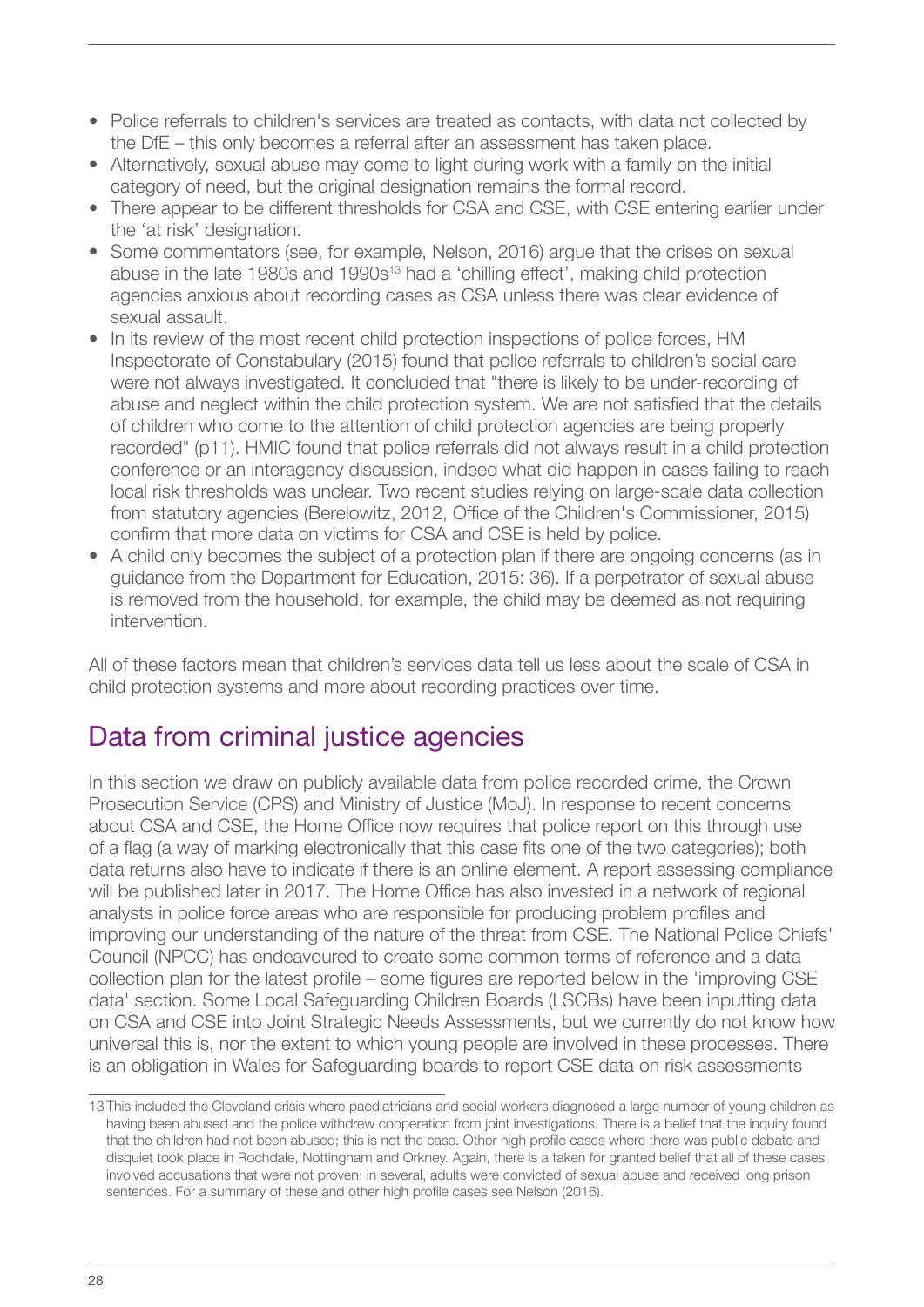- Police referrals to children's services are treated as contacts, with data not collected by the DfE – this only becomes a referral after an assessment has taken place.
- Alternatively, sexual abuse may come to light during work with a family on the initial category of need, but the original designation remains the formal record.
- There appear to be different thresholds for CSA and CSE, with CSE entering earlier under the 'at risk' designation.
- Some commentators (see, for example, Nelson, 2016) argue that the crises on sexual abuse in the late 1980s and 1990s[13] had a 'chilling effect', making child protection agencies anxious about recording cases as CSA unless there was clear evidence of sexual assault.
- In its review of the most recent child protection inspections of police forces, HM Inspectorate of Constabulary (2015) found that police referrals to children's social care were not always investigated. It concluded that "there is likely to be under-recording of abuse and neglect within the child protection system. We are not satisfied that the details of children who come to the attention of child protection agencies are being properly recorded" (p11). HMIC found that police referrals did not always result in a child protection conference or an interagency discussion, indeed what did happen in cases failing to reach local risk thresholds was unclear. Two recent studies relying on large-scale data collection from statutory agencies (Berelowitz, 2012, Office of the Children's Commissioner, 2015) confirm that more data on victims for CSA and CSE is held by police.
- A child only becomes the subject of a protection plan if there are ongoing concerns (as in guidance from the Department for Education, 2015: 36). If a perpetrator of sexual abuse is removed from the household, for example, the child may be deemed as not requiring intervention.

All of these factors mean that children's services data tell us less about the scale of CSA in child protection systems and more about recording practices over time.

## Data from criminal justice agencies

In this section we draw on publicly available data from police recorded crime, the Crown Prosecution Service (CPS) and Ministry of Justice (MoJ). In response to recent concerns about CSA and CSE, the Home Office now requires that police report on this through use of a flag (a way of marking electronically that this case fits one of the two categories); both data returns also have to indicate if there is an online element. A report assessing compliance will be published later in 2017. The Home Office has also invested in a network of regional analysts in police force areas who are responsible for producing problem profiles and improving our understanding of the nature of the threat from CSE. The National Police Chiefs' Council (NPCC) has endeavoured to create some common terms of reference and a data collection plan for the latest profile – some figures are reported below in the 'improving CSE data' section. Some Local Safeguarding Children Boards (LSCBs) have been inputting data on CSA and CSE into Joint Strategic Needs Assessments, but we currently do not know how universal this is, nor the extent to which young people are involved in these processes. There is an obligation in Wales for Safeguarding boards to report CSE data on risk assessments

---

13 This included the Cleveland crisis where paediatricians and social workers diagnosed a large number of young children as having been abused and the police withdrew cooperation from joint investigations. There is a belief that the inquiry found that the children had not been abused; this is not the case. Other high profile cases where there was public debate and disquiet took place in Rochdale, Nottingham and Orkney. Again, there is a taken for granted belief that all of these cases involved accusations that were not proven: in several, adults were convicted of sexual abuse and received long prison sentences. For a summary of these and other high profile cases see Nelson (2016).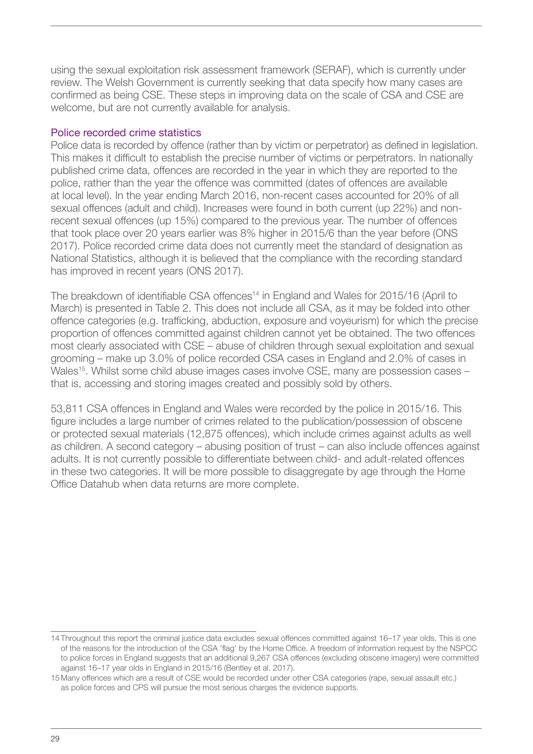using the sexual exploitation risk assessment framework (SERAF), which is currently under review. The Welsh Government is currently seeking that data specify how many cases are confirmed as being CSE. These steps in improving data on the scale of CSA and CSE are welcome, but are not currently available for analysis.

### Police recorded crime statistics

Police data is recorded by offence (rather than by victim or perpetrator) as defined in legislation. This makes it difficult to establish the precise number of victims or perpetrators. In nationally published crime data, offences are recorded in the year in which they are reported to the police, rather than the year the offence was committed (dates of offences are available at local level). In the year ending March 2016, non-recent cases accounted for 20% of all sexual offences (adult and child). Increases were found in both current (up 22%) and non-recent sexual offences (up 15%) compared to the previous year. The number of offences that took place over 20 years earlier was 8% higher in 2015/6 than the year before (ONS 2017). Police recorded crime data does not currently meet the standard of designation as National Statistics, although it is believed that the compliance with the recording standard has improved in recent years (ONS 2017).

The breakdown of identifiable CSA offences[14] in England and Wales for 2015/16 (April to March) is presented in Table 2. This does not include all CSA, as it may be folded into other offence categories (e.g. trafficking, abduction, exposure and voyeurism) for which the precise proportion of offences committed against children cannot yet be obtained. The two offences most clearly associated with CSE – abuse of children through sexual exploitation and sexual grooming – make up 3.0% of police recorded CSA cases in England and 2.0% of cases in Wales[15]. Whilst some child abuse images cases involve CSE, many are possession cases – that is, accessing and storing images created and possibly sold by others.

53,811 CSA offences in England and Wales were recorded by the police in 2015/16. This figure includes a large number of crimes related to the publication/possession of obscene or protected sexual materials (12,875 offences), which include crimes against adults as well as children. A second category – abusing position of trust – can also include offences against adults. It is not currently possible to differentiate between child- and adult-related offences in these two categories. It will be more possible to disaggregate by age through the Home Office Datahub when data returns are more complete.

---

14 Throughout this report the criminal justice data excludes sexual offences committed against 16–17 year olds. This is one of the reasons for the introduction of the CSA 'flag' by the Home Office. A freedom of information request by the NSPCC to police forces in England suggests that an additional 9,267 CSA offences (excluding obscene imagery) were committed against 16–17 year olds in England in 2015/16 (Bentley et al. 2017).

15 Many offences which are a result of CSE would be recorded under other CSA categories (rape, sexual assault etc.) as police forces and CPS will pursue the most serious charges the evidence supports.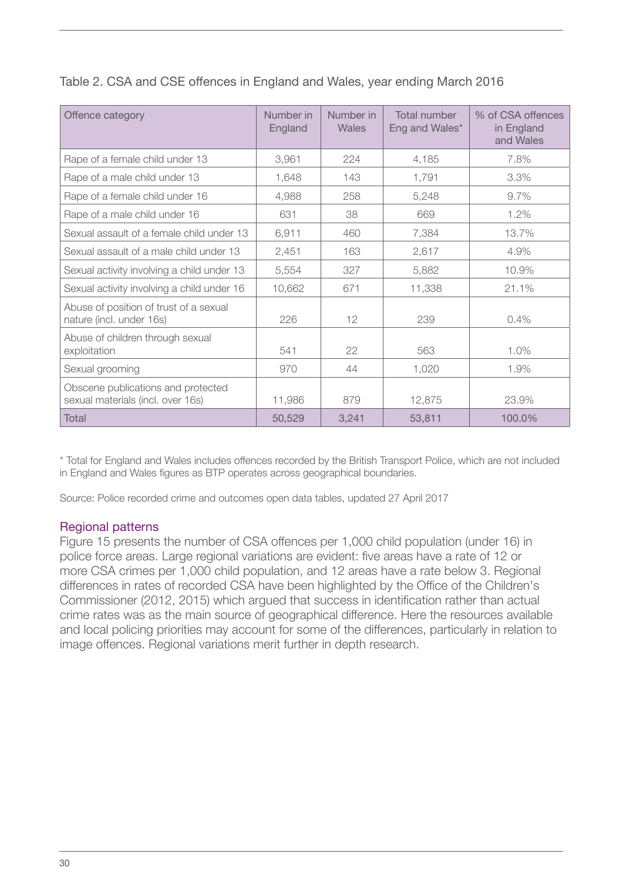Table 2. CSA and CSE offences in England and Wales, year ending March 2016

| Offence category | Number in England | Number in Wales | Total number Eng and Wales* | % of CSA offences in England and Wales |
|---|---|---|---|---|
| Rape of a female child under 13 | 3,961 | 224 | 4,185 | 7.8% |
| Rape of a male child under 13 | 1,648 | 143 | 1,791 | 3.3% |
| Rape of a female child under 16 | 4,988 | 258 | 5,248 | 9.7% |
| Rape of a male child under 16 | 631 | 38 | 669 | 1.2% |
| Sexual assault of a female child under 13 | 6,911 | 460 | 7,384 | 13.7% |
| Sexual assault of a male child under 13 | 2,451 | 163 | 2,617 | 4.9% |
| Sexual activity involving a child under 13 | 5,554 | 327 | 5,882 | 10.9% |
| Sexual activity involving a child under 16 | 10,662 | 671 | 11,338 | 21.1% |
| Abuse of position of trust of a sexual nature (incl. under 16s) | 226 | 12 | 239 | 0.4% |
| Abuse of children through sexual exploitation | 541 | 22 | 563 | 1.0% |
| Sexual grooming | 970 | 44 | 1,020 | 1.9% |
| Obscene publications and protected sexual materials (incl. over 16s) | 11,986 | 879 | 12,875 | 23.9% |
| Total | 50,529 | 3,241 | 53,811 | 100.0% |

\* Total for England and Wales includes offences recorded by the British Transport Police, which are not included in England and Wales figures as BTP operates across geographical boundaries.

Source: Police recorded crime and outcomes open data tables, updated 27 April 2017

### Regional patterns

Figure 15 presents the number of CSA offences per 1,000 child population (under 16) in police force areas. Large regional variations are evident: five areas have a rate of 12 or more CSA crimes per 1,000 child population, and 12 areas have a rate below 3. Regional differences in rates of recorded CSA have been highlighted by the Office of the Children's Commissioner (2012, 2015) which argued that success in identification rather than actual crime rates was as the main source of geographical difference. Here the resources available and local policing priorities may account for some of the differences, particularly in relation to image offences. Regional variations merit further in depth research.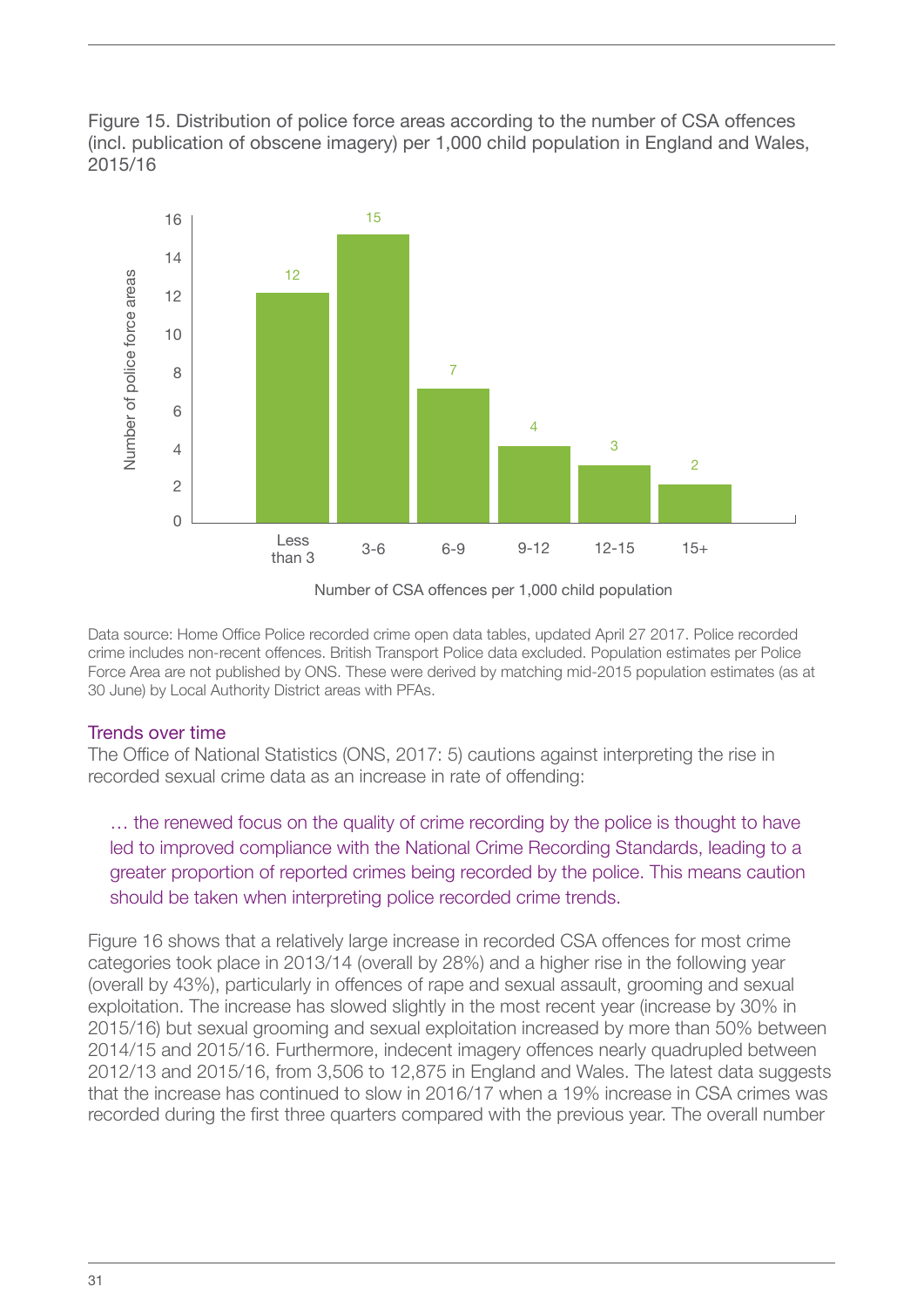Figure 15. Distribution of police force areas according to the number of CSA offences (incl. publication of obscene imagery) per 1,000 child population in England and Wales, 2015/16

| Number of CSA offences per 1,000 child population | Number of police force areas |
| --- | --- |
| Less than 3 | 12 |
| 3-6 | 15 |
| 6-9 | 7 |
| 9-12 | 4 |
| 12-15 | 3 |
| 15+ | 2 |

Data source: Home Office Police recorded crime open data tables, updated April 27 2017. Police recorded crime includes non-recent offences. British Transport Police data excluded. Population estimates per Police Force Area are not published by ONS. These were derived by matching mid-2015 population estimates (as at 30 June) by Local Authority District areas with PFAs.

### Trends over time

The Office of National Statistics (ONS, 2017: 5) cautions against interpreting the rise in recorded sexual crime data as an increase in rate of offending:

> … the renewed focus on the quality of crime recording by the police is thought to have led to improved compliance with the National Crime Recording Standards, leading to a greater proportion of reported crimes being recorded by the police. This means caution should be taken when interpreting police recorded crime trends.

Figure 16 shows that a relatively large increase in recorded CSA offences for most crime categories took place in 2013/14 (overall by 28%) and a higher rise in the following year (overall by 43%), particularly in offences of rape and sexual assault, grooming and sexual exploitation. The increase has slowed slightly in the most recent year (increase by 30% in 2015/16) but sexual grooming and sexual exploitation increased by more than 50% between 2014/15 and 2015/16. Furthermore, indecent imagery offences nearly quadrupled between 2012/13 and 2015/16, from 3,506 to 12,875 in England and Wales. The latest data suggests that the increase has continued to slow in 2016/17 when a 19% increase in CSA crimes was recorded during the first three quarters compared with the previous year. The overall number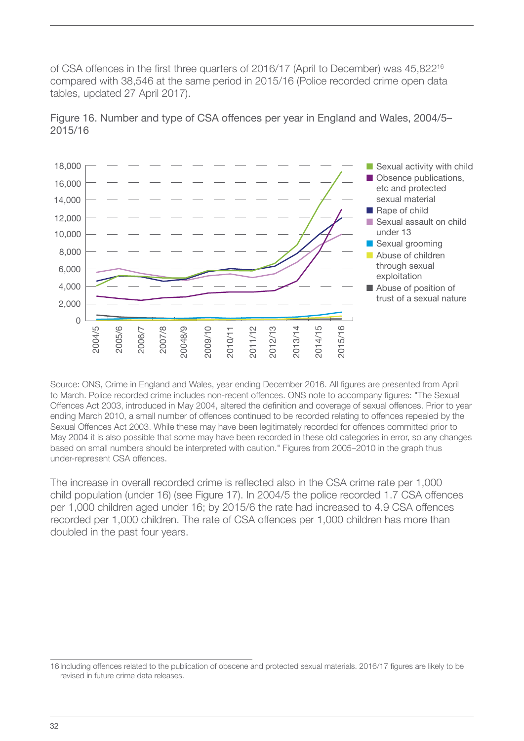of CSA offences in the first three quarters of 2016/17 (April to December) was 45,822[16] compared with 38,546 at the same period in 2015/16 (Police recorded crime open data tables, updated 27 April 2017).

Figure 16. Number and type of CSA offences per year in England and Wales, 2004/5–2015/16

Source: ONS, Crime in England and Wales, year ending December 2016. All figures are presented from April to March. Police recorded crime includes non-recent offences. ONS note to accompany figures: "The Sexual Offences Act 2003, introduced in May 2004, altered the definition and coverage of sexual offences. Prior to year ending March 2010, a small number of offences continued to be recorded relating to offences repealed by the Sexual Offences Act 2003. While these may have been legitimately recorded for offences committed prior to May 2004 it is also possible that some may have been recorded in these old categories in error, so any changes based on small numbers should be interpreted with caution." Figures from 2005–2010 in the graph thus under-represent CSA offences.

The increase in overall recorded crime is reflected also in the CSA crime rate per 1,000 child population (under 16) (see Figure 17). In 2004/5 the police recorded 1.7 CSA offences per 1,000 children aged under 16; by 2015/6 the rate had increased to 4.9 CSA offences recorded per 1,000 children. The rate of CSA offences per 1,000 children has more than doubled in the past four years.

16 Including offences related to the publication of obscene and protected sexual materials. 2016/17 figures are likely to be revised in future crime data releases.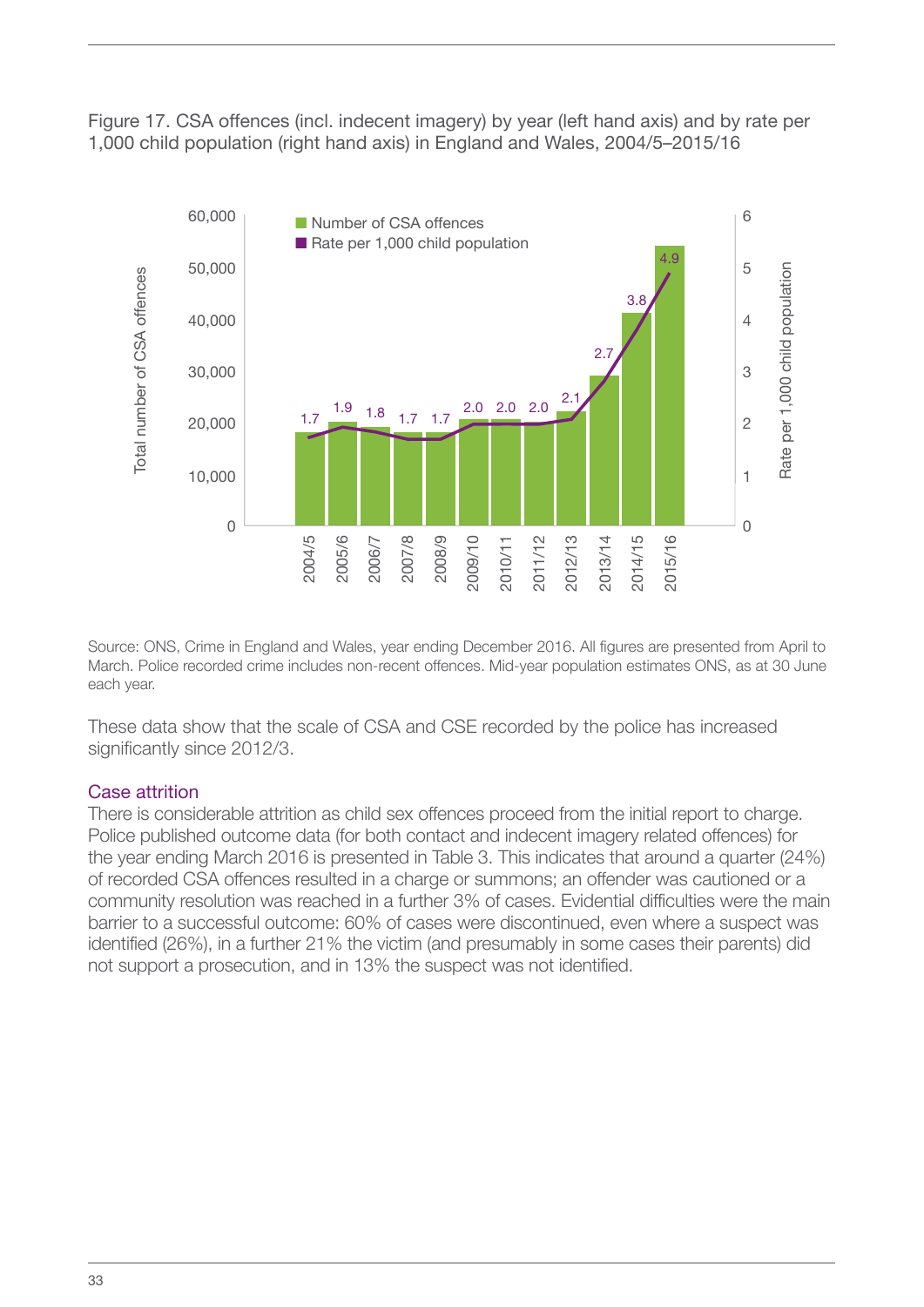Figure 17. CSA offences (incl. indecent imagery) by year (left hand axis) and by rate per 1,000 child population (right hand axis) in England and Wales, 2004/5–2015/16

Source: ONS, Crime in England and Wales, year ending December 2016. All figures are presented from April to March. Police recorded crime includes non-recent offences. Mid-year population estimates ONS, as at 30 June each year.

These data show that the scale of CSA and CSE recorded by the police has increased significantly since 2012/3.

## Case attrition

There is considerable attrition as child sex offences proceed from the initial report to charge. Police published outcome data (for both contact and indecent imagery related offences) for the year ending March 2016 is presented in Table 3. This indicates that around a quarter (24%) of recorded CSA offences resulted in a charge or summons; an offender was cautioned or a community resolution was reached in a further 3% of cases. Evidential difficulties were the main barrier to a successful outcome: 60% of cases were discontinued, even where a suspect was identified (26%), in a further 21% the victim (and presumably in some cases their parents) did not support a prosecution, and in 13% the suspect was not identified.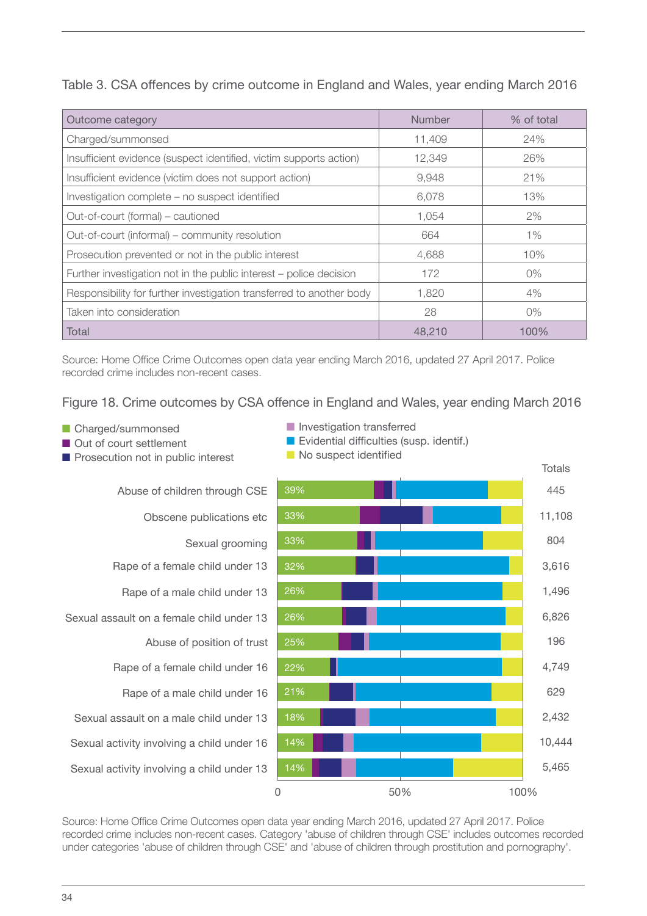Table 3. CSA offences by crime outcome in England and Wales, year ending March 2016

| Outcome category | Number | % of total |
|---|---|---|
| Charged/summonsed | 11,409 | 24% |
| Insufficient evidence (suspect identified, victim supports action) | 12,349 | 26% |
| Insufficient evidence (victim does not support action) | 9,948 | 21% |
| Investigation complete – no suspect identified | 6,078 | 13% |
| Out-of-court (formal) – cautioned | 1,054 | 2% |
| Out-of-court (informal) – community resolution | 664 | 1% |
| Prosecution prevented or not in the public interest | 4,688 | 10% |
| Further investigation not in the public interest – police decision | 172 | 0% |
| Responsibility for further investigation transferred to another body | 1,820 | 4% |
| Taken into consideration | 28 | 0% |
| Total | 48,210 | 100% |

Source: Home Office Crime Outcomes open data year ending March 2016, updated 27 April 2017. Police recorded crime includes non-recent cases.

Figure 18. Crime outcomes by CSA offence in England and Wales, year ending March 2016

Legend: Charged/summonsed; Out of court settlement; Prosecution not in public interest; Investigation transferred; Evidential difficulties (susp. identif.); No suspect identified

| Offence | Charged/summonsed | Totals |
|---|---|---|
| Abuse of children through CSE | 39% | 445 |
| Obscene publications etc | 33% | 11,108 |
| Sexual grooming | 33% | 804 |
| Rape of a female child under 13 | 32% | 3,616 |
| Rape of a male child under 13 | 26% | 1,496 |
| Sexual assault on a female child under 13 | 26% | 6,826 |
| Abuse of position of trust | 25% | 196 |
| Rape of a female child under 16 | 22% | 4,749 |
| Rape of a male child under 16 | 21% | 629 |
| Sexual assault on a male child under 13 | 18% | 2,432 |
| Sexual activity involving a child under 16 | 14% | 10,444 |
| Sexual activity involving a child under 13 | 14% | 5,465 |

Source: Home Office Crime Outcomes open data year ending March 2016, updated 27 April 2017. Police recorded crime includes non-recent cases. Category 'abuse of children through CSE' includes outcomes recorded under categories 'abuse of children through CSE' and 'abuse of children through prostitution and pornography'.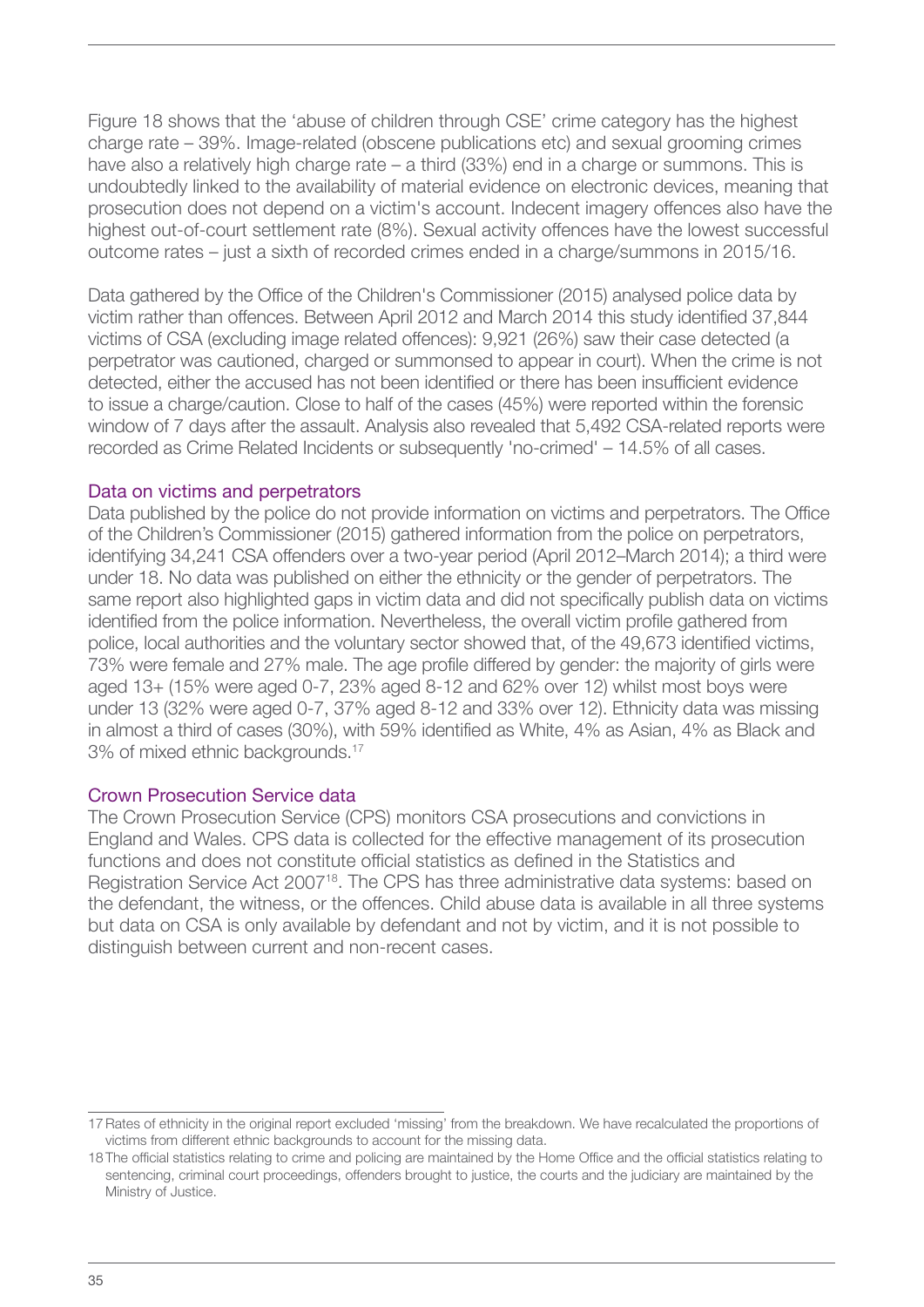Figure 18 shows that the 'abuse of children through CSE' crime category has the highest charge rate – 39%. Image-related (obscene publications etc) and sexual grooming crimes have also a relatively high charge rate – a third (33%) end in a charge or summons. This is undoubtedly linked to the availability of material evidence on electronic devices, meaning that prosecution does not depend on a victim's account. Indecent imagery offences also have the highest out-of-court settlement rate (8%). Sexual activity offences have the lowest successful outcome rates – just a sixth of recorded crimes ended in a charge/summons in 2015/16.

Data gathered by the Office of the Children's Commissioner (2015) analysed police data by victim rather than offences. Between April 2012 and March 2014 this study identified 37,844 victims of CSA (excluding image related offences): 9,921 (26%) saw their case detected (a perpetrator was cautioned, charged or summonsed to appear in court). When the crime is not detected, either the accused has not been identified or there has been insufficient evidence to issue a charge/caution. Close to half of the cases (45%) were reported within the forensic window of 7 days after the assault. Analysis also revealed that 5,492 CSA-related reports were recorded as Crime Related Incidents or subsequently 'no-crimed' – 14.5% of all cases.

## Data on victims and perpetrators

Data published by the police do not provide information on victims and perpetrators. The Office of the Children's Commissioner (2015) gathered information from the police on perpetrators, identifying 34,241 CSA offenders over a two-year period (April 2012–March 2014); a third were under 18. No data was published on either the ethnicity or the gender of perpetrators. The same report also highlighted gaps in victim data and did not specifically publish data on victims identified from the police information. Nevertheless, the overall victim profile gathered from police, local authorities and the voluntary sector showed that, of the 49,673 identified victims, 73% were female and 27% male. The age profile differed by gender: the majority of girls were aged 13+ (15% were aged 0-7, 23% aged 8-12 and 62% over 12) whilst most boys were under 13 (32% were aged 0-7, 37% aged 8-12 and 33% over 12). Ethnicity data was missing in almost a third of cases (30%), with 59% identified as White, 4% as Asian, 4% as Black and 3% of mixed ethnic backgrounds.[17]

## Crown Prosecution Service data

The Crown Prosecution Service (CPS) monitors CSA prosecutions and convictions in England and Wales. CPS data is collected for the effective management of its prosecution functions and does not constitute official statistics as defined in the Statistics and Registration Service Act 2007[18]. The CPS has three administrative data systems: based on the defendant, the witness, or the offences. Child abuse data is available in all three systems but data on CSA is only available by defendant and not by victim, and it is not possible to distinguish between current and non-recent cases.

---

17 Rates of ethnicity in the original report excluded 'missing' from the breakdown. We have recalculated the proportions of victims from different ethnic backgrounds to account for the missing data.

18 The official statistics relating to crime and policing are maintained by the Home Office and the official statistics relating to sentencing, criminal court proceedings, offenders brought to justice, the courts and the judiciary are maintained by the Ministry of Justice.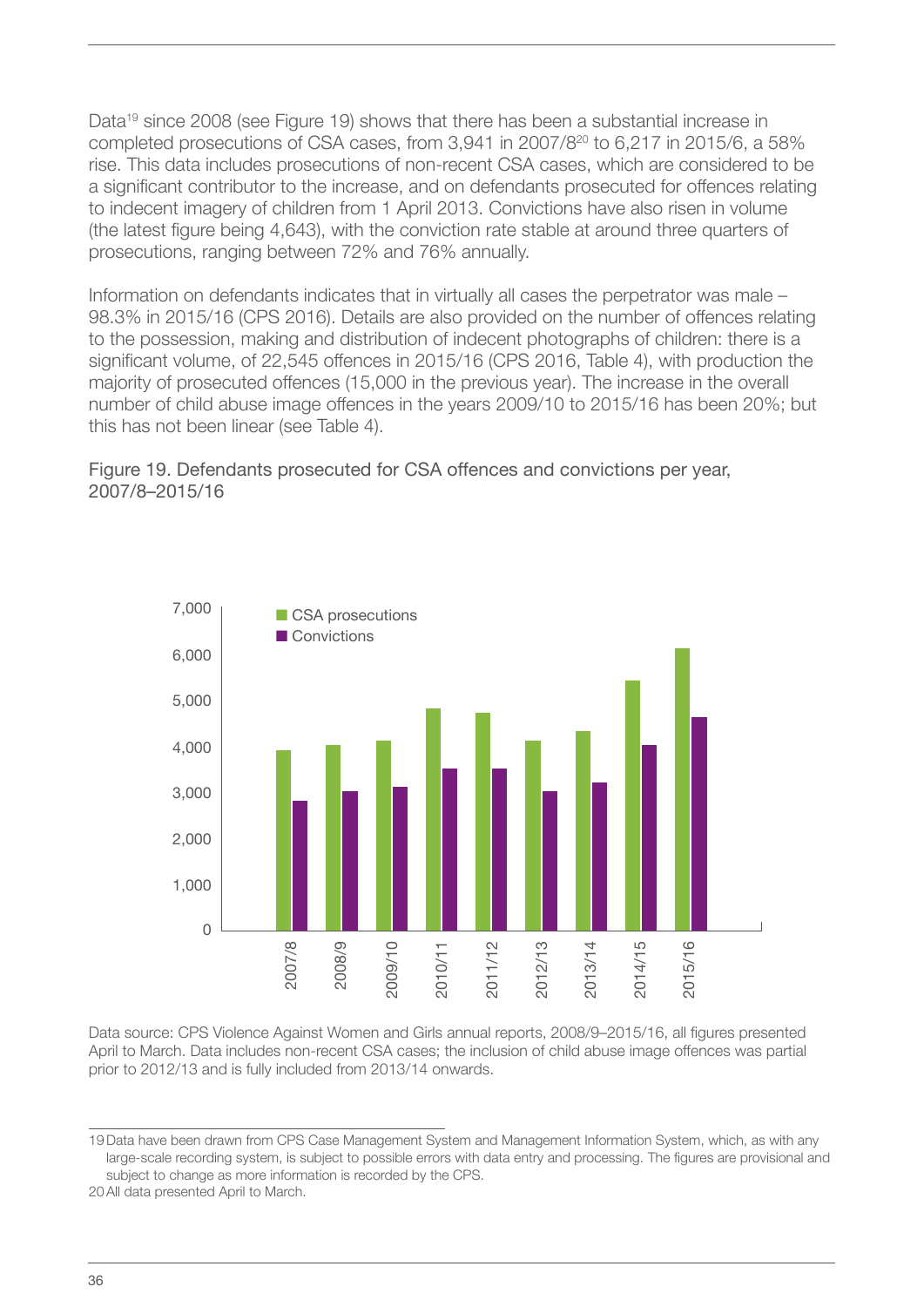Data[19] since 2008 (see Figure 19) shows that there has been a substantial increase in completed prosecutions of CSA cases, from 3,941 in 2007/8[20] to 6,217 in 2015/6, a 58% rise. This data includes prosecutions of non-recent CSA cases, which are considered to be a significant contributor to the increase, and on defendants prosecuted for offences relating to indecent imagery of children from 1 April 2013. Convictions have also risen in volume (the latest figure being 4,643), with the conviction rate stable at around three quarters of prosecutions, ranging between 72% and 76% annually.

Information on defendants indicates that in virtually all cases the perpetrator was male – 98.3% in 2015/16 (CPS 2016). Details are also provided on the number of offences relating to the possession, making and distribution of indecent photographs of children: there is a significant volume, of 22,545 offences in 2015/16 (CPS 2016, Table 4), with production the majority of prosecuted offences (15,000 in the previous year). The increase in the overall number of child abuse image offences in the years 2009/10 to 2015/16 has been 20%; but this has not been linear (see Table 4).

Figure 19. Defendants prosecuted for CSA offences and convictions per year, 2007/8–2015/16

Data source: CPS Violence Against Women and Girls annual reports, 2008/9–2015/16, all figures presented April to March. Data includes non-recent CSA cases; the inclusion of child abuse image offences was partial prior to 2012/13 and is fully included from 2013/14 onwards.

19 Data have been drawn from CPS Case Management System and Management Information System, which, as with any large-scale recording system, is subject to possible errors with data entry and processing. The figures are provisional and subject to change as more information is recorded by the CPS.

20 All data presented April to March.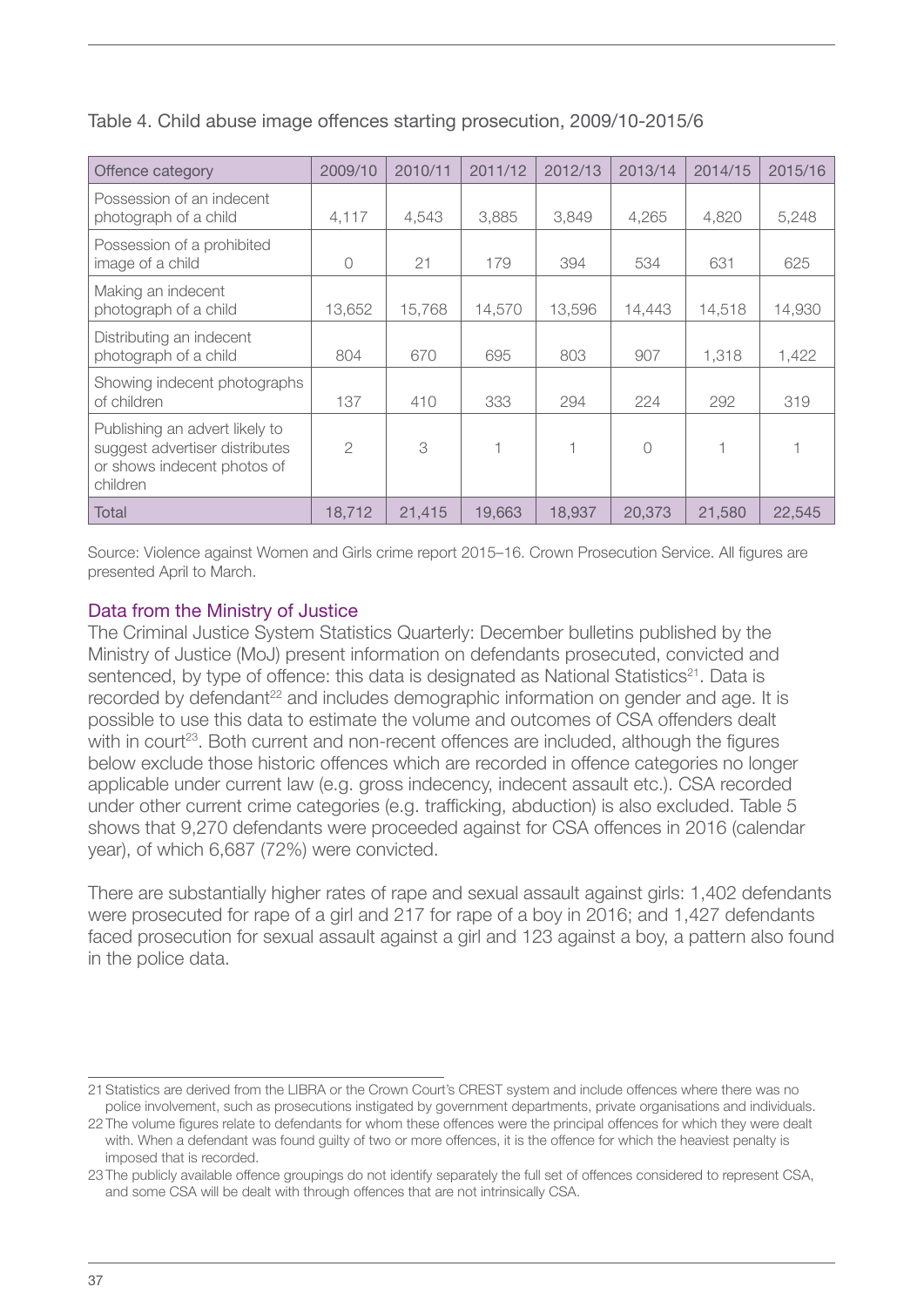Table 4. Child abuse image offences starting prosecution, 2009/10-2015/6

| Offence category | 2009/10 | 2010/11 | 2011/12 | 2012/13 | 2013/14 | 2014/15 | 2015/16 |
|---|---|---|---|---|---|---|---|
| Possession of an indecent photograph of a child | 4,117 | 4,543 | 3,885 | 3,849 | 4,265 | 4,820 | 5,248 |
| Possession of a prohibited image of a child | 0 | 21 | 179 | 394 | 534 | 631 | 625 |
| Making an indecent photograph of a child | 13,652 | 15,768 | 14,570 | 13,596 | 14,443 | 14,518 | 14,930 |
| Distributing an indecent photograph of a child | 804 | 670 | 695 | 803 | 907 | 1,318 | 1,422 |
| Showing indecent photographs of children | 137 | 410 | 333 | 294 | 224 | 292 | 319 |
| Publishing an advert likely to suggest advertiser distributes or shows indecent photos of children | 2 | 3 | 1 | 1 | 0 | 1 | 1 |
| Total | 18,712 | 21,415 | 19,663 | 18,937 | 20,373 | 21,580 | 22,545 |

Source: Violence against Women and Girls crime report 2015–16. Crown Prosecution Service. All figures are presented April to March.

### Data from the Ministry of Justice

The Criminal Justice System Statistics Quarterly: December bulletins published by the Ministry of Justice (MoJ) present information on defendants prosecuted, convicted and sentenced, by type of offence: this data is designated as National Statistics[21]. Data is recorded by defendant[22] and includes demographic information on gender and age. It is possible to use this data to estimate the volume and outcomes of CSA offenders dealt with in court[23]. Both current and non-recent offences are included, although the figures below exclude those historic offences which are recorded in offence categories no longer applicable under current law (e.g. gross indecency, indecent assault etc.). CSA recorded under other current crime categories (e.g. trafficking, abduction) is also excluded. Table 5 shows that 9,270 defendants were proceeded against for CSA offences in 2016 (calendar year), of which 6,687 (72%) were convicted.

There are substantially higher rates of rape and sexual assault against girls: 1,402 defendants were prosecuted for rape of a girl and 217 for rape of a boy in 2016; and 1,427 defendants faced prosecution for sexual assault against a girl and 123 against a boy, a pattern also found in the police data.

---

21 Statistics are derived from the LIBRA or the Crown Court's CREST system and include offences where there was no police involvement, such as prosecutions instigated by government departments, private organisations and individuals.

22 The volume figures relate to defendants for whom these offences were the principal offences for which they were dealt with. When a defendant was found guilty of two or more offences, it is the offence for which the heaviest penalty is imposed that is recorded.

23 The publicly available offence groupings do not identify separately the full set of offences considered to represent CSA, and some CSA will be dealt with through offences that are not intrinsically CSA.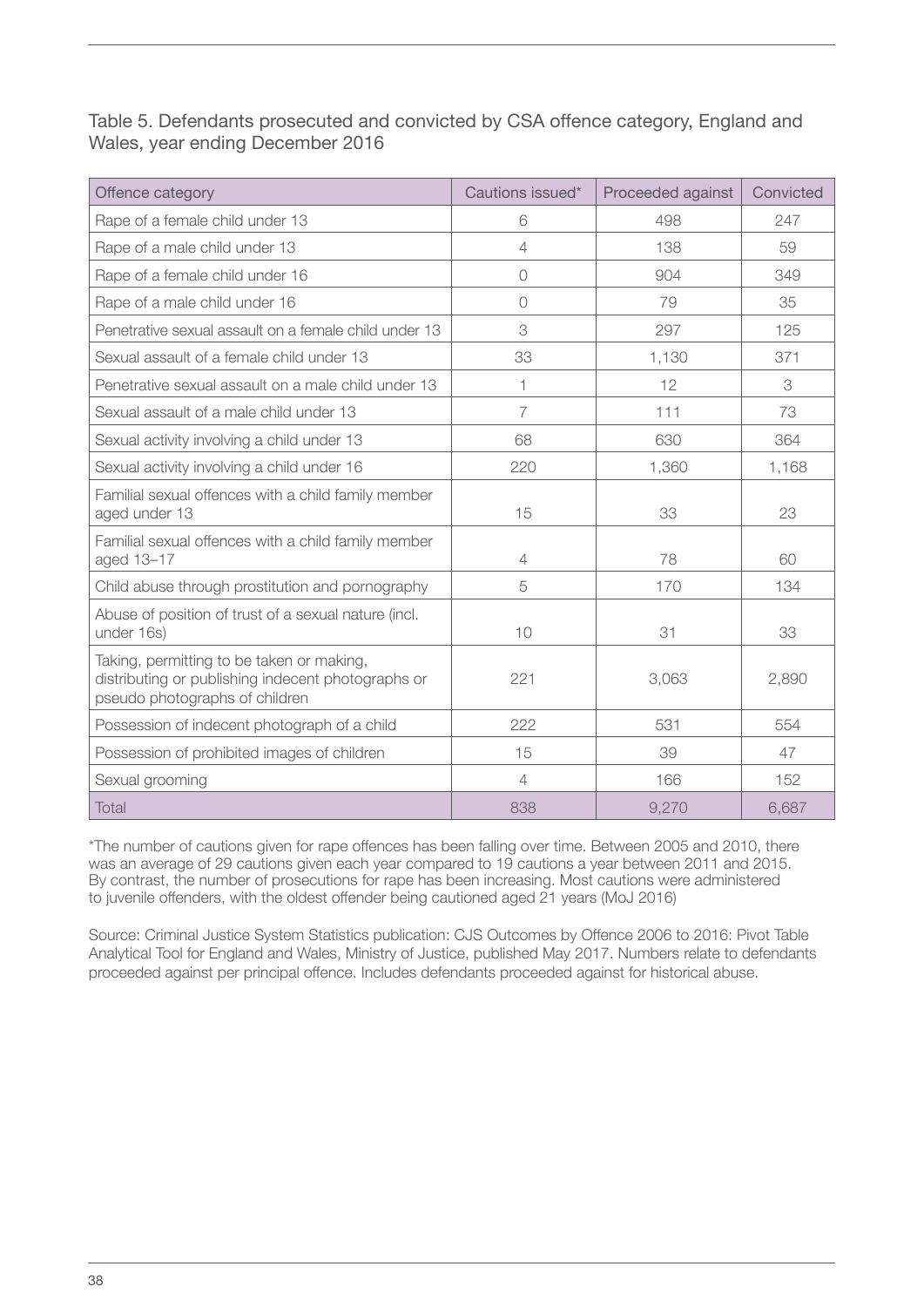Table 5. Defendants prosecuted and convicted by CSA offence category, England and Wales, year ending December 2016

| Offence category | Cautions issued* | Proceeded against | Convicted |
|---|---|---|---|
| Rape of a female child under 13 | 6 | 498 | 247 |
| Rape of a male child under 13 | 4 | 138 | 59 |
| Rape of a female child under 16 | 0 | 904 | 349 |
| Rape of a male child under 16 | 0 | 79 | 35 |
| Penetrative sexual assault on a female child under 13 | 3 | 297 | 125 |
| Sexual assault of a female child under 13 | 33 | 1,130 | 371 |
| Penetrative sexual assault on a male child under 13 | 1 | 12 | 3 |
| Sexual assault of a male child under 13 | 7 | 111 | 73 |
| Sexual activity involving a child under 13 | 68 | 630 | 364 |
| Sexual activity involving a child under 16 | 220 | 1,360 | 1,168 |
| Familial sexual offences with a child family member aged under 13 | 15 | 33 | 23 |
| Familial sexual offences with a child family member aged 13–17 | 4 | 78 | 60 |
| Child abuse through prostitution and pornography | 5 | 170 | 134 |
| Abuse of position of trust of a sexual nature (incl. under 16s) | 10 | 31 | 33 |
| Taking, permitting to be taken or making, distributing or publishing indecent photographs or pseudo photographs of children | 221 | 3,063 | 2,890 |
| Possession of indecent photograph of a child | 222 | 531 | 554 |
| Possession of prohibited images of children | 15 | 39 | 47 |
| Sexual grooming | 4 | 166 | 152 |
| Total | 838 | 9,270 | 6,687 |

*The number of cautions given for rape offences has been falling over time. Between 2005 and 2010, there was an average of 29 cautions given each year compared to 19 cautions a year between 2011 and 2015. By contrast, the number of prosecutions for rape has been increasing. Most cautions were administered to juvenile offenders, with the oldest offender being cautioned aged 21 years (MoJ 2016)

Source: Criminal Justice System Statistics publication: CJS Outcomes by Offence 2006 to 2016: Pivot Table Analytical Tool for England and Wales, Ministry of Justice, published May 2017. Numbers relate to defendants proceeded against per principal offence. Includes defendants proceeded against for historical abuse.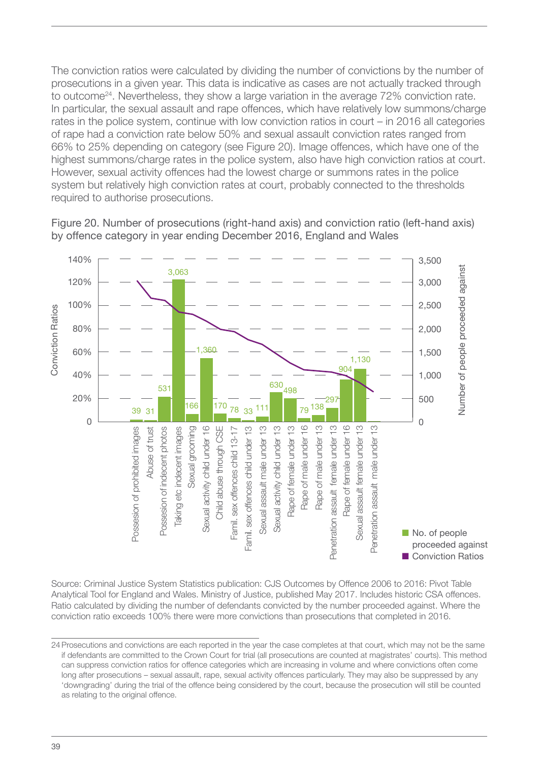The conviction ratios were calculated by dividing the number of convictions by the number of prosecutions in a given year. This data is indicative as cases are not actually tracked through to outcome[24]. Nevertheless, they show a large variation in the average 72% conviction rate. In particular, the sexual assault and rape offences, which have relatively low summons/charge rates in the police system, continue with low conviction ratios in court – in 2016 all categories of rape had a conviction rate below 50% and sexual assault conviction rates ranged from 66% to 25% depending on category (see Figure 20). Image offences, which have one of the highest summons/charge rates in the police system, also have high conviction ratios at court. However, sexual activity offences had the lowest charge or summons rates in the police system but relatively high conviction rates at court, probably connected to the thresholds required to authorise prosecutions.

Figure 20. Number of prosecutions (right-hand axis) and conviction ratio (left-hand axis) by offence category in year ending December 2016, England and Wales

| Offence category | No. of people proceeded against |
| --- | --- |
| Possesion of prohibited images | 39 |
| Abuse of trust | 31 |
| Possesion of indecent photos | 531 |
| Taking etc indecent images | 3,063 |
| Sexual grooming | 166 |
| Sexual activity child under 16 | 1,360 |
| Child abuse through CSE | 170 |
| Famil. sex offences child 13-17 | 78 |
| Famil. sex offences child under 13 | 33 |
| Sexual assault male under 13 | 111 |
| Sexual activity child under 13 | 630 |
| Rape of female under 13 | 498 |
| Rape of male under 16 | 79 |
| Rape of male under 13 | 138 |
| Penetration assault female under 13 | 297 |
| Rape of female under 16 | 904 |
| Sexual assault female under 13 | 1,130 |
| Penetration assault male under 13 | |

Source: Criminal Justice System Statistics publication: CJS Outcomes by Offence 2006 to 2016: Pivot Table Analytical Tool for England and Wales. Ministry of Justice, published May 2017. Includes historic CSA offences. Ratio calculated by dividing the number of defendants convicted by the number proceeded against. Where the conviction ratio exceeds 100% there were more convictions than prosecutions that completed in 2016.

24 Prosecutions and convictions are each reported in the year the case completes at that court, which may not be the same if defendants are committed to the Crown Court for trial (all prosecutions are counted at magistrates' courts). This method can suppress conviction ratios for offence categories which are increasing in volume and where convictions often come long after prosecutions – sexual assault, rape, sexual activity offences particularly. They may also be suppressed by any 'downgrading' during the trial of the offence being considered by the court, because the prosecution will still be counted as relating to the original offence.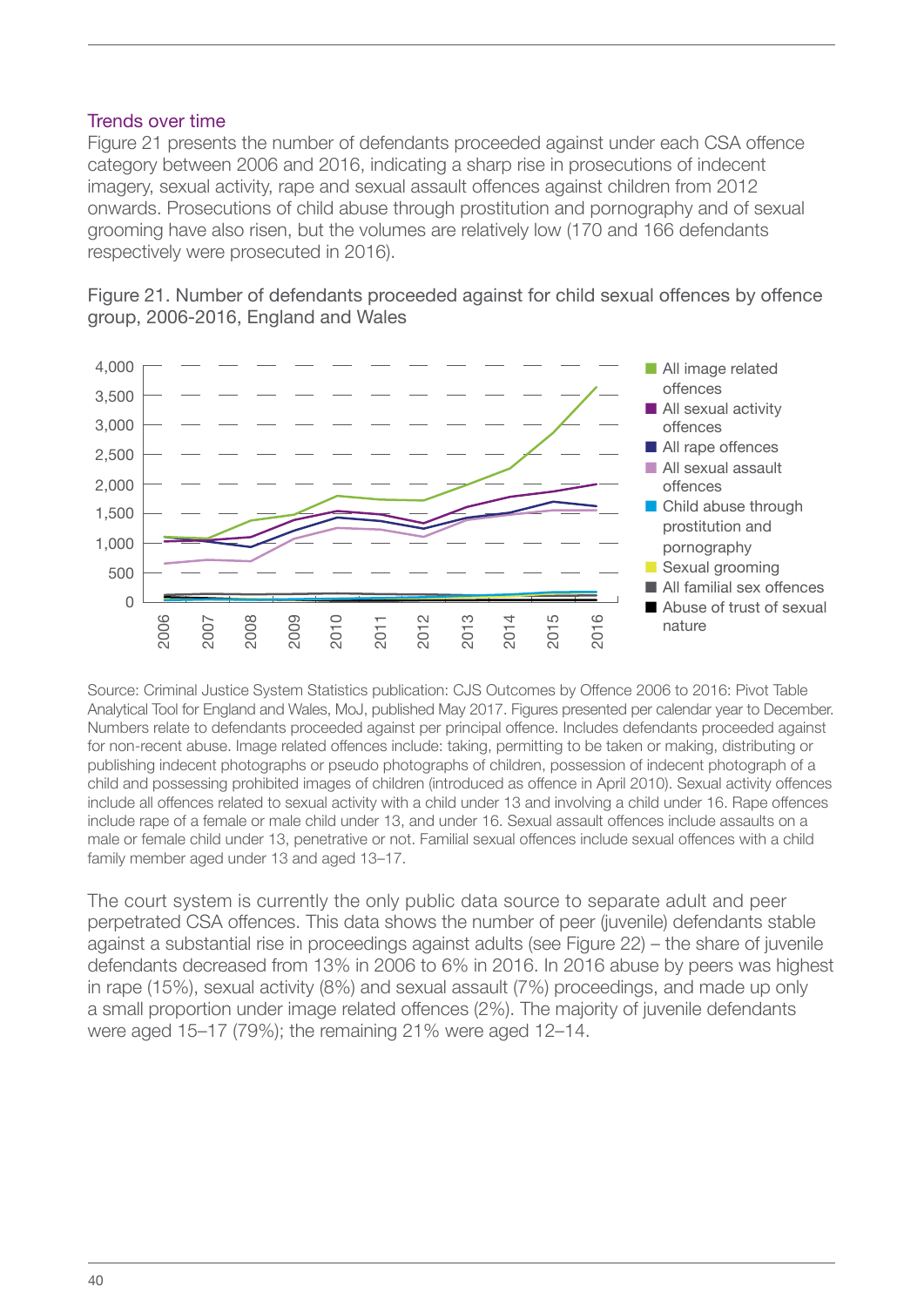### Trends over time

Figure 21 presents the number of defendants proceeded against under each CSA offence category between 2006 and 2016, indicating a sharp rise in prosecutions of indecent imagery, sexual activity, rape and sexual assault offences against children from 2012 onwards. Prosecutions of child abuse through prostitution and pornography and of sexual grooming have also risen, but the volumes are relatively low (170 and 166 defendants respectively were prosecuted in 2016).

Figure 21. Number of defendants proceeded against for child sexual offences by offence group, 2006-2016, England and Wales

Source: Criminal Justice System Statistics publication: CJS Outcomes by Offence 2006 to 2016: Pivot Table Analytical Tool for England and Wales, MoJ, published May 2017. Figures presented per calendar year to December. Numbers relate to defendants proceeded against per principal offence. Includes defendants proceeded against for non-recent abuse. Image related offences include: taking, permitting to be taken or making, distributing or publishing indecent photographs or pseudo photographs of children, possession of indecent photograph of a child and possessing prohibited images of children (introduced as offence in April 2010). Sexual activity offences include all offences related to sexual activity with a child under 13 and involving a child under 16. Rape offences include rape of a female or male child under 13, and under 16. Sexual assault offences include assaults on a male or female child under 13, penetrative or not. Familial sexual offences include sexual offences with a child family member aged under 13 and aged 13–17.

The court system is currently the only public data source to separate adult and peer perpetrated CSA offences. This data shows the number of peer (juvenile) defendants stable against a substantial rise in proceedings against adults (see Figure 22) – the share of juvenile defendants decreased from 13% in 2006 to 6% in 2016. In 2016 abuse by peers was highest in rape (15%), sexual activity (8%) and sexual assault (7%) proceedings, and made up only a small proportion under image related offences (2%). The majority of juvenile defendants were aged 15–17 (79%); the remaining 21% were aged 12–14.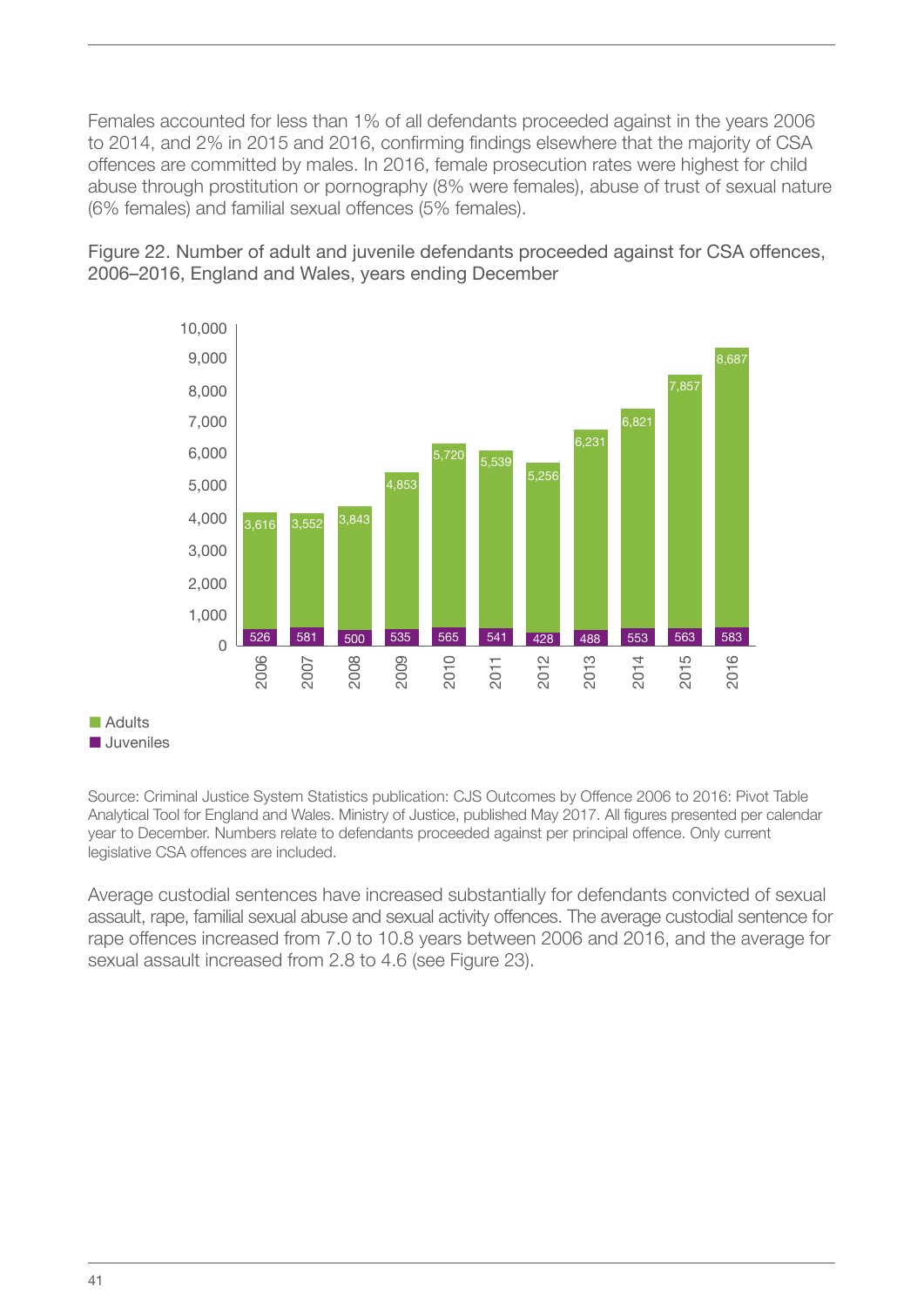Females accounted for less than 1% of all defendants proceeded against in the years 2006 to 2014, and 2% in 2015 and 2016, confirming findings elsewhere that the majority of CSA offences are committed by males. In 2016, female prosecution rates were highest for child abuse through prostitution or pornography (8% were females), abuse of trust of sexual nature (6% females) and familial sexual offences (5% females).

Figure 22. Number of adult and juvenile defendants proceeded against for CSA offences, 2006–2016, England and Wales, years ending December

| Year | Adults | Juveniles |
|---|---|---|
| 2006 | 3,616 | 526 |
| 2007 | 3,552 | 581 |
| 2008 | 3,843 | 500 |
| 2009 | 4,853 | 535 |
| 2010 | 5,720 | 565 |
| 2011 | 5,539 | 541 |
| 2012 | 5,256 | 428 |
| 2013 | 6,231 | 488 |
| 2014 | 6,821 | 553 |
| 2015 | 7,857 | 563 |
| 2016 | 8,687 | 583 |

Source: Criminal Justice System Statistics publication: CJS Outcomes by Offence 2006 to 2016: Pivot Table Analytical Tool for England and Wales. Ministry of Justice, published May 2017. All figures presented per calendar year to December. Numbers relate to defendants proceeded against per principal offence. Only current legislative CSA offences are included.

Average custodial sentences have increased substantially for defendants convicted of sexual assault, rape, familial sexual abuse and sexual activity offences. The average custodial sentence for rape offences increased from 7.0 to 10.8 years between 2006 and 2016, and the average for sexual assault increased from 2.8 to 4.6 (see Figure 23).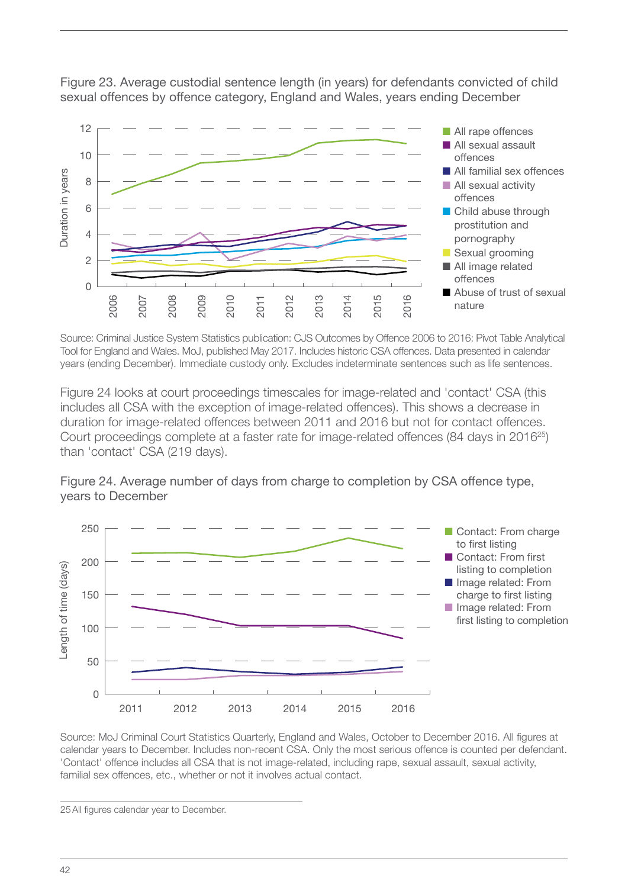Figure 23. Average custodial sentence length (in years) for defendants convicted of child sexual offences by offence category, England and Wales, years ending December

Source: Criminal Justice System Statistics publication: CJS Outcomes by Offence 2006 to 2016: Pivot Table Analytical Tool for England and Wales. MoJ, published May 2017. Includes historic CSA offences. Data presented in calendar years (ending December). Immediate custody only. Excludes indeterminate sentences such as life sentences.

Figure 24 looks at court proceedings timescales for image-related and 'contact' CSA (this includes all CSA with the exception of image-related offences). This shows a decrease in duration for image-related offences between 2011 and 2016 but not for contact offences. Court proceedings complete at a faster rate for image-related offences (84 days in 2016[25]) than 'contact' CSA (219 days).

Figure 24. Average number of days from charge to completion by CSA offence type, years to December

Source: MoJ Criminal Court Statistics Quarterly, England and Wales, October to December 2016. All figures at calendar years to December. Includes non-recent CSA. Only the most serious offence is counted per defendant. 'Contact' offence includes all CSA that is not image-related, including rape, sexual assault, sexual activity, familial sex offences, etc., whether or not it involves actual contact.

25 All figures calendar year to December.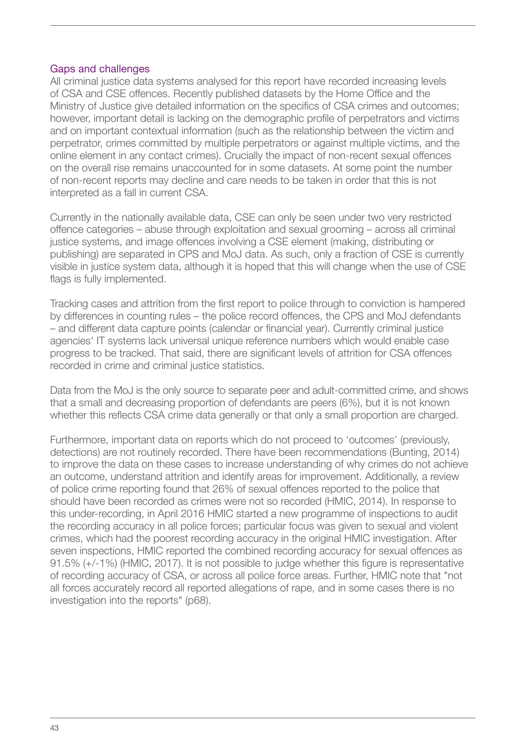## Gaps and challenges

All criminal justice data systems analysed for this report have recorded increasing levels of CSA and CSE offences. Recently published datasets by the Home Office and the Ministry of Justice give detailed information on the specifics of CSA crimes and outcomes; however, important detail is lacking on the demographic profile of perpetrators and victims and on important contextual information (such as the relationship between the victim and perpetrator, crimes committed by multiple perpetrators or against multiple victims, and the online element in any contact crimes). Crucially the impact of non-recent sexual offences on the overall rise remains unaccounted for in some datasets. At some point the number of non-recent reports may decline and care needs to be taken in order that this is not interpreted as a fall in current CSA.

Currently in the nationally available data, CSE can only be seen under two very restricted offence categories – abuse through exploitation and sexual grooming – across all criminal justice systems, and image offences involving a CSE element (making, distributing or publishing) are separated in CPS and MoJ data. As such, only a fraction of CSE is currently visible in justice system data, although it is hoped that this will change when the use of CSE flags is fully implemented.

Tracking cases and attrition from the first report to police through to conviction is hampered by differences in counting rules – the police record offences, the CPS and MoJ defendants – and different data capture points (calendar or financial year). Currently criminal justice agencies' IT systems lack universal unique reference numbers which would enable case progress to be tracked. That said, there are significant levels of attrition for CSA offences recorded in crime and criminal justice statistics.

Data from the MoJ is the only source to separate peer and adult-committed crime, and shows that a small and decreasing proportion of defendants are peers (6%), but it is not known whether this reflects CSA crime data generally or that only a small proportion are charged.

Furthermore, important data on reports which do not proceed to 'outcomes' (previously, detections) are not routinely recorded. There have been recommendations (Bunting, 2014) to improve the data on these cases to increase understanding of why crimes do not achieve an outcome, understand attrition and identify areas for improvement. Additionally, a review of police crime reporting found that 26% of sexual offences reported to the police that should have been recorded as crimes were not so recorded (HMIC, 2014). In response to this under-recording, in April 2016 HMIC started a new programme of inspections to audit the recording accuracy in all police forces; particular focus was given to sexual and violent crimes, which had the poorest recording accuracy in the original HMIC investigation. After seven inspections, HMIC reported the combined recording accuracy for sexual offences as 91.5% (+/-1%) (HMIC, 2017). It is not possible to judge whether this figure is representative of recording accuracy of CSA, or across all police force areas. Further, HMIC note that "not all forces accurately record all reported allegations of rape, and in some cases there is no investigation into the reports" (p68).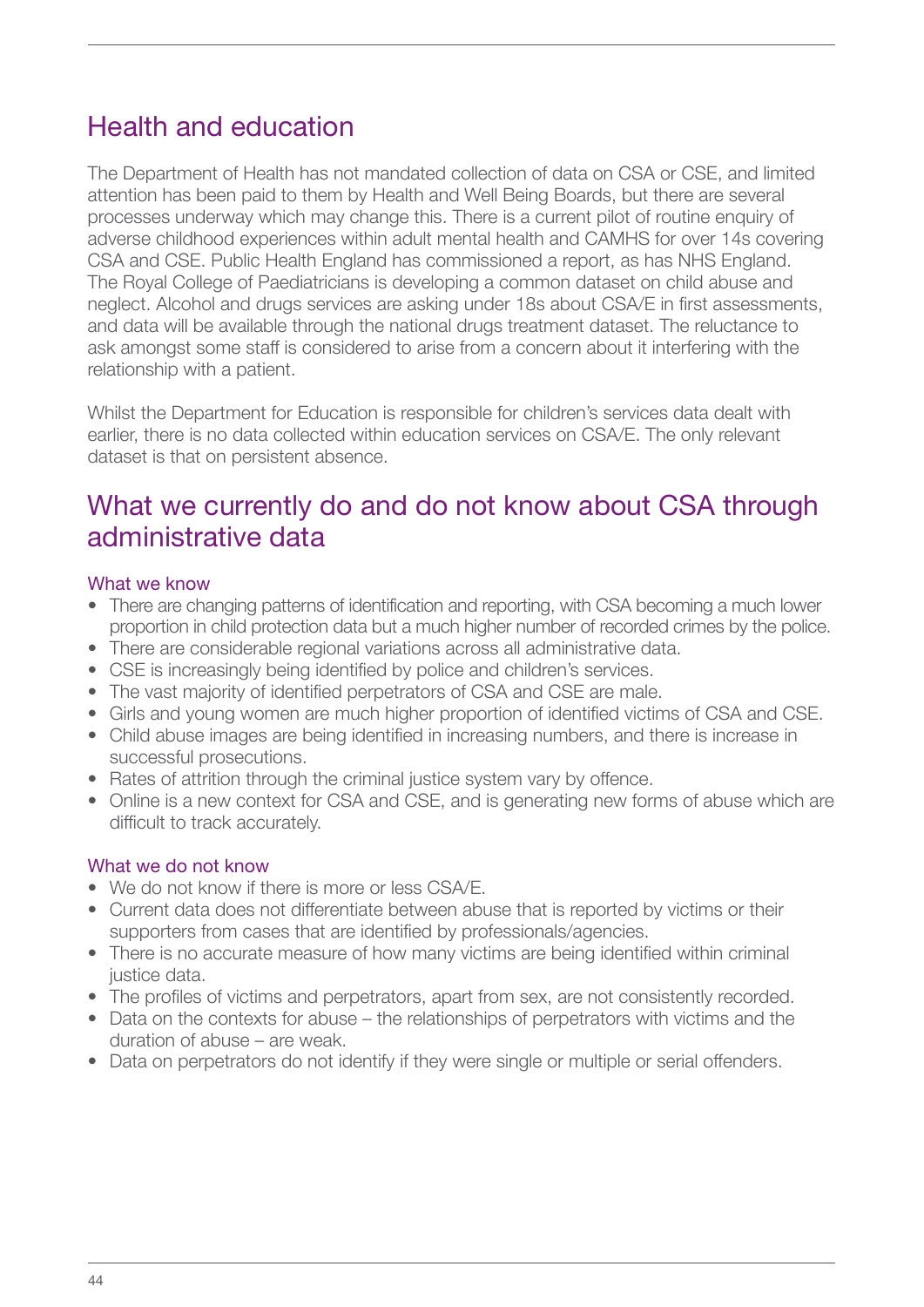## Health and education

The Department of Health has not mandated collection of data on CSA or CSE, and limited attention has been paid to them by Health and Well Being Boards, but there are several processes underway which may change this. There is a current pilot of routine enquiry of adverse childhood experiences within adult mental health and CAMHS for over 14s covering CSA and CSE. Public Health England has commissioned a report, as has NHS England. The Royal College of Paediatricians is developing a common dataset on child abuse and neglect. Alcohol and drugs services are asking under 18s about CSA/E in first assessments, and data will be available through the national drugs treatment dataset. The reluctance to ask amongst some staff is considered to arise from a concern about it interfering with the relationship with a patient.

Whilst the Department for Education is responsible for children's services data dealt with earlier, there is no data collected within education services on CSA/E. The only relevant dataset is that on persistent absence.

## What we currently do and do not know about CSA through administrative data

### What we know

- There are changing patterns of identification and reporting, with CSA becoming a much lower proportion in child protection data but a much higher number of recorded crimes by the police.
- There are considerable regional variations across all administrative data.
- CSE is increasingly being identified by police and children's services.
- The vast majority of identified perpetrators of CSA and CSE are male.
- Girls and young women are much higher proportion of identified victims of CSA and CSE.
- Child abuse images are being identified in increasing numbers, and there is increase in successful prosecutions.
- Rates of attrition through the criminal justice system vary by offence.
- Online is a new context for CSA and CSE, and is generating new forms of abuse which are difficult to track accurately.

### What we do not know

- We do not know if there is more or less CSA/E.
- Current data does not differentiate between abuse that is reported by victims or their supporters from cases that are identified by professionals/agencies.
- There is no accurate measure of how many victims are being identified within criminal justice data.
- The profiles of victims and perpetrators, apart from sex, are not consistently recorded.
- Data on the contexts for abuse – the relationships of perpetrators with victims and the duration of abuse – are weak.
- Data on perpetrators do not identify if they were single or multiple or serial offenders.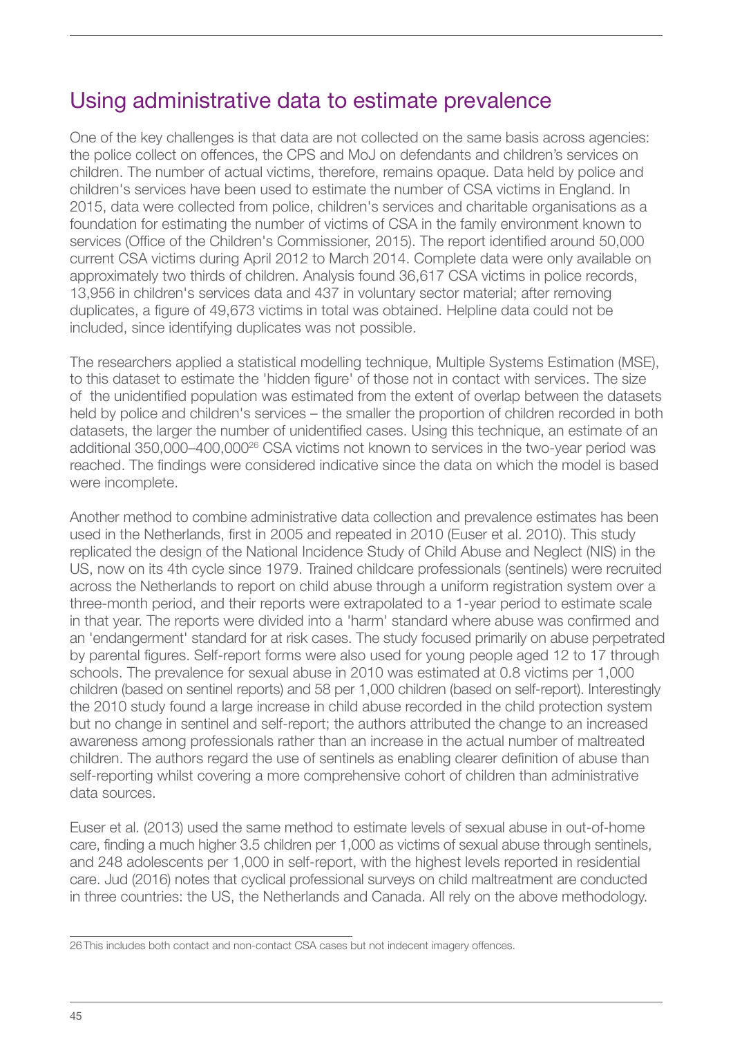## Using administrative data to estimate prevalence

One of the key challenges is that data are not collected on the same basis across agencies: the police collect on offences, the CPS and MoJ on defendants and children's services on children. The number of actual victims, therefore, remains opaque. Data held by police and children's services have been used to estimate the number of CSA victims in England. In 2015, data were collected from police, children's services and charitable organisations as a foundation for estimating the number of victims of CSA in the family environment known to services (Office of the Children's Commissioner, 2015). The report identified around 50,000 current CSA victims during April 2012 to March 2014. Complete data were only available on approximately two thirds of children. Analysis found 36,617 CSA victims in police records, 13,956 in children's services data and 437 in voluntary sector material; after removing duplicates, a figure of 49,673 victims in total was obtained. Helpline data could not be included, since identifying duplicates was not possible.

The researchers applied a statistical modelling technique, Multiple Systems Estimation (MSE), to this dataset to estimate the 'hidden figure' of those not in contact with services. The size of the unidentified population was estimated from the extent of overlap between the datasets held by police and children's services – the smaller the proportion of children recorded in both datasets, the larger the number of unidentified cases. Using this technique, an estimate of an additional 350,000–400,000[26] CSA victims not known to services in the two-year period was reached. The findings were considered indicative since the data on which the model is based were incomplete.

Another method to combine administrative data collection and prevalence estimates has been used in the Netherlands, first in 2005 and repeated in 2010 (Euser et al. 2010). This study replicated the design of the National Incidence Study of Child Abuse and Neglect (NIS) in the US, now on its 4th cycle since 1979. Trained childcare professionals (sentinels) were recruited across the Netherlands to report on child abuse through a uniform registration system over a three-month period, and their reports were extrapolated to a 1-year period to estimate scale in that year. The reports were divided into a 'harm' standard where abuse was confirmed and an 'endangerment' standard for at risk cases. The study focused primarily on abuse perpetrated by parental figures. Self-report forms were also used for young people aged 12 to 17 through schools. The prevalence for sexual abuse in 2010 was estimated at 0.8 victims per 1,000 children (based on sentinel reports) and 58 per 1,000 children (based on self-report). Interestingly the 2010 study found a large increase in child abuse recorded in the child protection system but no change in sentinel and self-report; the authors attributed the change to an increased awareness among professionals rather than an increase in the actual number of maltreated children. The authors regard the use of sentinels as enabling clearer definition of abuse than self-reporting whilst covering a more comprehensive cohort of children than administrative data sources.

Euser et al. (2013) used the same method to estimate levels of sexual abuse in out-of-home care, finding a much higher 3.5 children per 1,000 as victims of sexual abuse through sentinels, and 248 adolescents per 1,000 in self-report, with the highest levels reported in residential care. Jud (2016) notes that cyclical professional surveys on child maltreatment are conducted in three countries: the US, the Netherlands and Canada. All rely on the above methodology.

---

[26] This includes both contact and non-contact CSA cases but not indecent imagery offences.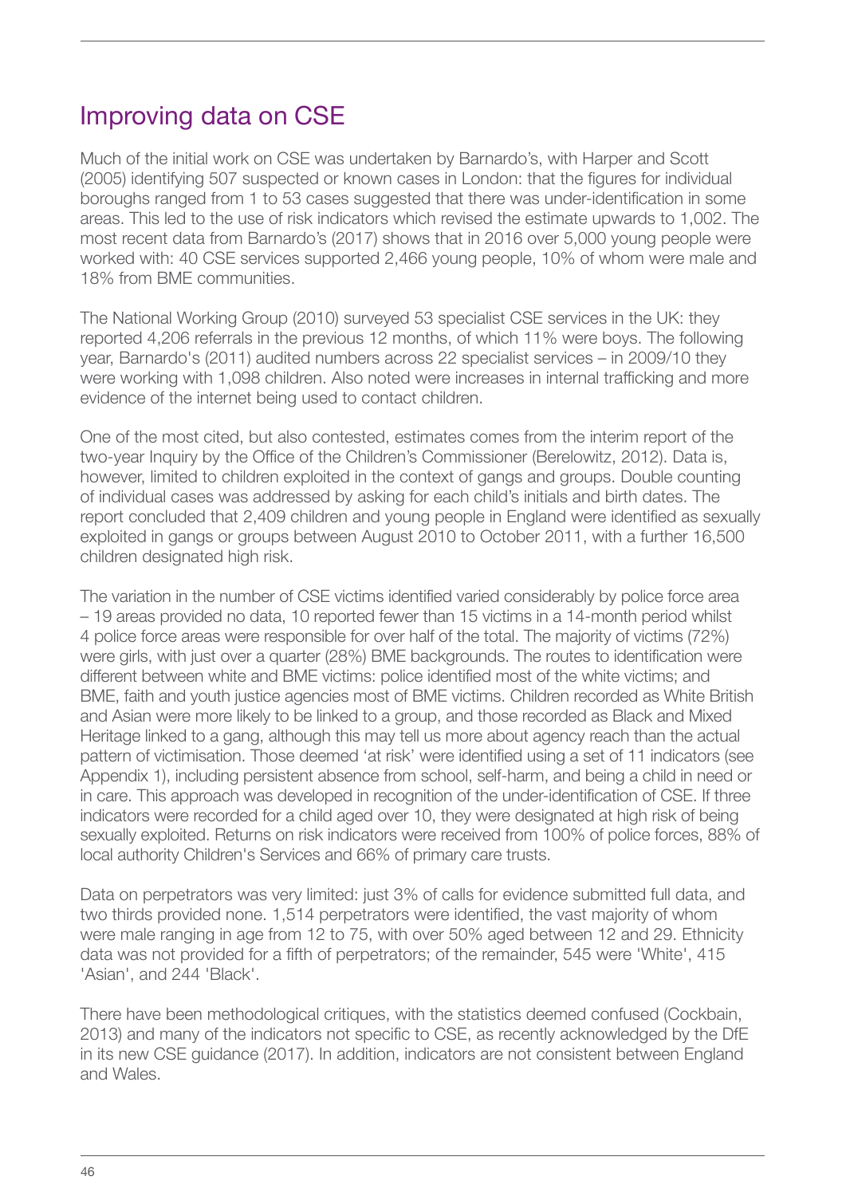## Improving data on CSE

Much of the initial work on CSE was undertaken by Barnardo's, with Harper and Scott (2005) identifying 507 suspected or known cases in London: that the figures for individual boroughs ranged from 1 to 53 cases suggested that there was under-identification in some areas. This led to the use of risk indicators which revised the estimate upwards to 1,002. The most recent data from Barnardo's (2017) shows that in 2016 over 5,000 young people were worked with: 40 CSE services supported 2,466 young people, 10% of whom were male and 18% from BME communities.

The National Working Group (2010) surveyed 53 specialist CSE services in the UK: they reported 4,206 referrals in the previous 12 months, of which 11% were boys. The following year, Barnardo's (2011) audited numbers across 22 specialist services – in 2009/10 they were working with 1,098 children. Also noted were increases in internal trafficking and more evidence of the internet being used to contact children.

One of the most cited, but also contested, estimates comes from the interim report of the two-year Inquiry by the Office of the Children's Commissioner (Berelowitz, 2012). Data is, however, limited to children exploited in the context of gangs and groups. Double counting of individual cases was addressed by asking for each child's initials and birth dates. The report concluded that 2,409 children and young people in England were identified as sexually exploited in gangs or groups between August 2010 to October 2011, with a further 16,500 children designated high risk.

The variation in the number of CSE victims identified varied considerably by police force area – 19 areas provided no data, 10 reported fewer than 15 victims in a 14-month period whilst 4 police force areas were responsible for over half of the total. The majority of victims (72%) were girls, with just over a quarter (28%) BME backgrounds. The routes to identification were different between white and BME victims: police identified most of the white victims; and BME, faith and youth justice agencies most of BME victims. Children recorded as White British and Asian were more likely to be linked to a group, and those recorded as Black and Mixed Heritage linked to a gang, although this may tell us more about agency reach than the actual pattern of victimisation. Those deemed 'at risk' were identified using a set of 11 indicators (see Appendix 1), including persistent absence from school, self-harm, and being a child in need or in care. This approach was developed in recognition of the under-identification of CSE. If three indicators were recorded for a child aged over 10, they were designated at high risk of being sexually exploited. Returns on risk indicators were received from 100% of police forces, 88% of local authority Children's Services and 66% of primary care trusts.

Data on perpetrators was very limited: just 3% of calls for evidence submitted full data, and two thirds provided none. 1,514 perpetrators were identified, the vast majority of whom were male ranging in age from 12 to 75, with over 50% aged between 12 and 29. Ethnicity data was not provided for a fifth of perpetrators; of the remainder, 545 were 'White', 415 'Asian', and 244 'Black'.

There have been methodological critiques, with the statistics deemed confused (Cockbain, 2013) and many of the indicators not specific to CSE, as recently acknowledged by the DfE in its new CSE guidance (2017). In addition, indicators are not consistent between England and Wales.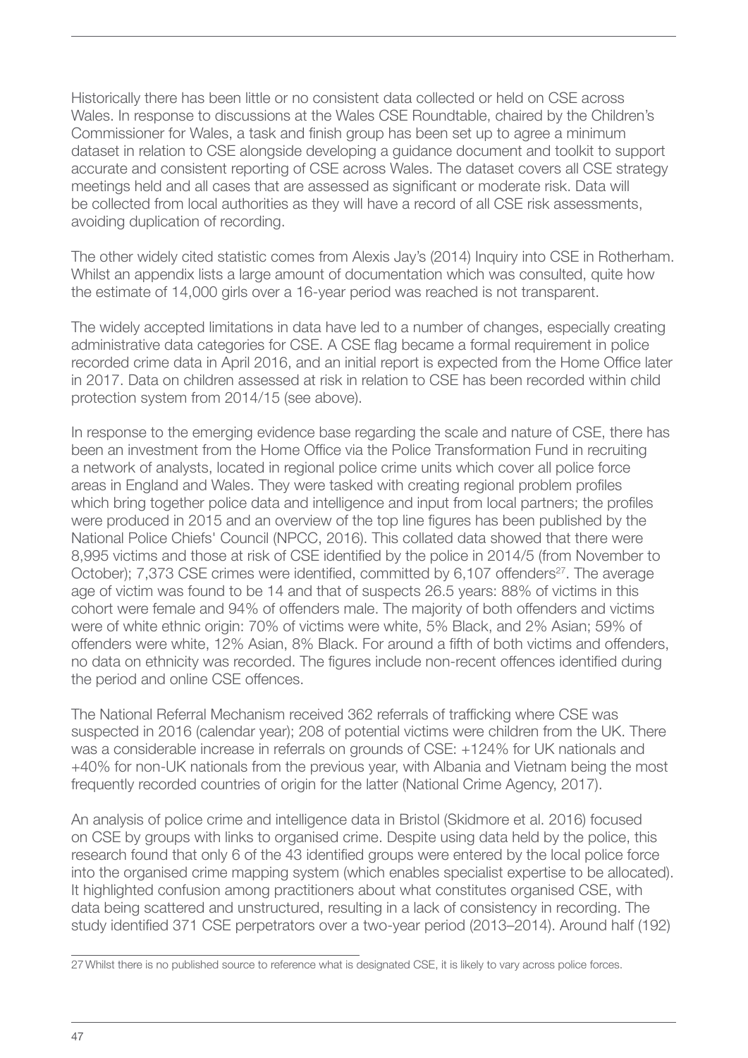Historically there has been little or no consistent data collected or held on CSE across Wales. In response to discussions at the Wales CSE Roundtable, chaired by the Children's Commissioner for Wales, a task and finish group has been set up to agree a minimum dataset in relation to CSE alongside developing a guidance document and toolkit to support accurate and consistent reporting of CSE across Wales. The dataset covers all CSE strategy meetings held and all cases that are assessed as significant or moderate risk. Data will be collected from local authorities as they will have a record of all CSE risk assessments, avoiding duplication of recording.

The other widely cited statistic comes from Alexis Jay's (2014) Inquiry into CSE in Rotherham. Whilst an appendix lists a large amount of documentation which was consulted, quite how the estimate of 14,000 girls over a 16-year period was reached is not transparent.

The widely accepted limitations in data have led to a number of changes, especially creating administrative data categories for CSE. A CSE flag became a formal requirement in police recorded crime data in April 2016, and an initial report is expected from the Home Office later in 2017. Data on children assessed at risk in relation to CSE has been recorded within child protection system from 2014/15 (see above).

In response to the emerging evidence base regarding the scale and nature of CSE, there has been an investment from the Home Office via the Police Transformation Fund in recruiting a network of analysts, located in regional police crime units which cover all police force areas in England and Wales. They were tasked with creating regional problem profiles which bring together police data and intelligence and input from local partners; the profiles were produced in 2015 and an overview of the top line figures has been published by the National Police Chiefs' Council (NPCC, 2016). This collated data showed that there were 8,995 victims and those at risk of CSE identified by the police in 2014/5 (from November to October); 7,373 CSE crimes were identified, committed by 6,107 offenders[27]. The average age of victim was found to be 14 and that of suspects 26.5 years: 88% of victims in this cohort were female and 94% of offenders male. The majority of both offenders and victims were of white ethnic origin: 70% of victims were white, 5% Black, and 2% Asian; 59% of offenders were white, 12% Asian, 8% Black. For around a fifth of both victims and offenders, no data on ethnicity was recorded. The figures include non-recent offences identified during the period and online CSE offences.

The National Referral Mechanism received 362 referrals of trafficking where CSE was suspected in 2016 (calendar year); 208 of potential victims were children from the UK. There was a considerable increase in referrals on grounds of CSE: +124% for UK nationals and +40% for non-UK nationals from the previous year, with Albania and Vietnam being the most frequently recorded countries of origin for the latter (National Crime Agency, 2017).

An analysis of police crime and intelligence data in Bristol (Skidmore et al. 2016) focused on CSE by groups with links to organised crime. Despite using data held by the police, this research found that only 6 of the 43 identified groups were entered by the local police force into the organised crime mapping system (which enables specialist expertise to be allocated). It highlighted confusion among practitioners about what constitutes organised CSE, with data being scattered and unstructured, resulting in a lack of consistency in recording. The study identified 371 CSE perpetrators over a two-year period (2013–2014). Around half (192)

---

27 Whilst there is no published source to reference what is designated CSE, it is likely to vary across police forces.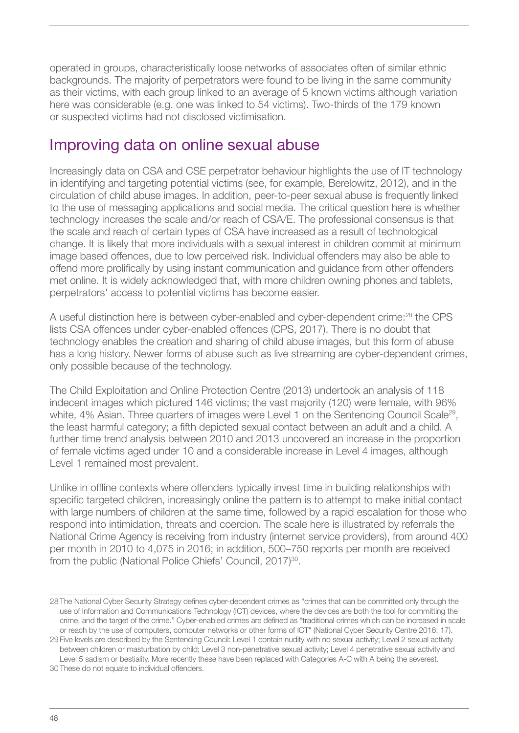operated in groups, characteristically loose networks of associates often of similar ethnic backgrounds. The majority of perpetrators were found to be living in the same community as their victims, with each group linked to an average of 5 known victims although variation here was considerable (e.g. one was linked to 54 victims). Two-thirds of the 179 known or suspected victims had not disclosed victimisation.

## Improving data on online sexual abuse

Increasingly data on CSA and CSE perpetrator behaviour highlights the use of IT technology in identifying and targeting potential victims (see, for example, Berelowitz, 2012), and in the circulation of child abuse images. In addition, peer-to-peer sexual abuse is frequently linked to the use of messaging applications and social media. The critical question here is whether technology increases the scale and/or reach of CSA/E. The professional consensus is that the scale and reach of certain types of CSA have increased as a result of technological change. It is likely that more individuals with a sexual interest in children commit at minimum image based offences, due to low perceived risk. Individual offenders may also be able to offend more prolifically by using instant communication and guidance from other offenders met online. It is widely acknowledged that, with more children owning phones and tablets, perpetrators' access to potential victims has become easier.

A useful distinction here is between cyber-enabled and cyber-dependent crime:[28] the CPS lists CSA offences under cyber-enabled offences (CPS, 2017). There is no doubt that technology enables the creation and sharing of child abuse images, but this form of abuse has a long history. Newer forms of abuse such as live streaming are cyber-dependent crimes, only possible because of the technology.

The Child Exploitation and Online Protection Centre (2013) undertook an analysis of 118 indecent images which pictured 146 victims; the vast majority (120) were female, with 96% white, 4% Asian. Three quarters of images were Level 1 on the Sentencing Council Scale[29], the least harmful category; a fifth depicted sexual contact between an adult and a child. A further time trend analysis between 2010 and 2013 uncovered an increase in the proportion of female victims aged under 10 and a considerable increase in Level 4 images, although Level 1 remained most prevalent.

Unlike in offline contexts where offenders typically invest time in building relationships with specific targeted children, increasingly online the pattern is to attempt to make initial contact with large numbers of children at the same time, followed by a rapid escalation for those who respond into intimidation, threats and coercion. The scale here is illustrated by referrals the National Crime Agency is receiving from industry (internet service providers), from around 400 per month in 2010 to 4,075 in 2016; in addition, 500–750 reports per month are received from the public (National Police Chiefs' Council, 2017)[30].

---

28 The National Cyber Security Strategy defines cyber-dependent crimes as "crimes that can be committed only through the use of Information and Communications Technology (ICT) devices, where the devices are both the tool for committing the crime, and the target of the crime." Cyber-enabled crimes are defined as "traditional crimes which can be increased in scale or reach by the use of computers, computer networks or other forms of ICT" (National Cyber Security Centre 2016: 17).

29 Five levels are described by the Sentencing Council: Level 1 contain nudity with no sexual activity; Level 2 sexual activity between children or masturbation by child; Level 3 non-penetrative sexual activity; Level 4 penetrative sexual activity and Level 5 sadism or bestiality. More recently these have been replaced with Categories A-C with A being the severest.

30 These do not equate to individual offenders.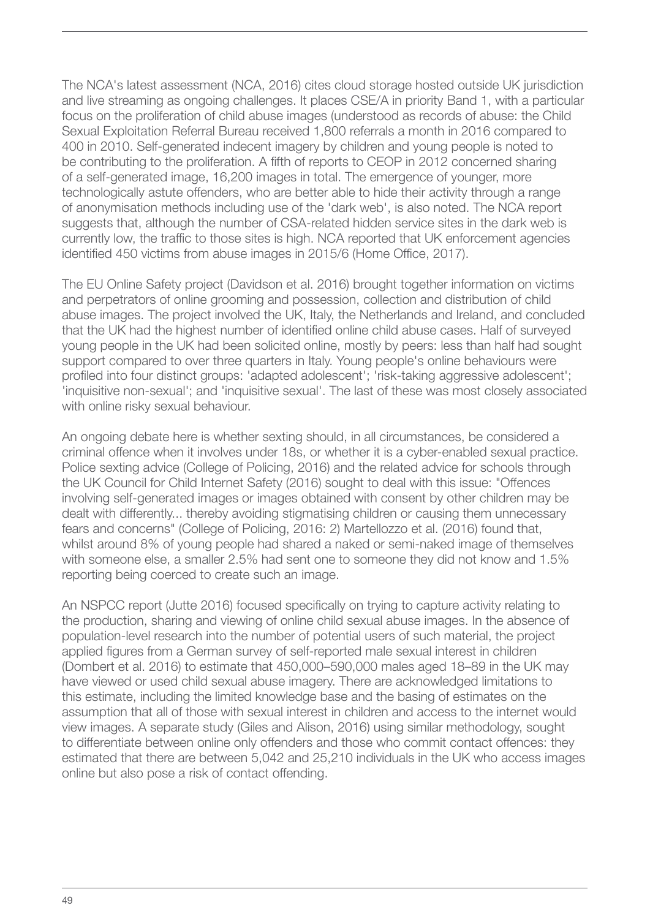The NCA's latest assessment (NCA, 2016) cites cloud storage hosted outside UK jurisdiction and live streaming as ongoing challenges. It places CSE/A in priority Band 1, with a particular focus on the proliferation of child abuse images (understood as records of abuse: the Child Sexual Exploitation Referral Bureau received 1,800 referrals a month in 2016 compared to 400 in 2010. Self-generated indecent imagery by children and young people is noted to be contributing to the proliferation. A fifth of reports to CEOP in 2012 concerned sharing of a self-generated image, 16,200 images in total. The emergence of younger, more technologically astute offenders, who are better able to hide their activity through a range of anonymisation methods including use of the 'dark web', is also noted. The NCA report suggests that, although the number of CSA-related hidden service sites in the dark web is currently low, the traffic to those sites is high. NCA reported that UK enforcement agencies identified 450 victims from abuse images in 2015/6 (Home Office, 2017).

The EU Online Safety project (Davidson et al. 2016) brought together information on victims and perpetrators of online grooming and possession, collection and distribution of child abuse images. The project involved the UK, Italy, the Netherlands and Ireland, and concluded that the UK had the highest number of identified online child abuse cases. Half of surveyed young people in the UK had been solicited online, mostly by peers: less than half had sought support compared to over three quarters in Italy. Young people's online behaviours were profiled into four distinct groups: 'adapted adolescent'; 'risk-taking aggressive adolescent'; 'inquisitive non-sexual'; and 'inquisitive sexual'. The last of these was most closely associated with online risky sexual behaviour.

An ongoing debate here is whether sexting should, in all circumstances, be considered a criminal offence when it involves under 18s, or whether it is a cyber-enabled sexual practice. Police sexting advice (College of Policing, 2016) and the related advice for schools through the UK Council for Child Internet Safety (2016) sought to deal with this issue: "Offences involving self-generated images or images obtained with consent by other children may be dealt with differently... thereby avoiding stigmatising children or causing them unnecessary fears and concerns" (College of Policing, 2016: 2) Martellozzo et al. (2016) found that, whilst around 8% of young people had shared a naked or semi-naked image of themselves with someone else, a smaller 2.5% had sent one to someone they did not know and 1.5% reporting being coerced to create such an image.

An NSPCC report (Jutte 2016) focused specifically on trying to capture activity relating to the production, sharing and viewing of online child sexual abuse images. In the absence of population-level research into the number of potential users of such material, the project applied figures from a German survey of self-reported male sexual interest in children (Dombert et al. 2016) to estimate that 450,000–590,000 males aged 18–89 in the UK may have viewed or used child sexual abuse imagery. There are acknowledged limitations to this estimate, including the limited knowledge base and the basing of estimates on the assumption that all of those with sexual interest in children and access to the internet would view images. A separate study (Giles and Alison, 2016) using similar methodology, sought to differentiate between online only offenders and those who commit contact offences: they estimated that there are between 5,042 and 25,210 individuals in the UK who access images online but also pose a risk of contact offending.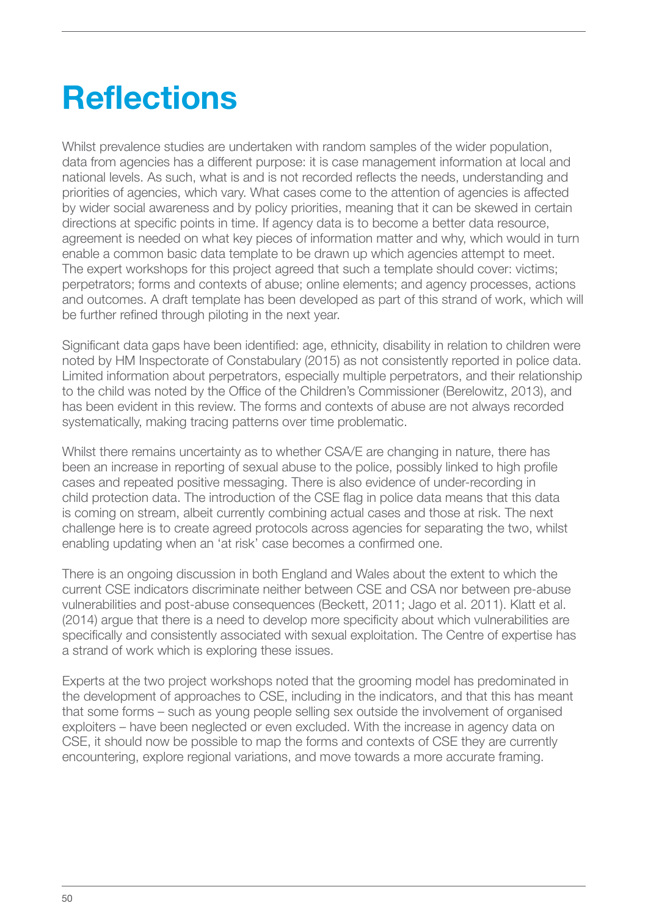# Reflections

Whilst prevalence studies are undertaken with random samples of the wider population, data from agencies has a different purpose: it is case management information at local and national levels. As such, what is and is not recorded reflects the needs, understanding and priorities of agencies, which vary. What cases come to the attention of agencies is affected by wider social awareness and by policy priorities, meaning that it can be skewed in certain directions at specific points in time. If agency data is to become a better data resource, agreement is needed on what key pieces of information matter and why, which would in turn enable a common basic data template to be drawn up which agencies attempt to meet. The expert workshops for this project agreed that such a template should cover: victims; perpetrators; forms and contexts of abuse; online elements; and agency processes, actions and outcomes. A draft template has been developed as part of this strand of work, which will be further refined through piloting in the next year.

Significant data gaps have been identified: age, ethnicity, disability in relation to children were noted by HM Inspectorate of Constabulary (2015) as not consistently reported in police data. Limited information about perpetrators, especially multiple perpetrators, and their relationship to the child was noted by the Office of the Children's Commissioner (Berelowitz, 2013), and has been evident in this review. The forms and contexts of abuse are not always recorded systematically, making tracing patterns over time problematic.

Whilst there remains uncertainty as to whether CSA/E are changing in nature, there has been an increase in reporting of sexual abuse to the police, possibly linked to high profile cases and repeated positive messaging. There is also evidence of under-recording in child protection data. The introduction of the CSE flag in police data means that this data is coming on stream, albeit currently combining actual cases and those at risk. The next challenge here is to create agreed protocols across agencies for separating the two, whilst enabling updating when an 'at risk' case becomes a confirmed one.

There is an ongoing discussion in both England and Wales about the extent to which the current CSE indicators discriminate neither between CSE and CSA nor between pre-abuse vulnerabilities and post-abuse consequences (Beckett, 2011; Jago et al. 2011). Klatt et al. (2014) argue that there is a need to develop more specificity about which vulnerabilities are specifically and consistently associated with sexual exploitation. The Centre of expertise has a strand of work which is exploring these issues.

Experts at the two project workshops noted that the grooming model has predominated in the development of approaches to CSE, including in the indicators, and that this has meant that some forms – such as young people selling sex outside the involvement of organised exploiters – have been neglected or even excluded. With the increase in agency data on CSE, it should now be possible to map the forms and contexts of CSE they are currently encountering, explore regional variations, and move towards a more accurate framing.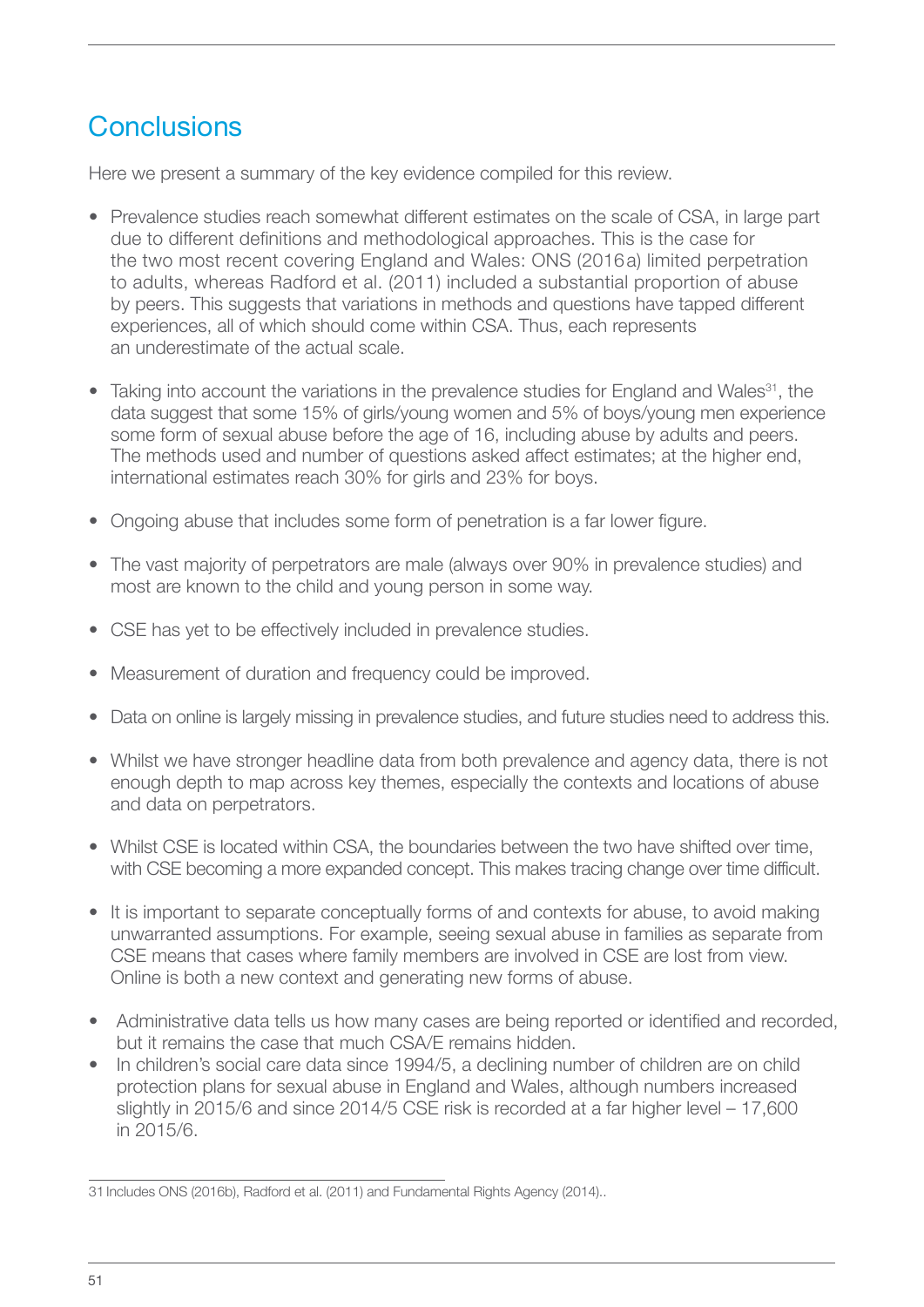## Conclusions

Here we present a summary of the key evidence compiled for this review.

- Prevalence studies reach somewhat different estimates on the scale of CSA, in large part due to different definitions and methodological approaches. This is the case for the two most recent covering England and Wales: ONS (2016a) limited perpetration to adults, whereas Radford et al. (2011) included a substantial proportion of abuse by peers. This suggests that variations in methods and questions have tapped different experiences, all of which should come within CSA. Thus, each represents an underestimate of the actual scale.

- Taking into account the variations in the prevalence studies for England and Wales[31], the data suggest that some 15% of girls/young women and 5% of boys/young men experience some form of sexual abuse before the age of 16, including abuse by adults and peers. The methods used and number of questions asked affect estimates; at the higher end, international estimates reach 30% for girls and 23% for boys.

- Ongoing abuse that includes some form of penetration is a far lower figure.

- The vast majority of perpetrators are male (always over 90% in prevalence studies) and most are known to the child and young person in some way.

- CSE has yet to be effectively included in prevalence studies.

- Measurement of duration and frequency could be improved.

- Data on online is largely missing in prevalence studies, and future studies need to address this.

- Whilst we have stronger headline data from both prevalence and agency data, there is not enough depth to map across key themes, especially the contexts and locations of abuse and data on perpetrators.

- Whilst CSE is located within CSA, the boundaries between the two have shifted over time, with CSE becoming a more expanded concept. This makes tracing change over time difficult.

- It is important to separate conceptually forms of and contexts for abuse, to avoid making unwarranted assumptions. For example, seeing sexual abuse in families as separate from CSE means that cases where family members are involved in CSE are lost from view. Online is both a new context and generating new forms of abuse.

- Administrative data tells us how many cases are being reported or identified and recorded, but it remains the case that much CSA/E remains hidden.
- In children's social care data since 1994/5, a declining number of children are on child protection plans for sexual abuse in England and Wales, although numbers increased slightly in 2015/6 and since 2014/5 CSE risk is recorded at a far higher level – 17,600 in 2015/6.

---

31 Includes ONS (2016b), Radford et al. (2011) and Fundamental Rights Agency (2014)..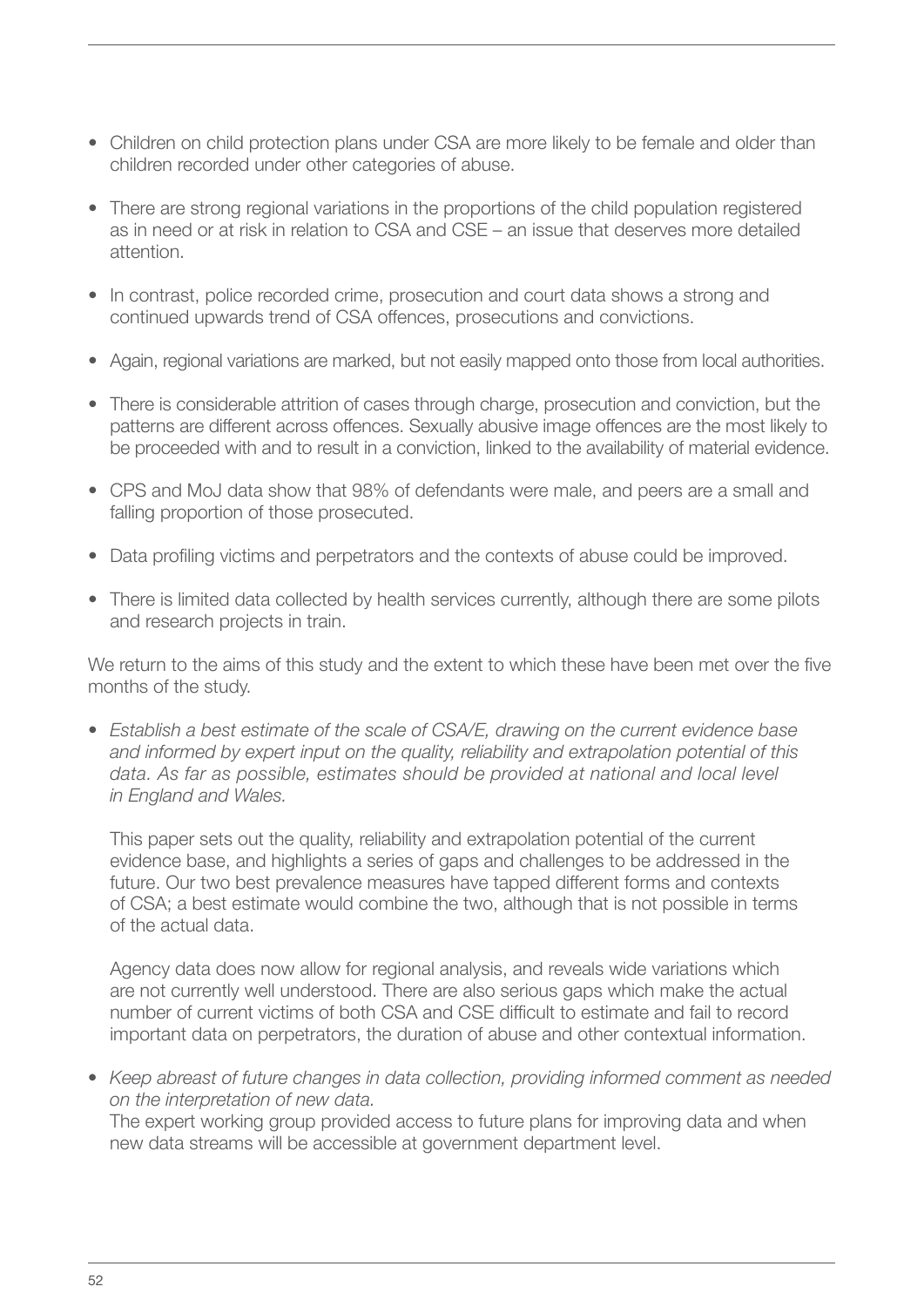- Children on child protection plans under CSA are more likely to be female and older than children recorded under other categories of abuse.
- There are strong regional variations in the proportions of the child population registered as in need or at risk in relation to CSA and CSE – an issue that deserves more detailed attention.
- In contrast, police recorded crime, prosecution and court data shows a strong and continued upwards trend of CSA offences, prosecutions and convictions.
- Again, regional variations are marked, but not easily mapped onto those from local authorities.
- There is considerable attrition of cases through charge, prosecution and conviction, but the patterns are different across offences. Sexually abusive image offences are the most likely to be proceeded with and to result in a conviction, linked to the availability of material evidence.
- CPS and MoJ data show that 98% of defendants were male, and peers are a small and falling proportion of those prosecuted.
- Data profiling victims and perpetrators and the contexts of abuse could be improved.
- There is limited data collected by health services currently, although there are some pilots and research projects in train.

We return to the aims of this study and the extent to which these have been met over the five months of the study.

- *Establish a best estimate of the scale of CSA/E, drawing on the current evidence base and informed by expert input on the quality, reliability and extrapolation potential of this data. As far as possible, estimates should be provided at national and local level in England and Wales.*

  This paper sets out the quality, reliability and extrapolation potential of the current evidence base, and highlights a series of gaps and challenges to be addressed in the future. Our two best prevalence measures have tapped different forms and contexts of CSA; a best estimate would combine the two, although that is not possible in terms of the actual data.

  Agency data does now allow for regional analysis, and reveals wide variations which are not currently well understood. There are also serious gaps which make the actual number of current victims of both CSA and CSE difficult to estimate and fail to record important data on perpetrators, the duration of abuse and other contextual information.

- *Keep abreast of future changes in data collection, providing informed comment as needed on the interpretation of new data.*
  The expert working group provided access to future plans for improving data and when new data streams will be accessible at government department level.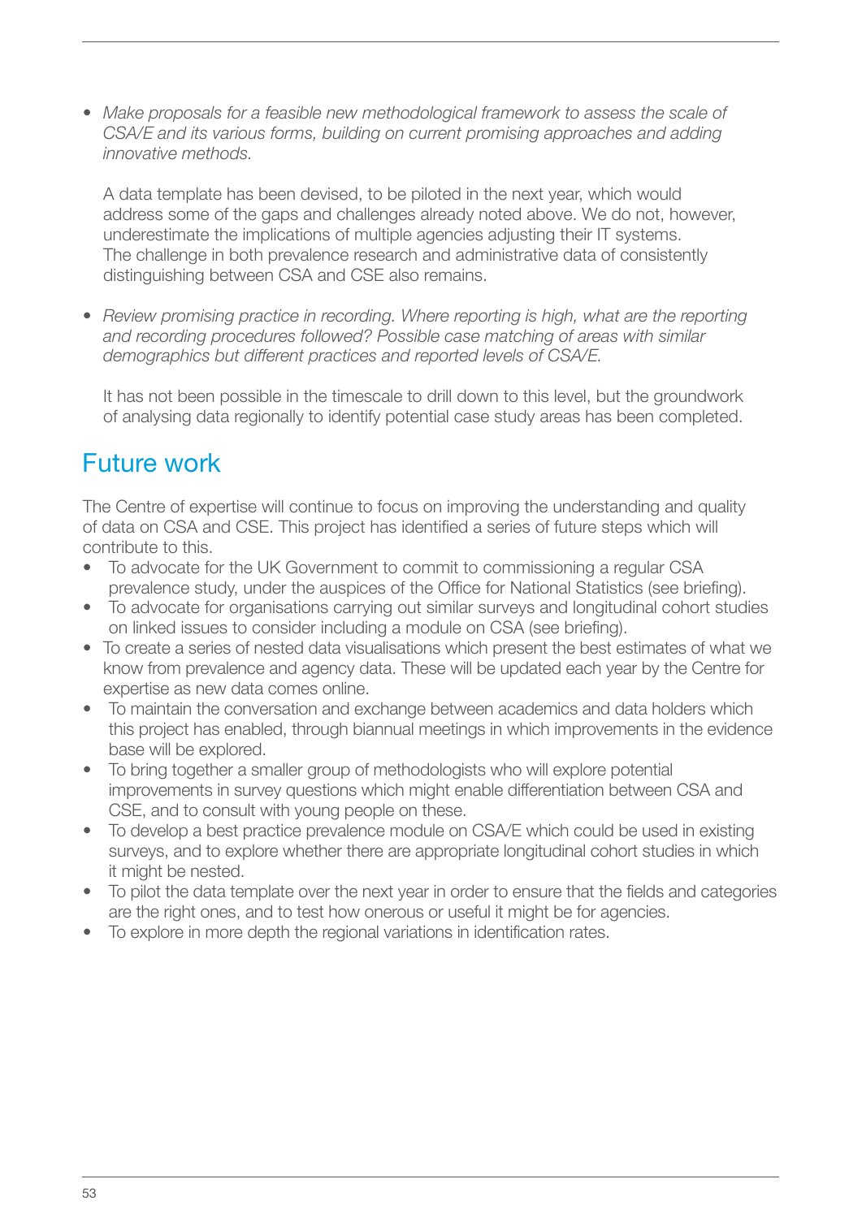- *Make proposals for a feasible new methodological framework to assess the scale of CSA/E and its various forms, building on current promising approaches and adding innovative methods.*

  A data template has been devised, to be piloted in the next year, which would address some of the gaps and challenges already noted above. We do not, however, underestimate the implications of multiple agencies adjusting their IT systems. The challenge in both prevalence research and administrative data of consistently distinguishing between CSA and CSE also remains.

- *Review promising practice in recording. Where reporting is high, what are the reporting and recording procedures followed? Possible case matching of areas with similar demographics but different practices and reported levels of CSA/E.*

  It has not been possible in the timescale to drill down to this level, but the groundwork of analysing data regionally to identify potential case study areas has been completed.

## Future work

The Centre of expertise will continue to focus on improving the understanding and quality of data on CSA and CSE. This project has identified a series of future steps which will contribute to this.

- To advocate for the UK Government to commit to commissioning a regular CSA prevalence study, under the auspices of the Office for National Statistics (see briefing).
- To advocate for organisations carrying out similar surveys and longitudinal cohort studies on linked issues to consider including a module on CSA (see briefing).
- To create a series of nested data visualisations which present the best estimates of what we know from prevalence and agency data. These will be updated each year by the Centre for expertise as new data comes online.
- To maintain the conversation and exchange between academics and data holders which this project has enabled, through biannual meetings in which improvements in the evidence base will be explored.
- To bring together a smaller group of methodologists who will explore potential improvements in survey questions which might enable differentiation between CSA and CSE, and to consult with young people on these.
- To develop a best practice prevalence module on CSA/E which could be used in existing surveys, and to explore whether there are appropriate longitudinal cohort studies in which it might be nested.
- To pilot the data template over the next year in order to ensure that the fields and categories are the right ones, and to test how onerous or useful it might be for agencies.
- To explore in more depth the regional variations in identification rates.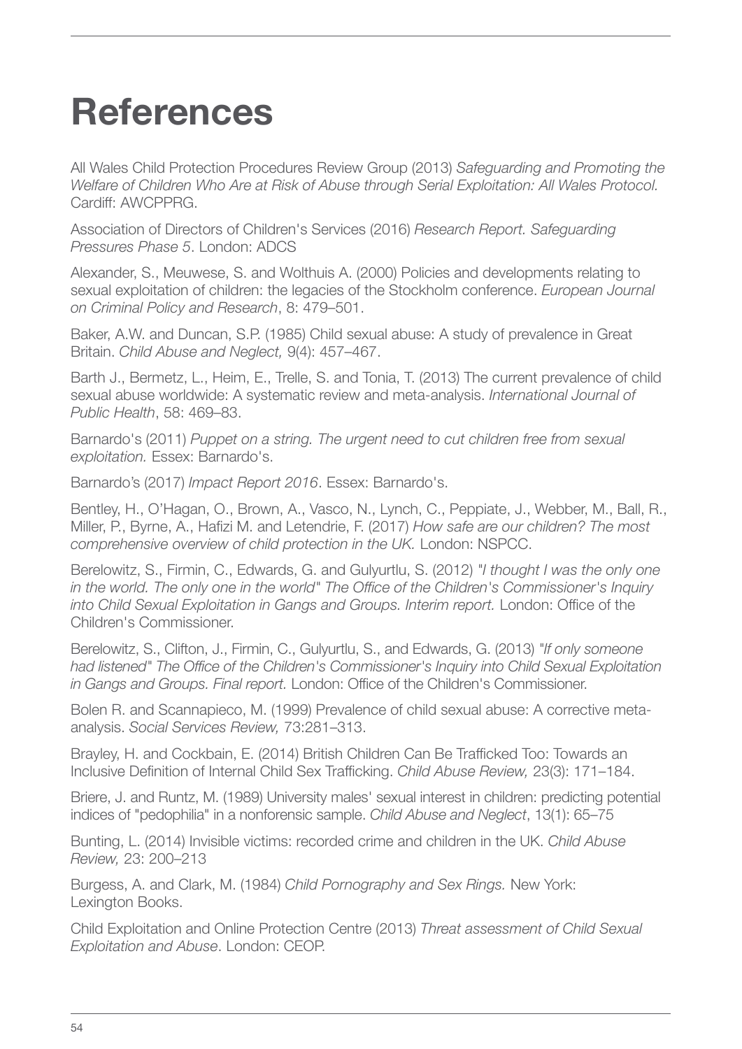# References

All Wales Child Protection Procedures Review Group (2013) *Safeguarding and Promoting the Welfare of Children Who Are at Risk of Abuse through Serial Exploitation: All Wales Protocol.* Cardiff: AWCPPRG.

Association of Directors of Children's Services (2016) *Research Report. Safeguarding Pressures Phase 5*. London: ADCS

Alexander, S., Meuwese, S. and Wolthuis A. (2000) Policies and developments relating to sexual exploitation of children: the legacies of the Stockholm conference. *European Journal on Criminal Policy and Research*, 8: 479–501.

Baker, A.W. and Duncan, S.P. (1985) Child sexual abuse: A study of prevalence in Great Britain. *Child Abuse and Neglect,* 9(4): 457–467.

Barth J., Bermetz, L., Heim, E., Trelle, S. and Tonia, T. (2013) The current prevalence of child sexual abuse worldwide: A systematic review and meta-analysis. *International Journal of Public Health*, 58: 469–83.

Barnardo's (2011) *Puppet on a string. The urgent need to cut children free from sexual exploitation.* Essex: Barnardo's.

Barnardo's (2017) *Impact Report 2016*. Essex: Barnardo's.

Bentley, H., O'Hagan, O., Brown, A., Vasco, N., Lynch, C., Peppiate, J., Webber, M., Ball, R., Miller, P., Byrne, A., Hafizi M. and Letendrie, F. (2017) *How safe are our children? The most comprehensive overview of child protection in the UK.* London: NSPCC.

Berelowitz, S., Firmin, C., Edwards, G. and Gulyurtlu, S. (2012) *"I thought I was the only one in the world. The only one in the world" The Office of the Children's Commissioner's Inquiry into Child Sexual Exploitation in Gangs and Groups. Interim report.* London: Office of the Children's Commissioner.

Berelowitz, S., Clifton, J., Firmin, C., Gulyurtlu, S., and Edwards, G. (2013) *"If only someone had listened" The Office of the Children's Commissioner's Inquiry into Child Sexual Exploitation in Gangs and Groups. Final report.* London: Office of the Children's Commissioner.

Bolen R. and Scannapieco, M. (1999) Prevalence of child sexual abuse: A corrective meta-analysis. *Social Services Review,* 73:281–313.

Brayley, H. and Cockbain, E. (2014) British Children Can Be Trafficked Too: Towards an Inclusive Definition of Internal Child Sex Trafficking. *Child Abuse Review,* 23(3): 171–184.

Briere, J. and Runtz, M. (1989) University males' sexual interest in children: predicting potential indices of "pedophilia" in a nonforensic sample. *Child Abuse and Neglect*, 13(1): 65–75

Bunting, L. (2014) Invisible victims: recorded crime and children in the UK. *Child Abuse Review,* 23: 200–213

Burgess, A. and Clark, M. (1984) *Child Pornography and Sex Rings.* New York: Lexington Books.

Child Exploitation and Online Protection Centre (2013) *Threat assessment of Child Sexual Exploitation and Abuse*. London: CEOP.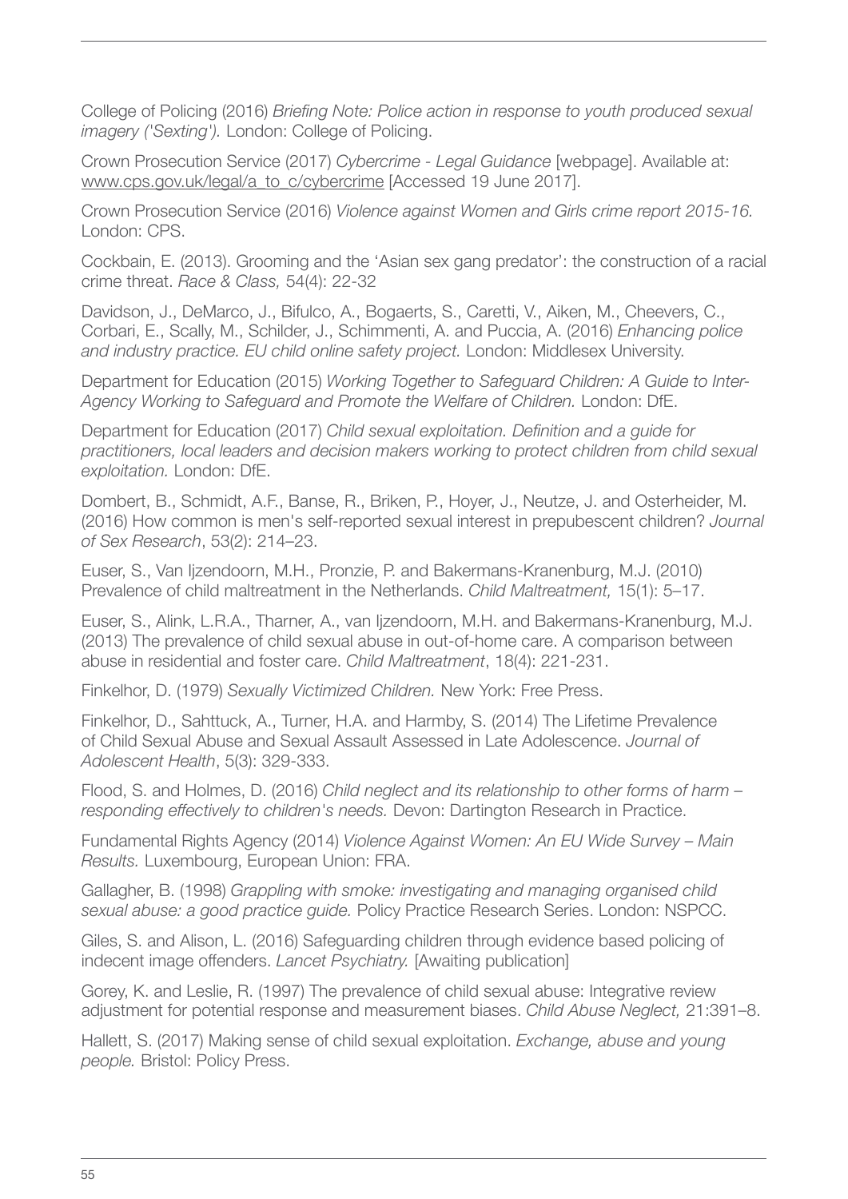College of Policing (2016) *Briefing Note: Police action in response to youth produced sexual imagery ('Sexting').* London: College of Policing.

Crown Prosecution Service (2017) *Cybercrime - Legal Guidance* [webpage]. Available at: www.cps.gov.uk/legal/a_to_c/cybercrime [Accessed 19 June 2017].

Crown Prosecution Service (2016) *Violence against Women and Girls crime report 2015-16*. London: CPS.

Cockbain, E. (2013). Grooming and the 'Asian sex gang predator': the construction of a racial crime threat. *Race & Class,* 54(4): 22-32

Davidson, J., DeMarco, J., Bifulco, A., Bogaerts, S., Caretti, V., Aiken, M., Cheevers, C., Corbari, E., Scally, M., Schilder, J., Schimmenti, A. and Puccia, A. (2016) *Enhancing police and industry practice. EU child online safety project.* London: Middlesex University.

Department for Education (2015) *Working Together to Safeguard Children: A Guide to Inter-Agency Working to Safeguard and Promote the Welfare of Children.* London: DfE.

Department for Education (2017) *Child sexual exploitation. Definition and a guide for practitioners, local leaders and decision makers working to protect children from child sexual exploitation.* London: DfE.

Dombert, B., Schmidt, A.F., Banse, R., Briken, P., Hoyer, J., Neutze, J. and Osterheider, M. (2016) How common is men's self-reported sexual interest in prepubescent children? *Journal of Sex Research*, 53(2): 214–23.

Euser, S., Van Ijzendoorn, M.H., Pronzie, P. and Bakermans-Kranenburg, M.J. (2010) Prevalence of child maltreatment in the Netherlands. *Child Maltreatment,* 15(1): 5–17.

Euser, S., Alink, L.R.A., Tharner, A., van Ijzendoorn, M.H. and Bakermans-Kranenburg, M.J. (2013) The prevalence of child sexual abuse in out-of-home care. A comparison between abuse in residential and foster care. *Child Maltreatment*, 18(4): 221-231.

Finkelhor, D. (1979) *Sexually Victimized Children.* New York: Free Press.

Finkelhor, D., Sahttuck, A., Turner, H.A. and Harmby, S. (2014) The Lifetime Prevalence of Child Sexual Abuse and Sexual Assault Assessed in Late Adolescence. *Journal of Adolescent Health*, 5(3): 329-333.

Flood, S. and Holmes, D. (2016) *Child neglect and its relationship to other forms of harm – responding effectively to children's needs.* Devon: Dartington Research in Practice.

Fundamental Rights Agency (2014) *Violence Against Women: An EU Wide Survey – Main Results.* Luxembourg, European Union: FRA.

Gallagher, B. (1998) *Grappling with smoke: investigating and managing organised child sexual abuse: a good practice guide.* Policy Practice Research Series. London: NSPCC.

Giles, S. and Alison, L. (2016) Safeguarding children through evidence based policing of indecent image offenders. *Lancet Psychiatry.* [Awaiting publication]

Gorey, K. and Leslie, R. (1997) The prevalence of child sexual abuse: Integrative review adjustment for potential response and measurement biases. *Child Abuse Neglect,* 21:391–8.

Hallett, S. (2017) Making sense of child sexual exploitation. *Exchange, abuse and young people.* Bristol: Policy Press.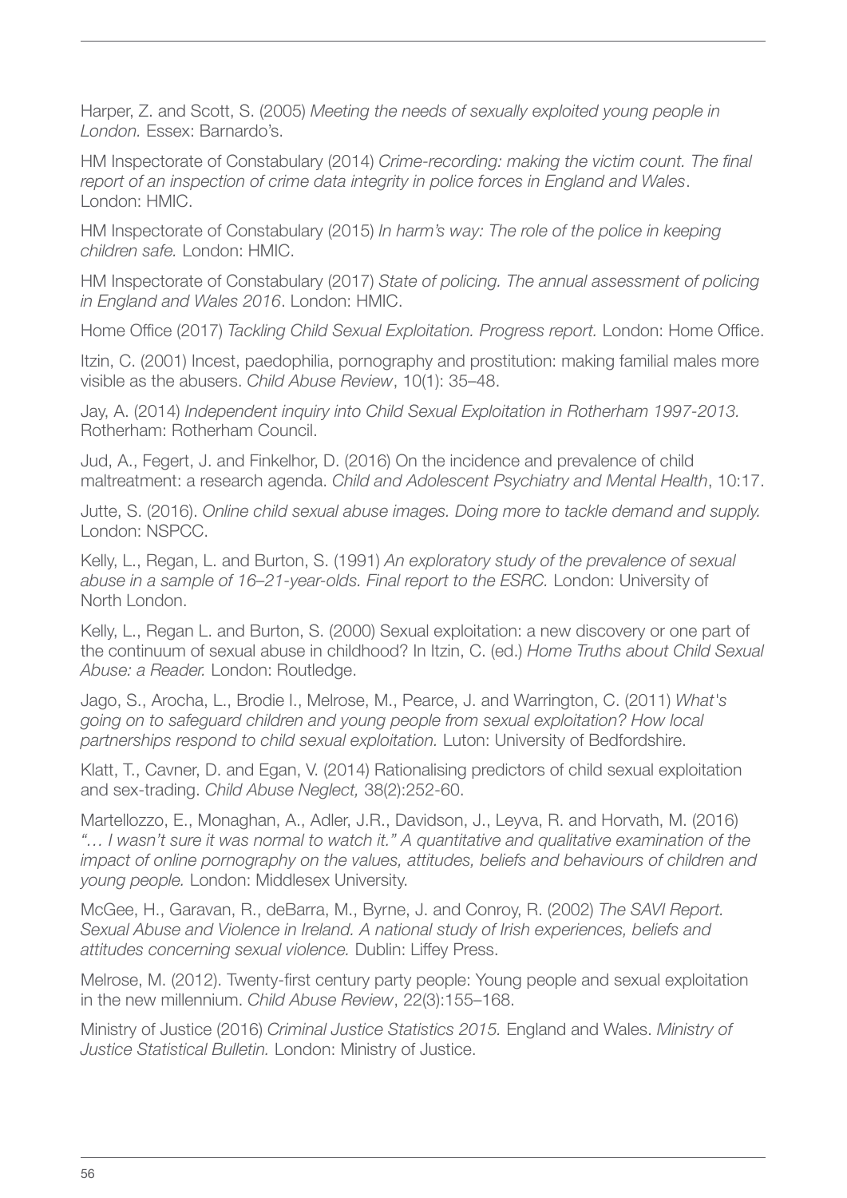Harper, Z. and Scott, S. (2005) *Meeting the needs of sexually exploited young people in London.* Essex: Barnardo's.

HM Inspectorate of Constabulary (2014) *Crime-recording: making the victim count. The final report of an inspection of crime data integrity in police forces in England and Wales*. London: HMIC.

HM Inspectorate of Constabulary (2015) *In harm's way: The role of the police in keeping children safe.* London: HMIC.

HM Inspectorate of Constabulary (2017) *State of policing. The annual assessment of policing in England and Wales 2016*. London: HMIC.

Home Office (2017) *Tackling Child Sexual Exploitation. Progress report.* London: Home Office.

Itzin, C. (2001) Incest, paedophilia, pornography and prostitution: making familial males more visible as the abusers. *Child Abuse Review*, 10(1): 35–48.

Jay, A. (2014) *Independent inquiry into Child Sexual Exploitation in Rotherham 1997-2013.* Rotherham: Rotherham Council.

Jud, A., Fegert, J. and Finkelhor, D. (2016) On the incidence and prevalence of child maltreatment: a research agenda. *Child and Adolescent Psychiatry and Mental Health*, 10:17.

Jutte, S. (2016). *Online child sexual abuse images. Doing more to tackle demand and supply.* London: NSPCC.

Kelly, L., Regan, L. and Burton, S. (1991) *An exploratory study of the prevalence of sexual abuse in a sample of 16–21-year-olds. Final report to the ESRC.* London: University of North London.

Kelly, L., Regan L. and Burton, S. (2000) Sexual exploitation: a new discovery or one part of the continuum of sexual abuse in childhood? In Itzin, C. (ed.) *Home Truths about Child Sexual Abuse: a Reader.* London: Routledge.

Jago, S., Arocha, L., Brodie I., Melrose, M., Pearce, J. and Warrington, C. (2011) *What's going on to safeguard children and young people from sexual exploitation? How local partnerships respond to child sexual exploitation.* Luton: University of Bedfordshire.

Klatt, T., Cavner, D. and Egan, V. (2014) Rationalising predictors of child sexual exploitation and sex-trading. *Child Abuse Neglect,* 38(2):252-60.

Martellozzo, E., Monaghan, A., Adler, J.R., Davidson, J., Leyva, R. and Horvath, M. (2016) *"… I wasn't sure it was normal to watch it." A quantitative and qualitative examination of the impact of online pornography on the values, attitudes, beliefs and behaviours of children and young people.* London: Middlesex University.

McGee, H., Garavan, R., deBarra, M., Byrne, J. and Conroy, R. (2002) *The SAVI Report. Sexual Abuse and Violence in Ireland. A national study of Irish experiences, beliefs and attitudes concerning sexual violence.* Dublin: Liffey Press.

Melrose, M. (2012). Twenty-first century party people: Young people and sexual exploitation in the new millennium. *Child Abuse Review*, 22(3):155–168.

Ministry of Justice (2016) *Criminal Justice Statistics 2015.* England and Wales. *Ministry of Justice Statistical Bulletin.* London: Ministry of Justice.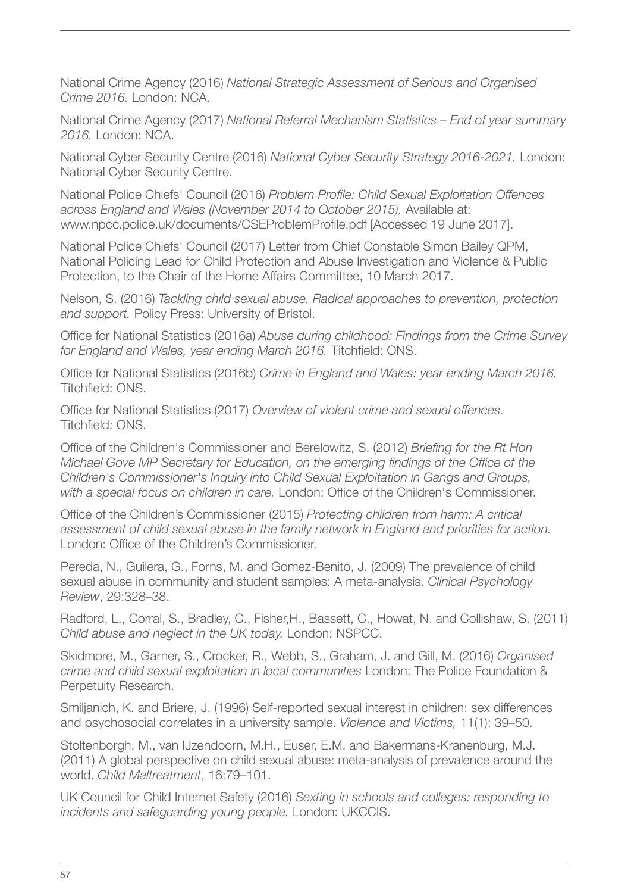National Crime Agency (2016) *National Strategic Assessment of Serious and Organised Crime 2016.* London: NCA.

National Crime Agency (2017) *National Referral Mechanism Statistics – End of year summary 2016.* London: NCA.

National Cyber Security Centre (2016) *National Cyber Security Strategy 2016-2021.* London: National Cyber Security Centre.

National Police Chiefs' Council (2016) *Problem Profile: Child Sexual Exploitation Offences across England and Wales (November 2014 to October 2015).* Available at: www.npcc.police.uk/documents/CSEProblemProfile.pdf [Accessed 19 June 2017].

National Police Chiefs' Council (2017) Letter from Chief Constable Simon Bailey QPM, National Policing Lead for Child Protection and Abuse Investigation and Violence & Public Protection, to the Chair of the Home Affairs Committee, 10 March 2017.

Nelson, S. (2016) *Tackling child sexual abuse. Radical approaches to prevention, protection and support.* Policy Press: University of Bristol.

Office for National Statistics (2016a) *Abuse during childhood: Findings from the Crime Survey for England and Wales, year ending March 2016.* Titchfield: ONS.

Office for National Statistics (2016b) *Crime in England and Wales: year ending March 2016.* Titchfield: ONS.

Office for National Statistics (2017) *Overview of violent crime and sexual offences.* Titchfield: ONS.

Office of the Children's Commissioner and Berelowitz, S. (2012) *Briefing for the Rt Hon Michael Gove MP Secretary for Education, on the emerging findings of the Office of the Children's Commissioner's Inquiry into Child Sexual Exploitation in Gangs and Groups, with a special focus on children in care.* London: Office of the Children's Commissioner.

Office of the Children's Commissioner (2015) *Protecting children from harm: A critical assessment of child sexual abuse in the family network in England and priorities for action.* London: Office of the Children's Commissioner.

Pereda, N., Guilera, G., Forns, M. and Gomez-Benito, J. (2009) The prevalence of child sexual abuse in community and student samples: A meta-analysis. *Clinical Psychology Review*, 29:328–38.

Radford, L., Corral, S., Bradley, C., Fisher,H., Bassett, C., Howat, N. and Collishaw, S. (2011) *Child abuse and neglect in the UK today.* London: NSPCC.

Skidmore, M., Garner, S., Crocker, R., Webb, S., Graham, J. and Gill, M. (2016) *Organised crime and child sexual exploitation in local communities* London: The Police Foundation & Perpetuity Research.

Smiljanich, K. and Briere, J. (1996) Self-reported sexual interest in children: sex differences and psychosocial correlates in a university sample. *Violence and Victims,* 11(1): 39–50.

Stoltenborgh, M., van IJzendoorn, M.H., Euser, E.M. and Bakermans-Kranenburg, M.J. (2011) A global perspective on child sexual abuse: meta-analysis of prevalence around the world. *Child Maltreatment*, 16:79–101.

UK Council for Child Internet Safety (2016) *Sexting in schools and colleges: responding to incidents and safeguarding young people.* London: UKCCIS.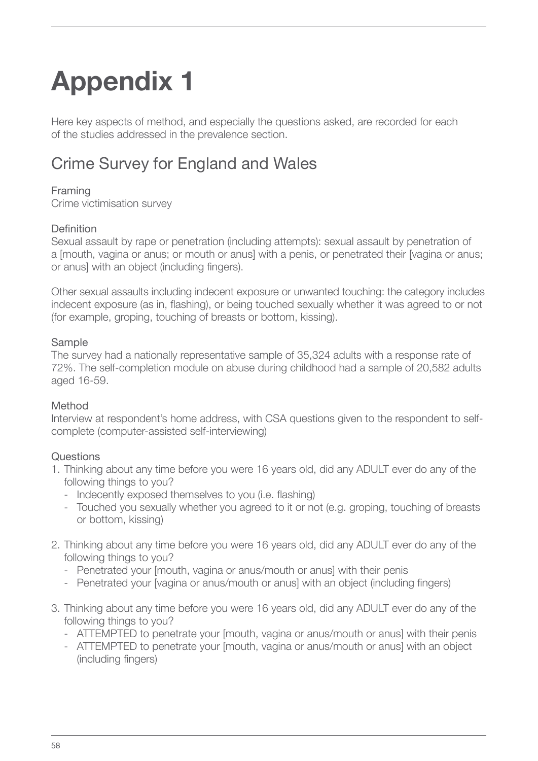# Appendix 1

Here key aspects of method, and especially the questions asked, are recorded for each of the studies addressed in the prevalence section.

## Crime Survey for England and Wales

### Framing

Crime victimisation survey

### Definition

Sexual assault by rape or penetration (including attempts): sexual assault by penetration of a [mouth, vagina or anus; or mouth or anus] with a penis, or penetrated their [vagina or anus; or anus] with an object (including fingers).

Other sexual assaults including indecent exposure or unwanted touching: the category includes indecent exposure (as in, flashing), or being touched sexually whether it was agreed to or not (for example, groping, touching of breasts or bottom, kissing).

### Sample

The survey had a nationally representative sample of 35,324 adults with a response rate of 72%. The self-completion module on abuse during childhood had a sample of 20,582 adults aged 16-59.

### Method

Interview at respondent's home address, with CSA questions given to the respondent to self-complete (computer-assisted self-interviewing)

### Questions

1. Thinking about any time before you were 16 years old, did any ADULT ever do any of the following things to you?
   - Indecently exposed themselves to you (i.e. flashing)
   - Touched you sexually whether you agreed to it or not (e.g. groping, touching of breasts or bottom, kissing)

2. Thinking about any time before you were 16 years old, did any ADULT ever do any of the following things to you?
   - Penetrated your [mouth, vagina or anus/mouth or anus] with their penis
   - Penetrated your [vagina or anus/mouth or anus] with an object (including fingers)

3. Thinking about any time before you were 16 years old, did any ADULT ever do any of the following things to you?
   - ATTEMPTED to penetrate your [mouth, vagina or anus/mouth or anus] with their penis
   - ATTEMPTED to penetrate your [mouth, vagina or anus/mouth or anus] with an object (including fingers)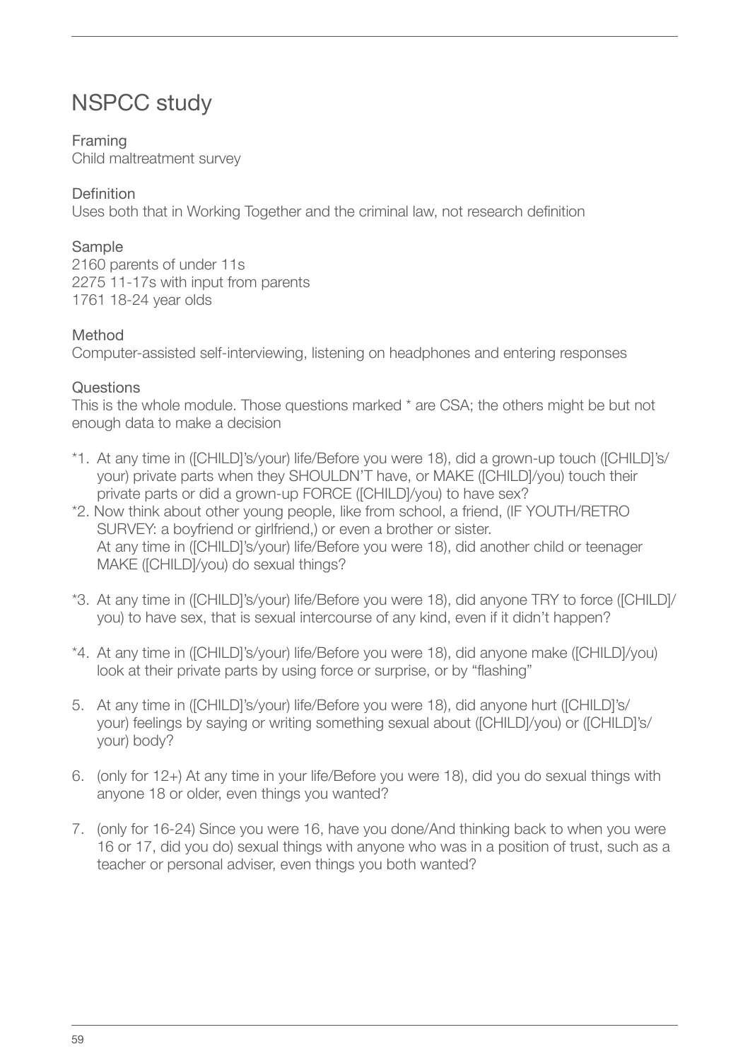# NSPCC study

Framing
Child maltreatment survey

Definition
Uses both that in Working Together and the criminal law, not research definition

Sample
2160 parents of under 11s
2275 11-17s with input from parents
1761 18-24 year olds

Method
Computer-assisted self-interviewing, listening on headphones and entering responses

Questions
This is the whole module. Those questions marked * are CSA; the others might be but not enough data to make a decision

*1. At any time in ([CHILD]'s/your) life/Before you were 18), did a grown-up touch ([CHILD]'s/your) private parts when they SHOULDN'T have, or MAKE ([CHILD]/you) touch their private parts or did a grown-up FORCE ([CHILD]/you) to have sex?

*2. Now think about other young people, like from school, a friend, (IF YOUTH/RETRO SURVEY: a boyfriend or girlfriend,) or even a brother or sister.
At any time in ([CHILD]'s/your) life/Before you were 18), did another child or teenager MAKE ([CHILD]/you) do sexual things?

*3. At any time in ([CHILD]'s/your) life/Before you were 18), did anyone TRY to force ([CHILD]/you) to have sex, that is sexual intercourse of any kind, even if it didn't happen?

*4. At any time in ([CHILD]'s/your) life/Before you were 18), did anyone make ([CHILD]/you) look at their private parts by using force or surprise, or by "flashing"

5. At any time in ([CHILD]'s/your) life/Before you were 18), did anyone hurt ([CHILD]'s/your) feelings by saying or writing something sexual about ([CHILD]/you) or ([CHILD]'s/your) body?

6. (only for 12+) At any time in your life/Before you were 18), did you do sexual things with anyone 18 or older, even things you wanted?

7. (only for 16-24) Since you were 16, have you done/And thinking back to when you were 16 or 17, did you do) sexual things with anyone who was in a position of trust, such as a teacher or personal adviser, even things you both wanted?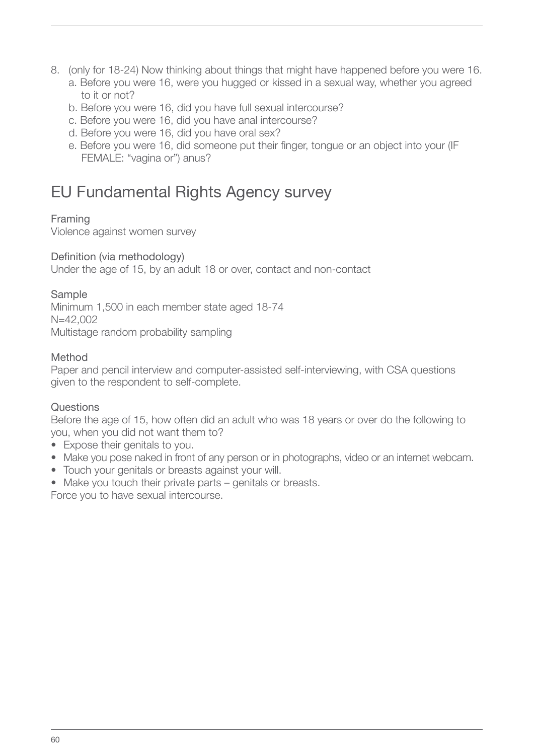8. (only for 18-24) Now thinking about things that might have happened before you were 16.
   a. Before you were 16, were you hugged or kissed in a sexual way, whether you agreed to it or not?
   b. Before you were 16, did you have full sexual intercourse?
   c. Before you were 16, did you have anal intercourse?
   d. Before you were 16, did you have oral sex?
   e. Before you were 16, did someone put their finger, tongue or an object into your (IF FEMALE: "vagina or") anus?

# EU Fundamental Rights Agency survey

Framing
Violence against women survey

Definition (via methodology)
Under the age of 15, by an adult 18 or over, contact and non-contact

Sample
Minimum 1,500 in each member state aged 18-74
N=42,002
Multistage random probability sampling

Method
Paper and pencil interview and computer-assisted self-interviewing, with CSA questions given to the respondent to self-complete.

Questions
Before the age of 15, how often did an adult who was 18 years or over do the following to you, when you did not want them to?

- Expose their genitals to you.
- Make you pose naked in front of any person or in photographs, video or an internet webcam.
- Touch your genitals or breasts against your will.
- Make you touch their private parts – genitals or breasts.

Force you to have sexual intercourse.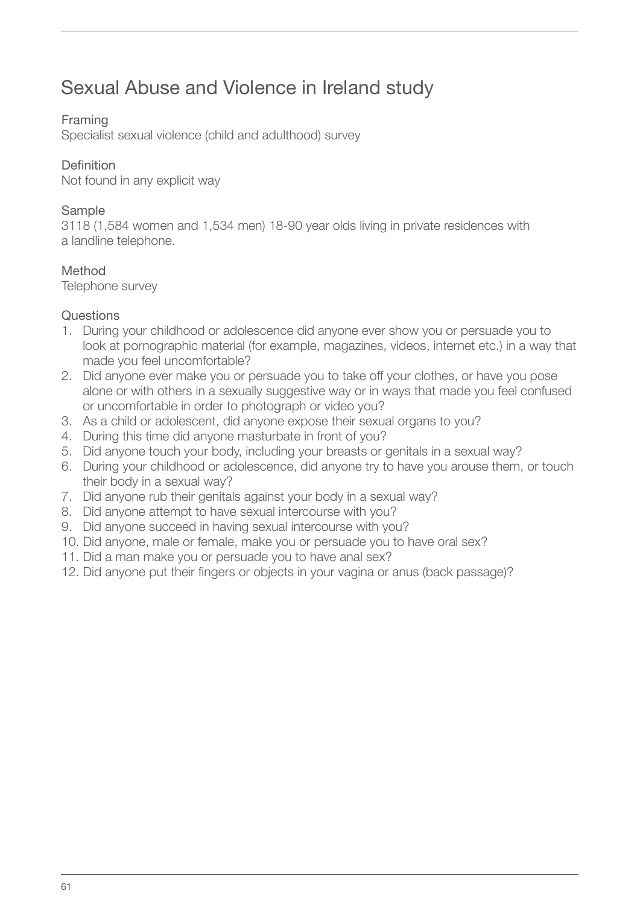# Sexual Abuse and Violence in Ireland study

Framing
Specialist sexual violence (child and adulthood) survey

Definition
Not found in any explicit way

Sample
3118 (1,584 women and 1,534 men) 18-90 year olds living in private residences with a landline telephone.

Method
Telephone survey

Questions

1. During your childhood or adolescence did anyone ever show you or persuade you to look at pornographic material (for example, magazines, videos, internet etc.) in a way that made you feel uncomfortable?
2. Did anyone ever make you or persuade you to take off your clothes, or have you pose alone or with others in a sexually suggestive way or in ways that made you feel confused or uncomfortable in order to photograph or video you?
3. As a child or adolescent, did anyone expose their sexual organs to you?
4. During this time did anyone masturbate in front of you?
5. Did anyone touch your body, including your breasts or genitals in a sexual way?
6. During your childhood or adolescence, did anyone try to have you arouse them, or touch their body in a sexual way?
7. Did anyone rub their genitals against your body in a sexual way?
8. Did anyone attempt to have sexual intercourse with you?
9. Did anyone succeed in having sexual intercourse with you?
10. Did anyone, male or female, make you or persuade you to have oral sex?
11. Did a man make you or persuade you to have anal sex?
12. Did anyone put their fingers or objects in your vagina or anus (back passage)?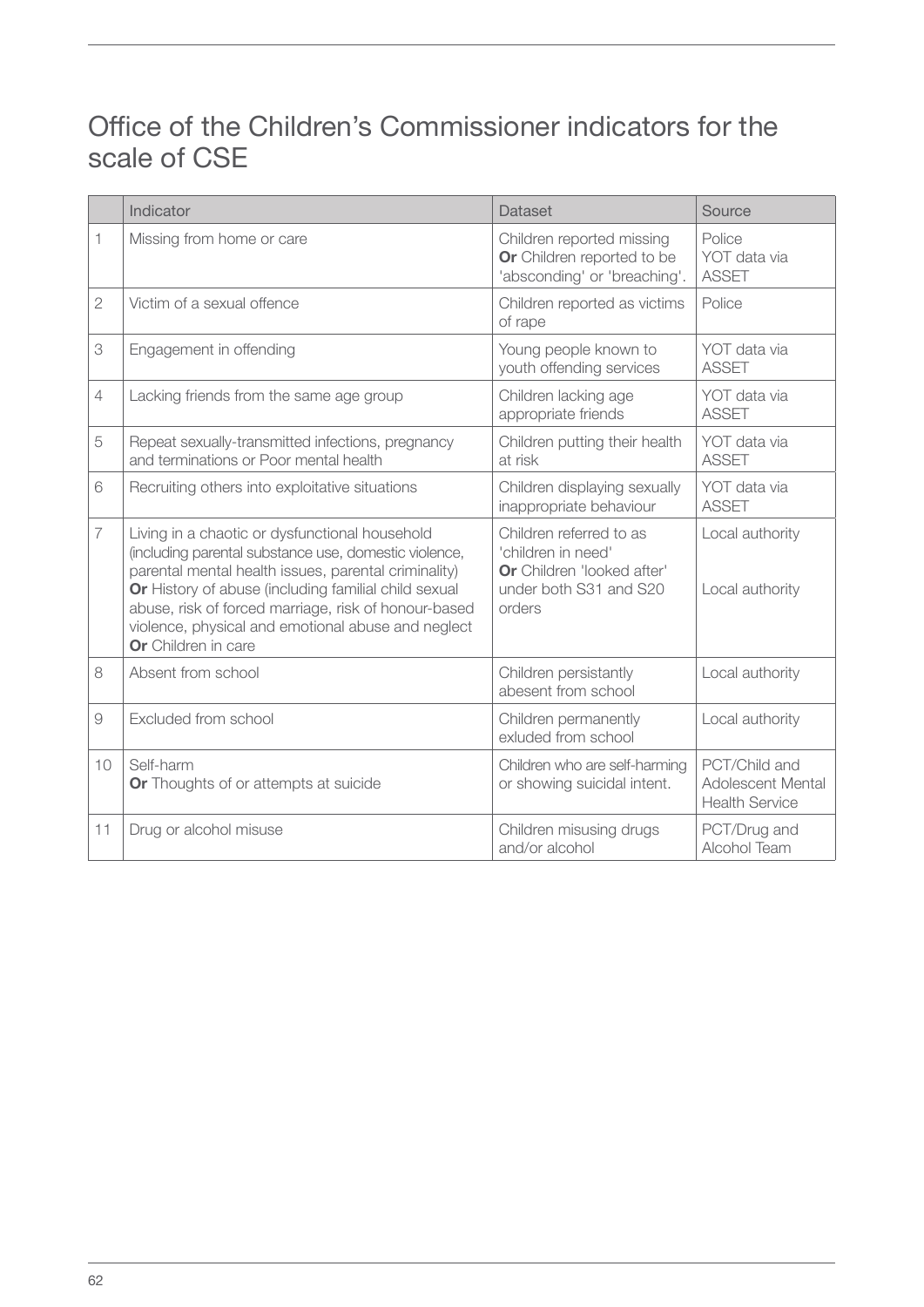# Office of the Children's Commissioner indicators for the scale of CSE

| | Indicator | Dataset | Source |
|---|---|---|---|
| 1 | Missing from home or care | Children reported missing **Or** Children reported to be 'absconding' or 'breaching'. | Police YOT data via ASSET |
| 2 | Victim of a sexual offence | Children reported as victims of rape | Police |
| 3 | Engagement in offending | Young people known to youth offending services | YOT data via ASSET |
| 4 | Lacking friends from the same age group | Children lacking age appropriate friends | YOT data via ASSET |
| 5 | Repeat sexually-transmitted infections, pregnancy and terminations or Poor mental health | Children putting their health at risk | YOT data via ASSET |
| 6 | Recruiting others into exploitative situations | Children displaying sexually inappropriate behaviour | YOT data via ASSET |
| 7 | Living in a chaotic or dysfunctional household (including parental substance use, domestic violence, parental mental health issues, parental criminality) **Or** History of abuse (including familial child sexual abuse, risk of forced marriage, risk of honour-based violence, physical and emotional abuse and neglect **Or** Children in care | Children referred to as 'children in need' **Or** Children 'looked after' under both S31 and S20 orders | Local authority<br>Local authority |
| 8 | Absent from school | Children persistantly abesent from school | Local authority |
| 9 | Excluded from school | Children permanently exluded from school | Local authority |
| 10 | Self-harm **Or** Thoughts of or attempts at suicide | Children who are self-harming or showing suicidal intent. | PCT/Child and Adolescent Mental Health Service |
| 11 | Drug or alcohol misuse | Children misusing drugs and/or alcohol | PCT/Drug and Alcohol Team |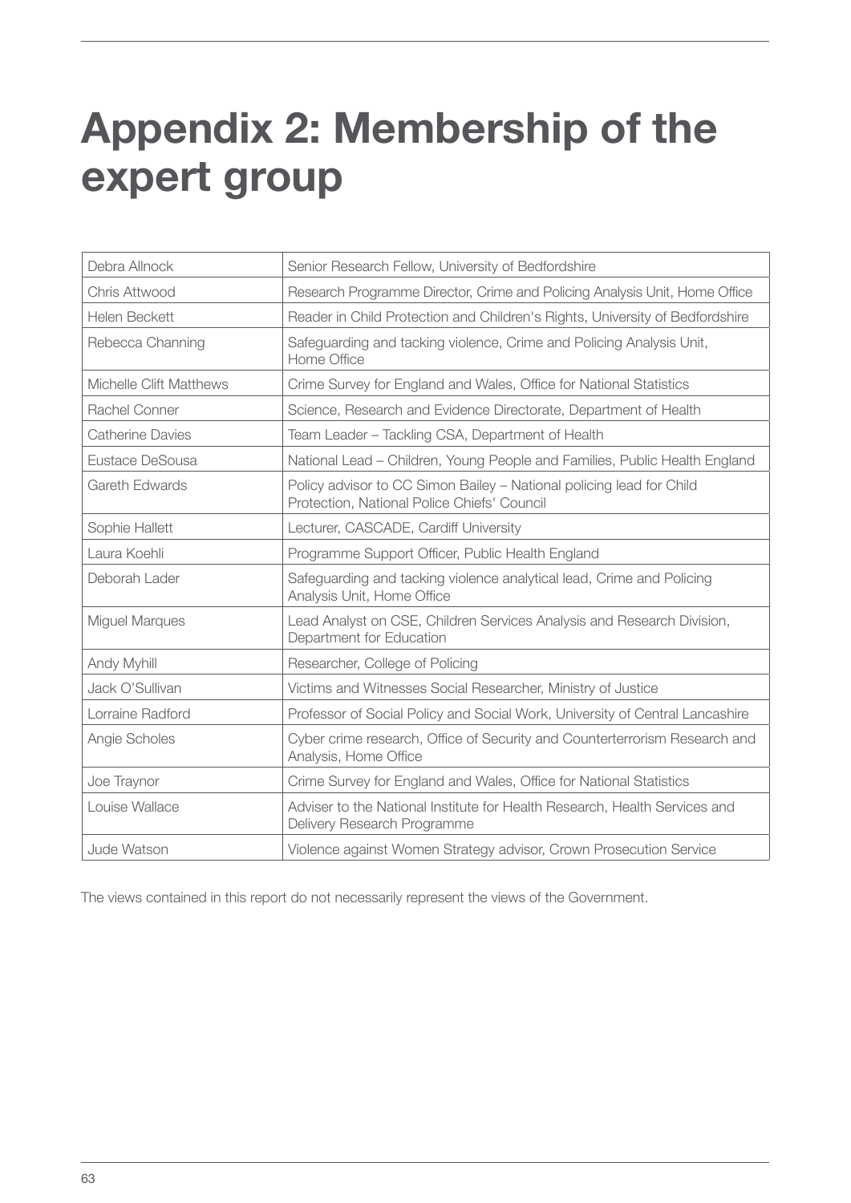# Appendix 2: Membership of the expert group

| | |
|---|---|
| Debra Allnock | Senior Research Fellow, University of Bedfordshire |
| Chris Attwood | Research Programme Director, Crime and Policing Analysis Unit, Home Office |
| Helen Beckett | Reader in Child Protection and Children's Rights, University of Bedfordshire |
| Rebecca Channing | Safeguarding and tacking violence, Crime and Policing Analysis Unit, Home Office |
| Michelle Clift Matthews | Crime Survey for England and Wales, Office for National Statistics |
| Rachel Conner | Science, Research and Evidence Directorate, Department of Health |
| Catherine Davies | Team Leader – Tackling CSA, Department of Health |
| Eustace DeSousa | National Lead – Children, Young People and Families, Public Health England |
| Gareth Edwards | Policy advisor to CC Simon Bailey – National policing lead for Child Protection, National Police Chiefs' Council |
| Sophie Hallett | Lecturer, CASCADE, Cardiff University |
| Laura Koehli | Programme Support Officer, Public Health England |
| Deborah Lader | Safeguarding and tacking violence analytical lead, Crime and Policing Analysis Unit, Home Office |
| Miguel Marques | Lead Analyst on CSE, Children Services Analysis and Research Division, Department for Education |
| Andy Myhill | Researcher, College of Policing |
| Jack O'Sullivan | Victims and Witnesses Social Researcher, Ministry of Justice |
| Lorraine Radford | Professor of Social Policy and Social Work, University of Central Lancashire |
| Angie Scholes | Cyber crime research, Office of Security and Counterterrorism Research and Analysis, Home Office |
| Joe Traynor | Crime Survey for England and Wales, Office for National Statistics |
| Louise Wallace | Adviser to the National Institute for Health Research, Health Services and Delivery Research Programme |
| Jude Watson | Violence against Women Strategy advisor, Crown Prosecution Service |

The views contained in this report do not necessarily represent the views of the Government.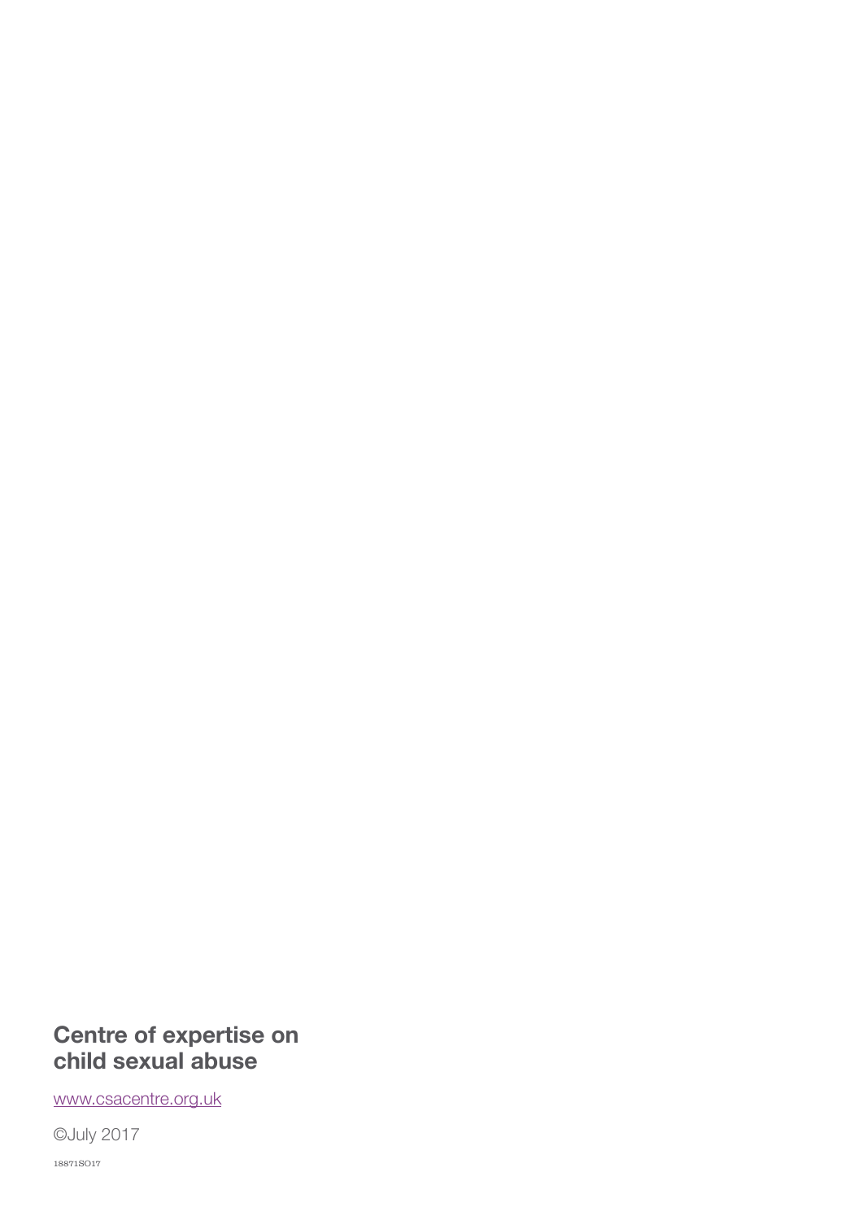**Centre of expertise on child sexual abuse**

www.csacentre.org.uk

©July 2017

18871SO17